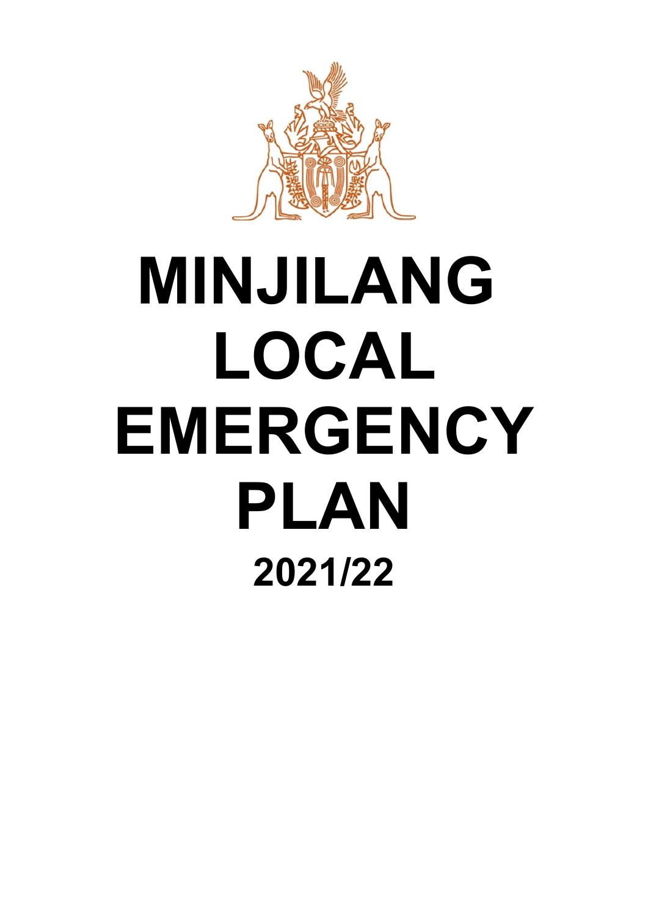# MINJILANG LOCAL EMERGENCY PLAN

## 2021/22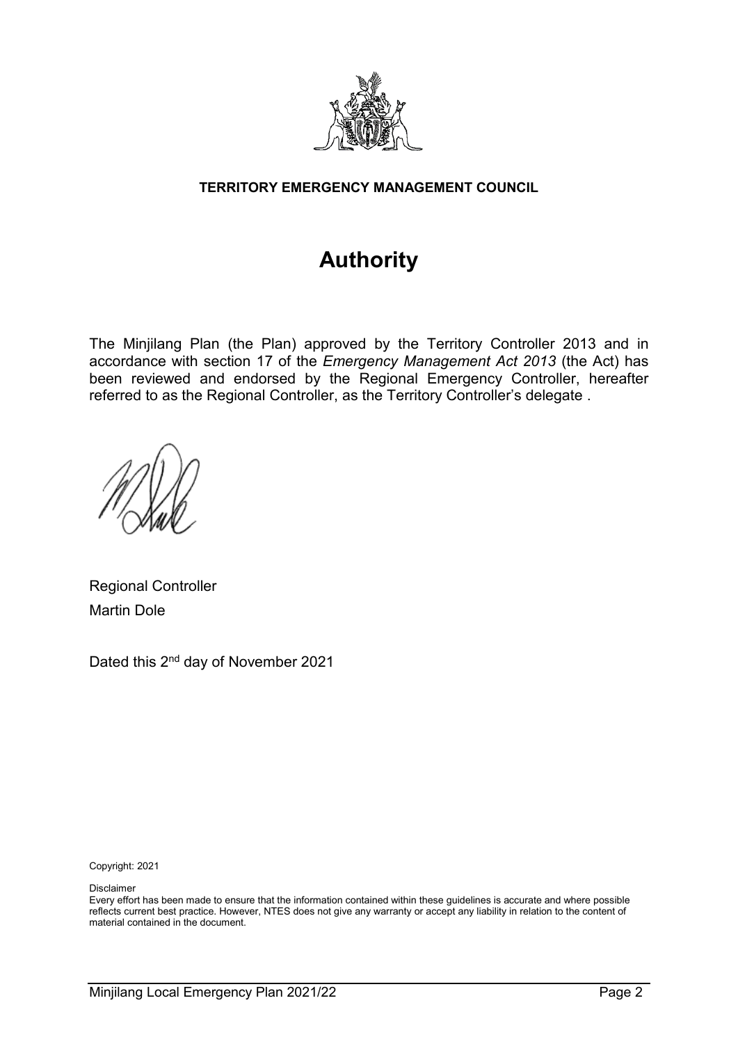**TERRITORY EMERGENCY MANAGEMENT COUNCIL**

# Authority

The Minjilang Plan (the Plan) approved by the Territory Controller 2013 and in accordance with section 17 of the *Emergency Management Act 2013* (the Act) has been reviewed and endorsed by the Regional Emergency Controller, hereafter referred to as the Regional Controller, as the Territory Controller's delegate .

Regional Controller
Martin Dole

Dated this 2nd day of November 2021

Copyright: 2021

Disclaimer
Every effort has been made to ensure that the information contained within these guidelines is accurate and where possible reflects current best practice. However, NTES does not give any warranty or accept any liability in relation to the content of material contained in the document.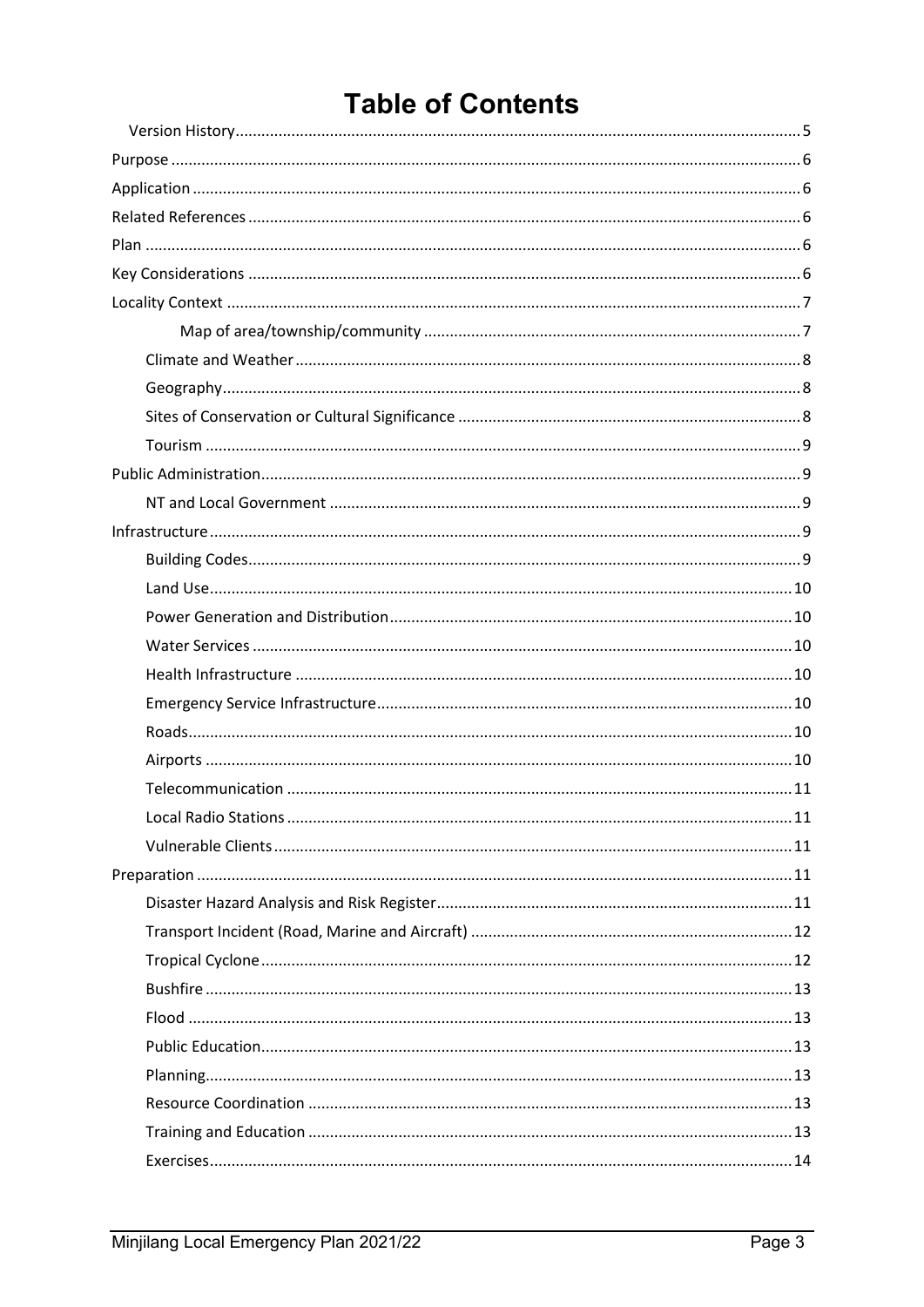# Table of Contents

- Version History ..... 5
- Purpose ..... 6
- Application ..... 6
- Related References ..... 6
- Plan ..... 6
- Key Considerations ..... 6
- Locality Context ..... 7
  - Map of area/township/community ..... 7
  - Climate and Weather ..... 8
  - Geography ..... 8
  - Sites of Conservation or Cultural Significance ..... 8
  - Tourism ..... 9
- Public Administration ..... 9
  - NT and Local Government ..... 9
- Infrastructure ..... 9
  - Building Codes ..... 9
  - Land Use ..... 10
  - Power Generation and Distribution ..... 10
  - Water Services ..... 10
  - Health Infrastructure ..... 10
  - Emergency Service Infrastructure ..... 10
  - Roads ..... 10
  - Airports ..... 10
  - Telecommunication ..... 11
  - Local Radio Stations ..... 11
  - Vulnerable Clients ..... 11
- Preparation ..... 11
  - Disaster Hazard Analysis and Risk Register ..... 11
  - Transport Incident (Road, Marine and Aircraft) ..... 12
  - Tropical Cyclone ..... 12
  - Bushfire ..... 13
  - Flood ..... 13
  - Public Education ..... 13
  - Planning ..... 13
  - Resource Coordination ..... 13
  - Training and Education ..... 13
  - Exercises ..... 14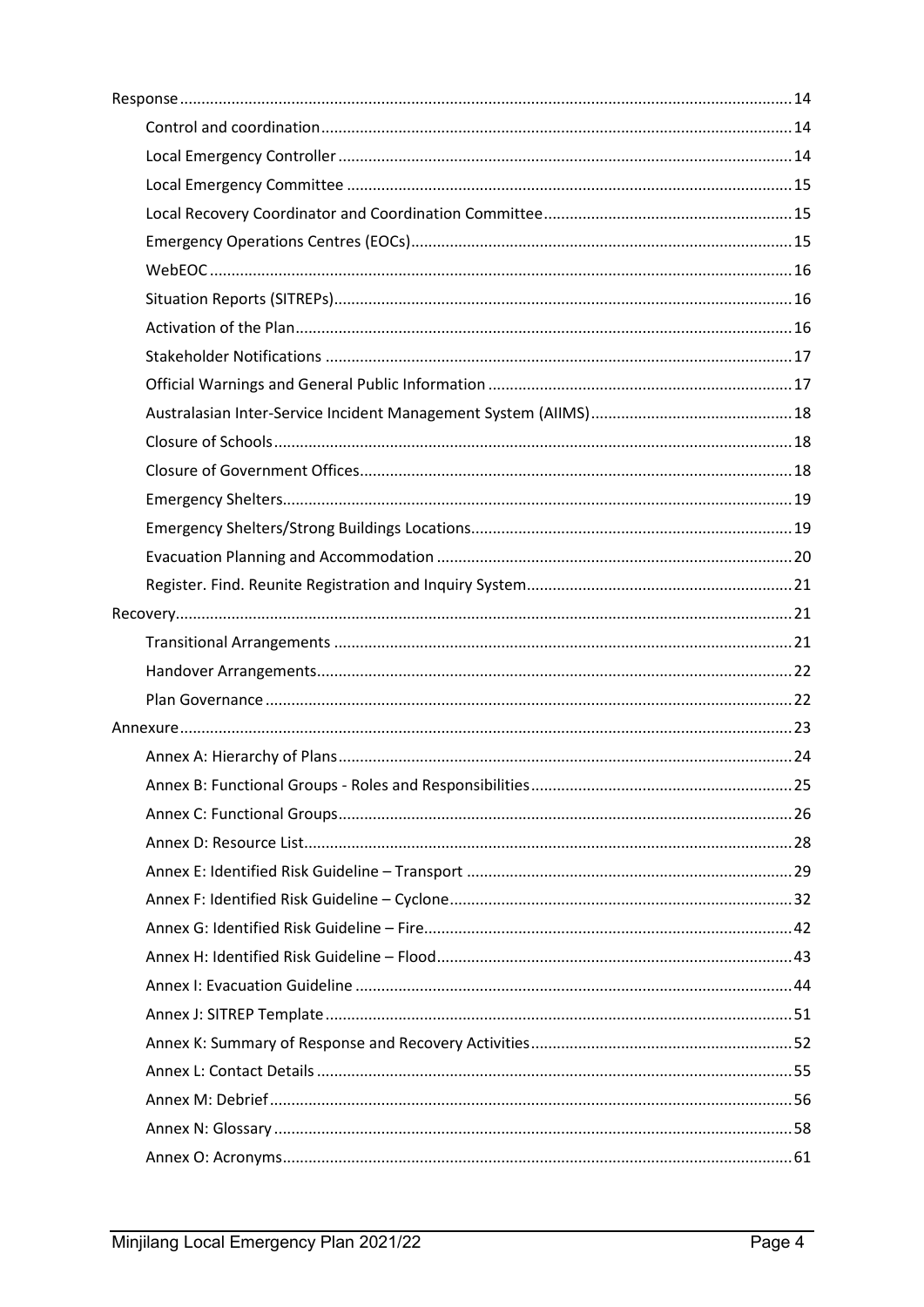Response ............................................................ 14

- Control and coordination ............................................................ 14
- Local Emergency Controller ............................................................ 14
- Local Emergency Committee ............................................................ 15
- Local Recovery Coordinator and Coordination Committee ............................................................ 15
- Emergency Operations Centres (EOCs) ............................................................ 15
- WebEOC ............................................................ 16
- Situation Reports (SITREPs) ............................................................ 16
- Activation of the Plan ............................................................ 16
- Stakeholder Notifications ............................................................ 17
- Official Warnings and General Public Information ............................................................ 17
- Australasian Inter-Service Incident Management System (AIIMS) ............................................................ 18
- Closure of Schools ............................................................ 18
- Closure of Government Offices ............................................................ 18
- Emergency Shelters ............................................................ 19
- Emergency Shelters/Strong Buildings Locations ............................................................ 19
- Evacuation Planning and Accommodation ............................................................ 20
- Register. Find. Reunite Registration and Inquiry System ............................................................ 21

Recovery ............................................................ 21

- Transitional Arrangements ............................................................ 21
- Handover Arrangements ............................................................ 22
- Plan Governance ............................................................ 22

Annexure ............................................................ 23

- Annex A: Hierarchy of Plans ............................................................ 24
- Annex B: Functional Groups - Roles and Responsibilities ............................................................ 25
- Annex C: Functional Groups ............................................................ 26
- Annex D: Resource List ............................................................ 28
- Annex E: Identified Risk Guideline – Transport ............................................................ 29
- Annex F: Identified Risk Guideline – Cyclone ............................................................ 32
- Annex G: Identified Risk Guideline – Fire ............................................................ 42
- Annex H: Identified Risk Guideline – Flood ............................................................ 43
- Annex I: Evacuation Guideline ............................................................ 44
- Annex J: SITREP Template ............................................................ 51
- Annex K: Summary of Response and Recovery Activities ............................................................ 52
- Annex L: Contact Details ............................................................ 55
- Annex M: Debrief ............................................................ 56
- Annex N: Glossary ............................................................ 58
- Annex O: Acronyms ............................................................ 61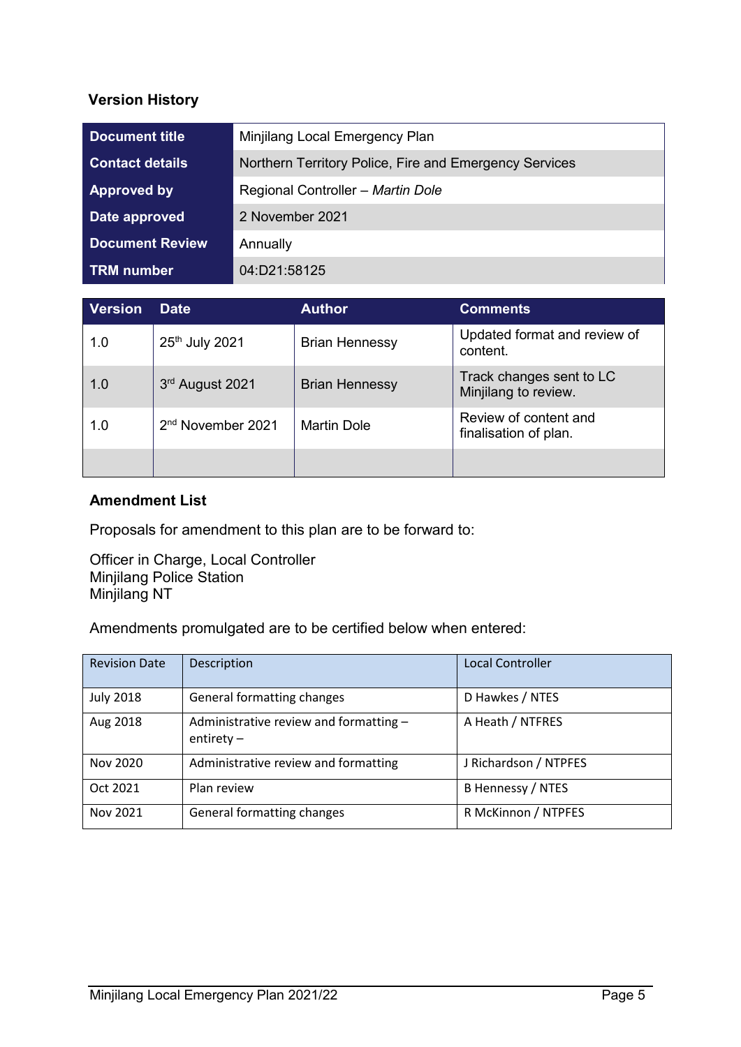## Version History

| Document title | Minjilang Local Emergency Plan |
|---|---|
| Contact details | Northern Territory Police, Fire and Emergency Services |
| Approved by | Regional Controller – *Martin Dole* |
| Date approved | 2 November 2021 |
| Document Review | Annually |
| TRM number | 04:D21:58125 |

| Version | Date | Author | Comments |
|---|---|---|---|
| 1.0 | 25th July 2021 | Brian Hennessy | Updated format and review of content. |
| 1.0 | 3rd August 2021 | Brian Hennessy | Track changes sent to LC Minjilang to review. |
| 1.0 | 2nd November 2021 | Martin Dole | Review of content and finalisation of plan. |
| | | | |

### Amendment List

Proposals for amendment to this plan are to be forward to:

Officer in Charge, Local Controller
Minjilang Police Station
Minjilang NT

Amendments promulgated are to be certified below when entered:

| Revision Date | Description | Local Controller |
|---|---|---|
| July 2018 | General formatting changes | D Hawkes / NTES |
| Aug 2018 | Administrative review and formatting – entirety – | A Heath / NTFRES |
| Nov 2020 | Administrative review and formatting | J Richardson / NTPFES |
| Oct 2021 | Plan review | B Hennessy / NTES |
| Nov 2021 | General formatting changes | R McKinnon / NTPFES |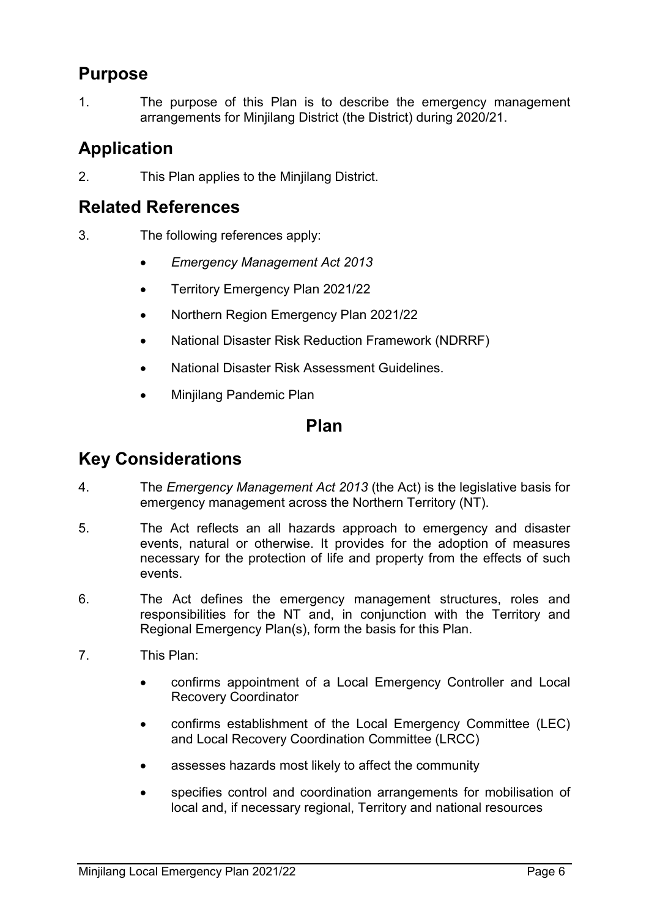## Purpose

1. The purpose of this Plan is to describe the emergency management arrangements for Minjilang District (the District) during 2020/21.

## Application

2. This Plan applies to the Minjilang District.

## Related References

3. The following references apply:

- *Emergency Management Act 2013*
- Territory Emergency Plan 2021/22
- Northern Region Emergency Plan 2021/22
- National Disaster Risk Reduction Framework (NDRRF)
- National Disaster Risk Assessment Guidelines.
- Minjilang Pandemic Plan

# Plan

## Key Considerations

4. The *Emergency Management Act 2013* (the Act) is the legislative basis for emergency management across the Northern Territory (NT).

5. The Act reflects an all hazards approach to emergency and disaster events, natural or otherwise. It provides for the adoption of measures necessary for the protection of life and property from the effects of such events.

6. The Act defines the emergency management structures, roles and responsibilities for the NT and, in conjunction with the Territory and Regional Emergency Plan(s), form the basis for this Plan.

7. This Plan:

- confirms appointment of a Local Emergency Controller and Local Recovery Coordinator
- confirms establishment of the Local Emergency Committee (LEC) and Local Recovery Coordination Committee (LRCC)
- assesses hazards most likely to affect the community
- specifies control and coordination arrangements for mobilisation of local and, if necessary regional, Territory and national resources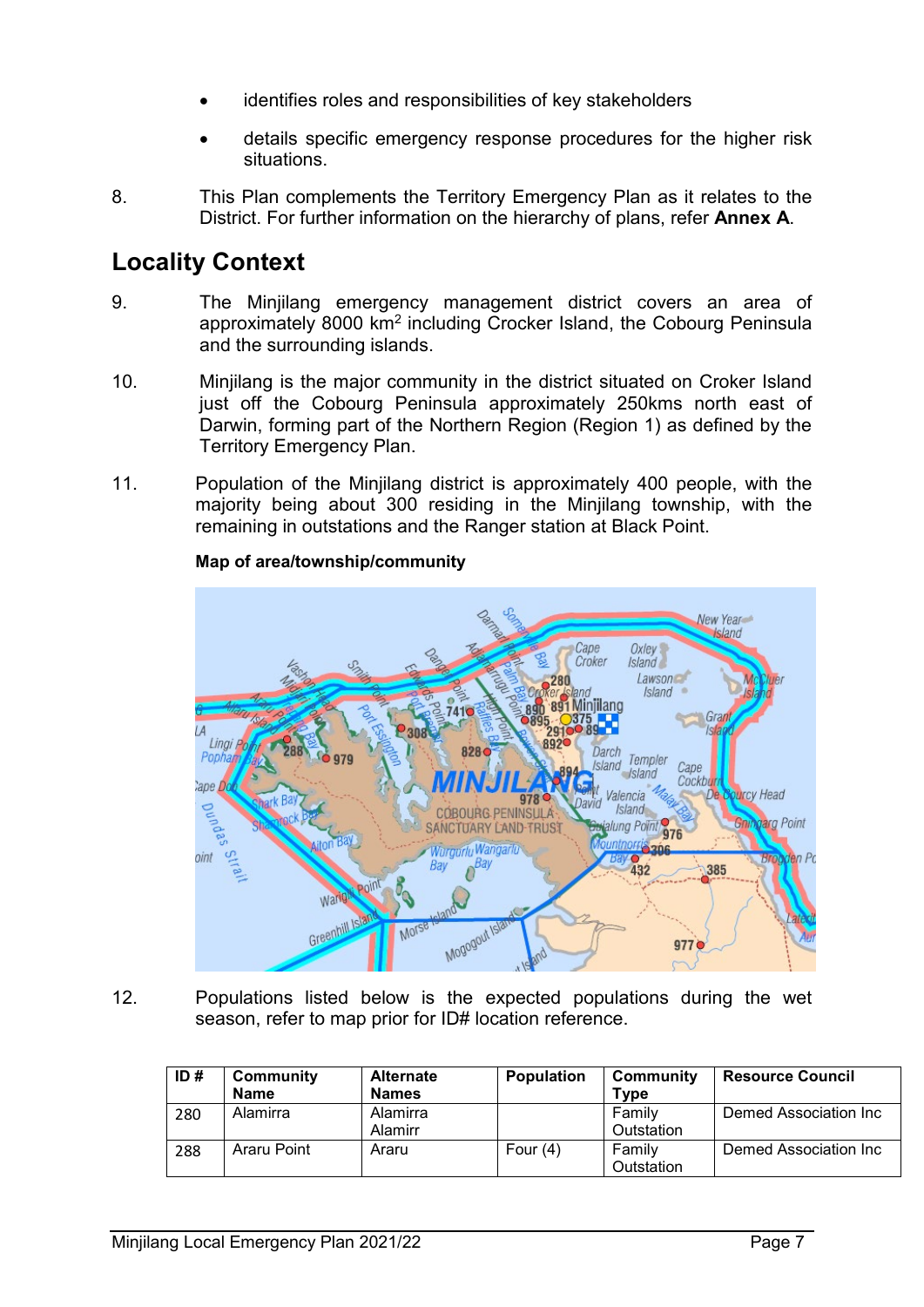- identifies roles and responsibilities of key stakeholders
- details specific emergency response procedures for the higher risk situations.

8. This Plan complements the Territory Emergency Plan as it relates to the District. For further information on the hierarchy of plans, refer **Annex A**.

## Locality Context

9. The Minjilang emergency management district covers an area of approximately 8000 km$^2$ including Crocker Island, the Cobourg Peninsula and the surrounding islands.

10. Minjilang is the major community in the district situated on Croker Island just off the Cobourg Peninsula approximately 250kms north east of Darwin, forming part of the Northern Region (Region 1) as defined by the Territory Emergency Plan.

11. Population of the Minjilang district is approximately 400 people, with the majority being about 300 residing in the Minjilang township, with the remaining in outstations and the Ranger station at Black Point.

**Map of area/township/community**

12. Populations listed below is the expected populations during the wet season, refer to map prior for ID# location reference.

| ID # | Community Name | Alternate Names | Population | Community Type | Resource Council |
|---|---|---|---|---|---|
| 280 | Alamirra | Alamirra Alamirr | | Family Outstation | Demed Association Inc |
| 288 | Araru Point | Araru | Four (4) | Family Outstation | Demed Association Inc |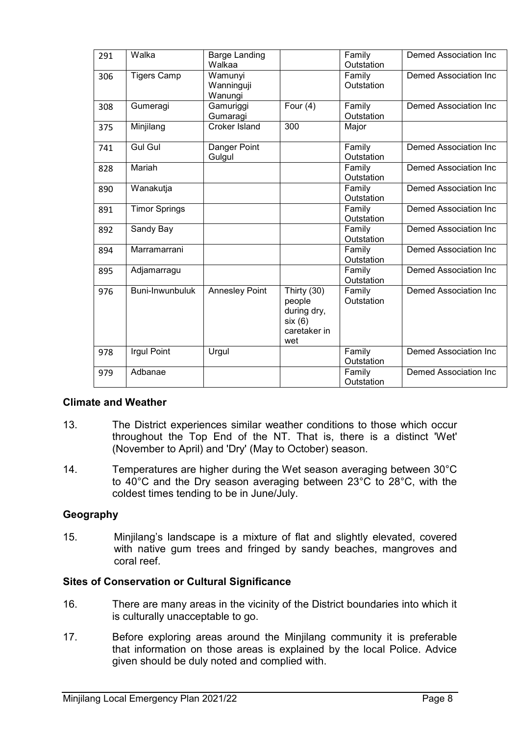| 291 | Walka | Barge Landing Walkaa | | Family Outstation | Demed Association Inc |
|---|---|---|---|---|---|
| 306 | Tigers Camp | Wamunyi Wanninguji Wanungi | | Family Outstation | Demed Association Inc |
| 308 | Gumeragi | Gamuriggi Gumaragi | Four (4) | Family Outstation | Demed Association Inc |
| 375 | Minjilang | Croker Island | 300 | Major | |
| 741 | Gul Gul | Danger Point Gulgul | | Family Outstation | Demed Association Inc |
| 828 | Mariah | | | Family Outstation | Demed Association Inc |
| 890 | Wanakutja | | | Family Outstation | Demed Association Inc |
| 891 | Timor Springs | | | Family Outstation | Demed Association Inc |
| 892 | Sandy Bay | | | Family Outstation | Demed Association Inc |
| 894 | Marramarrani | | | Family Outstation | Demed Association Inc |
| 895 | Adjamarragu | | | Family Outstation | Demed Association Inc |
| 976 | Buni-Inwunbuluk | Annesley Point | Thirty (30) people during dry, six (6) caretaker in wet | Family Outstation | Demed Association Inc |
| 978 | Irgul Point | Urgul | | Family Outstation | Demed Association Inc |
| 979 | Adbanae | | | Family Outstation | Demed Association Inc |

## Climate and Weather

13. The District experiences similar weather conditions to those which occur throughout the Top End of the NT. That is, there is a distinct 'Wet' (November to April) and 'Dry' (May to October) season.

14. Temperatures are higher during the Wet season averaging between 30°C to 40°C and the Dry season averaging between 23°C to 28°C, with the coldest times tending to be in June/July.

## Geography

15. Minjilang's landscape is a mixture of flat and slightly elevated, covered with native gum trees and fringed by sandy beaches, mangroves and coral reef.

## Sites of Conservation or Cultural Significance

16. There are many areas in the vicinity of the District boundaries into which it is culturally unacceptable to go.

17. Before exploring areas around the Minjilang community it is preferable that information on those areas is explained by the local Police. Advice given should be duly noted and complied with.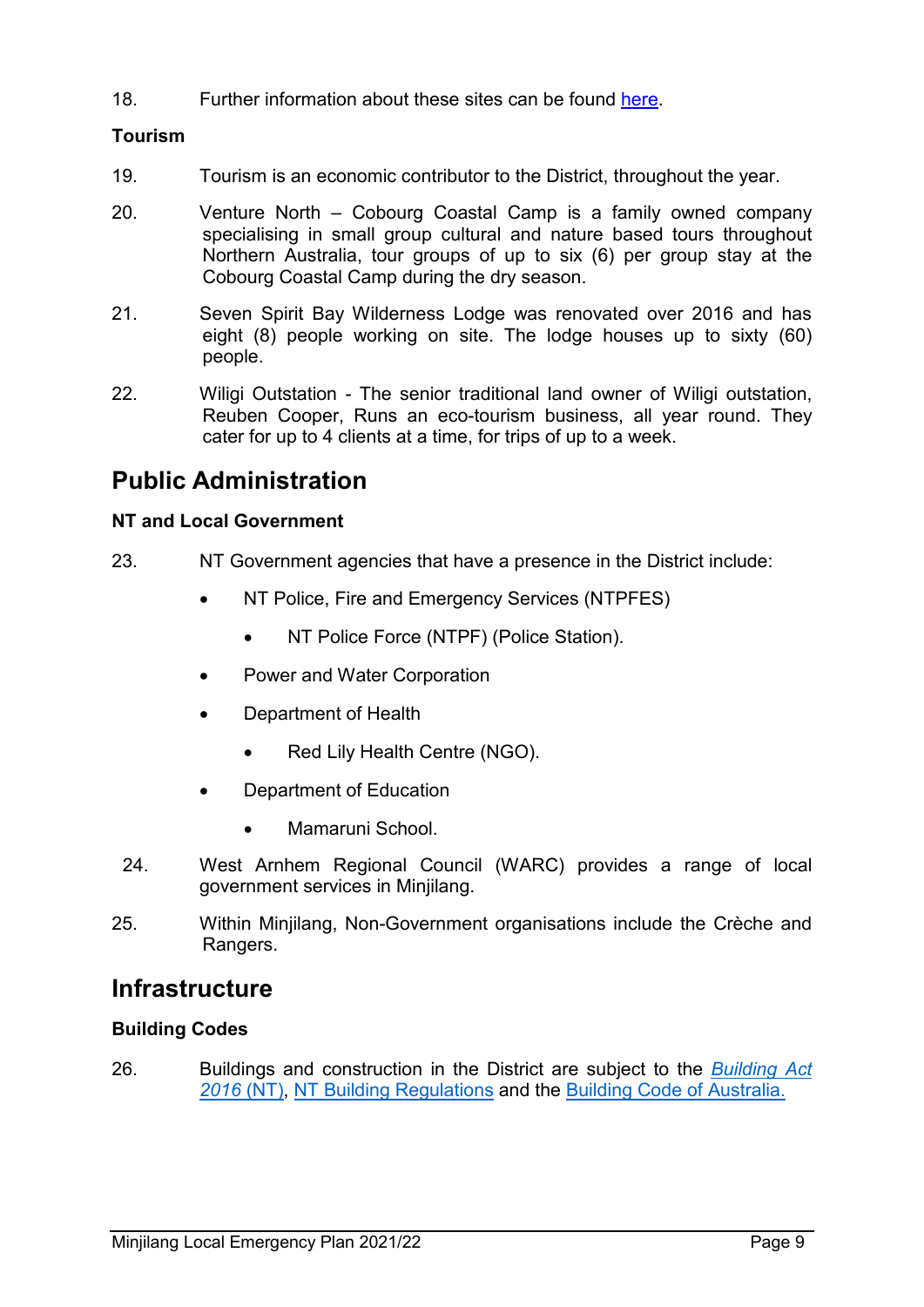18. Further information about these sites can be found here.

### Tourism

19. Tourism is an economic contributor to the District, throughout the year.

20. Venture North – Cobourg Coastal Camp is a family owned company specialising in small group cultural and nature based tours throughout Northern Australia, tour groups of up to six (6) per group stay at the Cobourg Coastal Camp during the dry season.

21. Seven Spirit Bay Wilderness Lodge was renovated over 2016 and has eight (8) people working on site. The lodge houses up to sixty (60) people.

22. Wiligi Outstation - The senior traditional land owner of Wiligi outstation, Reuben Cooper, Runs an eco-tourism business, all year round. They cater for up to 4 clients at a time, for trips of up to a week.

## Public Administration

### NT and Local Government

23. NT Government agencies that have a presence in the District include:

- NT Police, Fire and Emergency Services (NTPFES)
  - NT Police Force (NTPF) (Police Station).
- Power and Water Corporation
- Department of Health
  - Red Lily Health Centre (NGO).
- Department of Education
  - Mamaruni School.

24. West Arnhem Regional Council (WARC) provides a range of local government services in Minjilang.

25. Within Minjilang, Non-Government organisations include the Crèche and Rangers.

## Infrastructure

### Building Codes

26. Buildings and construction in the District are subject to the *Building Act 2016* (NT), NT Building Regulations and the Building Code of Australia.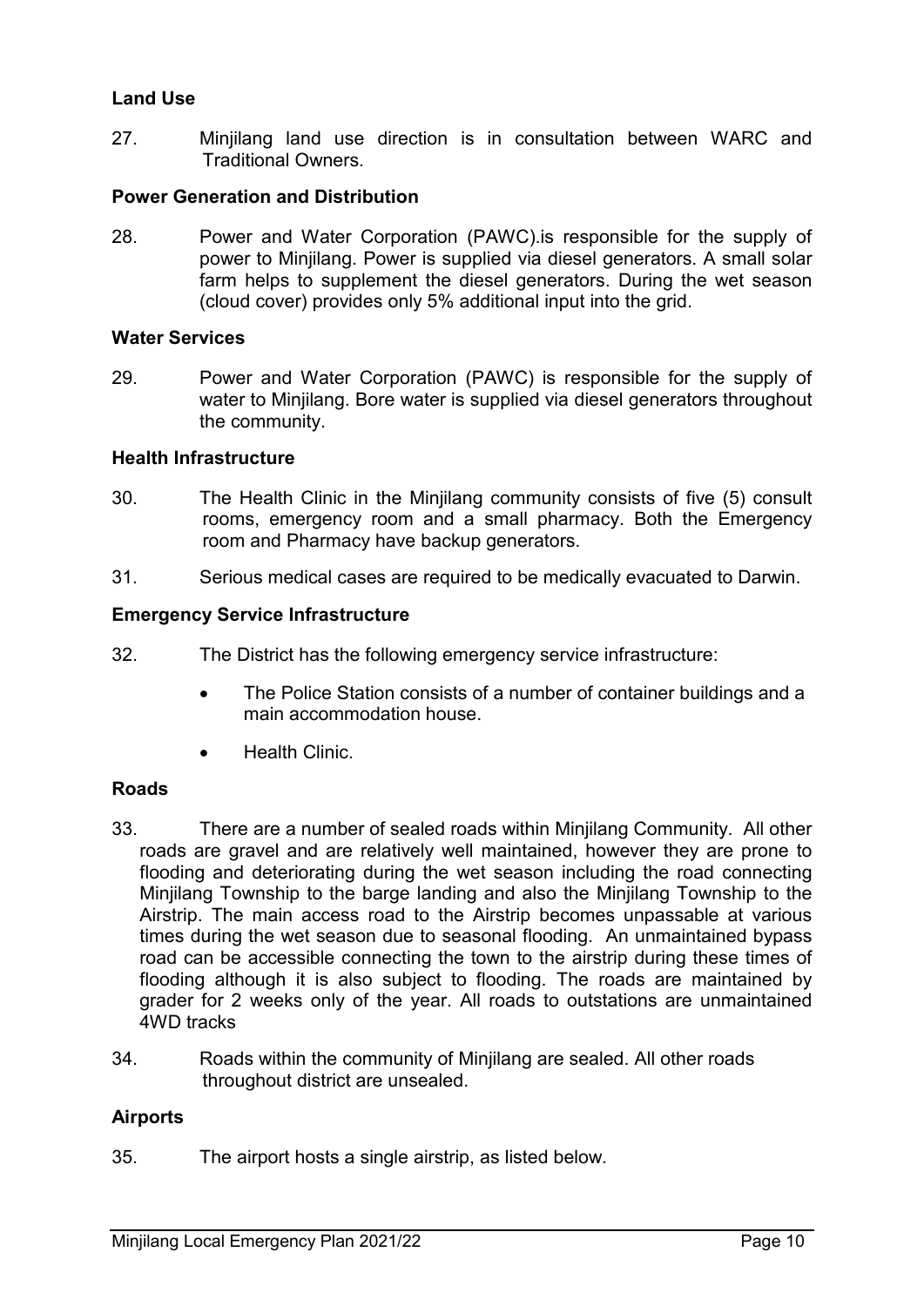**Land Use**

27. Minjilang land use direction is in consultation between WARC and Traditional Owners.

**Power Generation and Distribution**

28. Power and Water Corporation (PAWC).is responsible for the supply of power to Minjilang. Power is supplied via diesel generators. A small solar farm helps to supplement the diesel generators. During the wet season (cloud cover) provides only 5% additional input into the grid.

**Water Services**

29. Power and Water Corporation (PAWC) is responsible for the supply of water to Minjilang. Bore water is supplied via diesel generators throughout the community.

**Health Infrastructure**

30. The Health Clinic in the Minjilang community consists of five (5) consult rooms, emergency room and a small pharmacy. Both the Emergency room and Pharmacy have backup generators.

31. Serious medical cases are required to be medically evacuated to Darwin.

**Emergency Service Infrastructure**

32. The District has the following emergency service infrastructure:

- The Police Station consists of a number of container buildings and a main accommodation house.
- Health Clinic.

**Roads**

33. There are a number of sealed roads within Minjilang Community. All other roads are gravel and are relatively well maintained, however they are prone to flooding and deteriorating during the wet season including the road connecting Minjilang Township to the barge landing and also the Minjilang Township to the Airstrip. The main access road to the Airstrip becomes unpassable at various times during the wet season due to seasonal flooding. An unmaintained bypass road can be accessible connecting the town to the airstrip during these times of flooding although it is also subject to flooding. The roads are maintained by grader for 2 weeks only of the year. All roads to outstations are unmaintained 4WD tracks

34. Roads within the community of Minjilang are sealed. All other roads throughout district are unsealed.

**Airports**

35. The airport hosts a single airstrip, as listed below.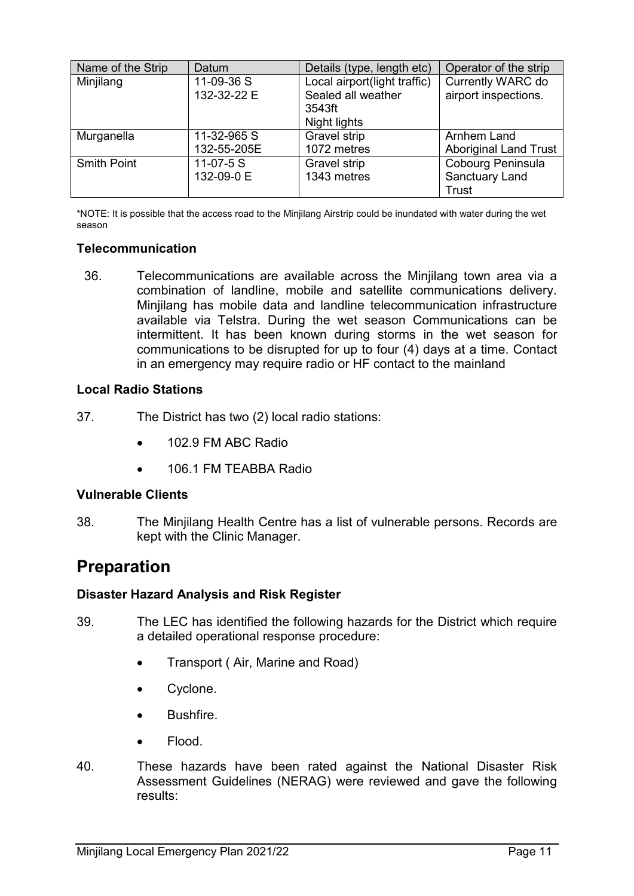| Name of the Strip | Datum | Details (type, length etc) | Operator of the strip |
|---|---|---|---|
| Minjilang | 11-09-36 S<br>132-32-22 E | Local airport(light traffic)<br>Sealed all weather<br>3543ft<br>Night lights | Currently WARC do airport inspections. |
| Murganella | 11-32-965 S<br>132-55-205E | Gravel strip<br>1072 metres | Arnhem Land Aboriginal Land Trust |
| Smith Point | 11-07-5 S<br>132-09-0 E | Gravel strip<br>1343 metres | Cobourg Peninsula Sanctuary Land Trust |

*NOTE: It is possible that the access road to the Minjilang Airstrip could be inundated with water during the wet season

**Telecommunication**

36. Telecommunications are available across the Minjilang town area via a combination of landline, mobile and satellite communications delivery. Minjilang has mobile data and landline telecommunication infrastructure available via Telstra. During the wet season Communications can be intermittent. It has been known during storms in the wet season for communications to be disrupted for up to four (4) days at a time. Contact in an emergency may require radio or HF contact to the mainland

**Local Radio Stations**

37. The District has two (2) local radio stations:

- 102.9 FM ABC Radio
- 106.1 FM TEABBA Radio

**Vulnerable Clients**

38. The Minjilang Health Centre has a list of vulnerable persons. Records are kept with the Clinic Manager.

## Preparation

**Disaster Hazard Analysis and Risk Register**

39. The LEC has identified the following hazards for the District which require a detailed operational response procedure:

- Transport ( Air, Marine and Road)
- Cyclone.
- Bushfire.
- Flood.

40. These hazards have been rated against the National Disaster Risk Assessment Guidelines (NERAG) were reviewed and gave the following results: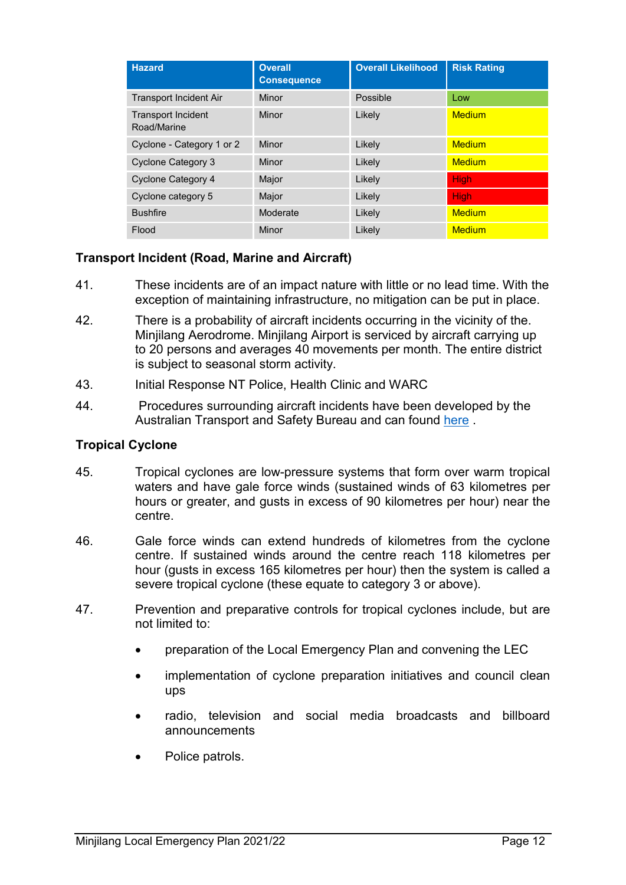| Hazard | Overall Consequence | Overall Likelihood | Risk Rating |
|---|---|---|---|
| Transport Incident Air | Minor | Possible | Low |
| Transport Incident Road/Marine | Minor | Likely | Medium |
| Cyclone - Category 1 or 2 | Minor | Likely | Medium |
| Cyclone Category 3 | Minor | Likely | Medium |
| Cyclone Category 4 | Major | Likely | High |
| Cyclone category 5 | Major | Likely | High |
| Bushfire | Moderate | Likely | Medium |
| Flood | Minor | Likely | Medium |

### Transport Incident (Road, Marine and Aircraft)

41. These incidents are of an impact nature with little or no lead time. With the exception of maintaining infrastructure, no mitigation can be put in place.

42. There is a probability of aircraft incidents occurring in the vicinity of the. Minjilang Aerodrome. Minjilang Airport is serviced by aircraft carrying up to 20 persons and averages 40 movements per month. The entire district is subject to seasonal storm activity.

43. Initial Response NT Police, Health Clinic and WARC

44. Procedures surrounding aircraft incidents have been developed by the Australian Transport and Safety Bureau and can found here .

### Tropical Cyclone

45. Tropical cyclones are low-pressure systems that form over warm tropical waters and have gale force winds (sustained winds of 63 kilometres per hours or greater, and gusts in excess of 90 kilometres per hour) near the centre.

46. Gale force winds can extend hundreds of kilometres from the cyclone centre. If sustained winds around the centre reach 118 kilometres per hour (gusts in excess 165 kilometres per hour) then the system is called a severe tropical cyclone (these equate to category 3 or above).

47. Prevention and preparative controls for tropical cyclones include, but are not limited to:

- preparation of the Local Emergency Plan and convening the LEC
- implementation of cyclone preparation initiatives and council clean ups
- radio, television and social media broadcasts and billboard announcements
- Police patrols.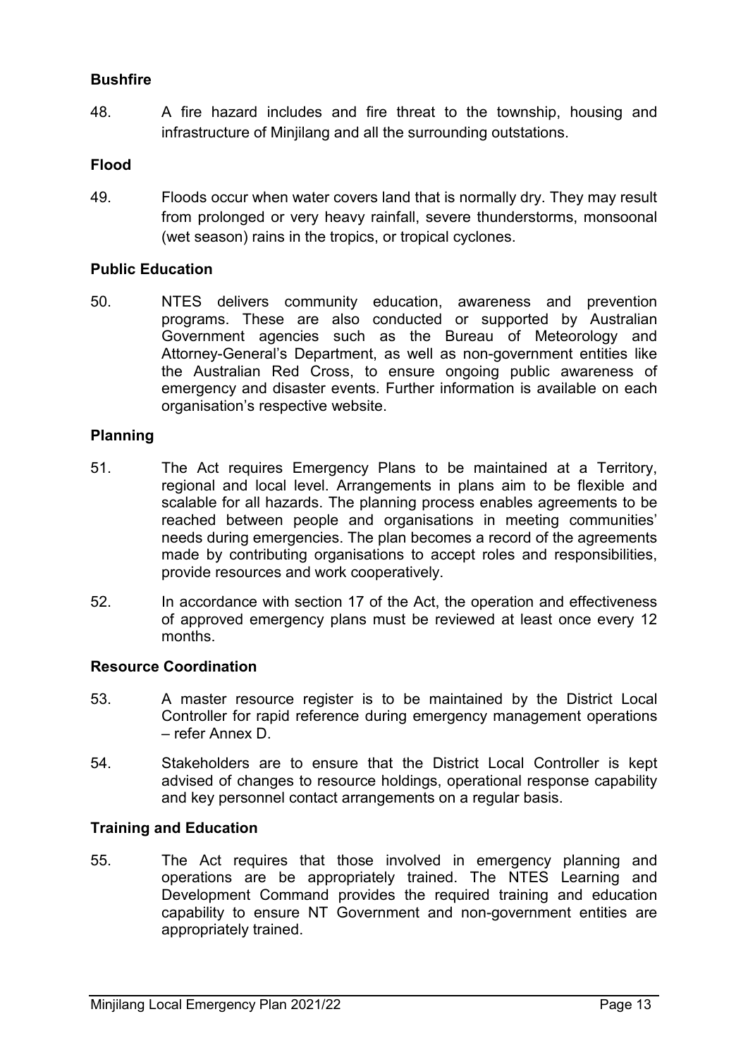**Bushfire**

48. A fire hazard includes and fire threat to the township, housing and infrastructure of Minjilang and all the surrounding outstations.

**Flood**

49. Floods occur when water covers land that is normally dry. They may result from prolonged or very heavy rainfall, severe thunderstorms, monsoonal (wet season) rains in the tropics, or tropical cyclones.

**Public Education**

50. NTES delivers community education, awareness and prevention programs. These are also conducted or supported by Australian Government agencies such as the Bureau of Meteorology and Attorney-General's Department, as well as non-government entities like the Australian Red Cross, to ensure ongoing public awareness of emergency and disaster events. Further information is available on each organisation's respective website.

**Planning**

51. The Act requires Emergency Plans to be maintained at a Territory, regional and local level. Arrangements in plans aim to be flexible and scalable for all hazards. The planning process enables agreements to be reached between people and organisations in meeting communities' needs during emergencies. The plan becomes a record of the agreements made by contributing organisations to accept roles and responsibilities, provide resources and work cooperatively.

52. In accordance with section 17 of the Act, the operation and effectiveness of approved emergency plans must be reviewed at least once every 12 months.

**Resource Coordination**

53. A master resource register is to be maintained by the District Local Controller for rapid reference during emergency management operations – refer Annex D.

54. Stakeholders are to ensure that the District Local Controller is kept advised of changes to resource holdings, operational response capability and key personnel contact arrangements on a regular basis.

**Training and Education**

55. The Act requires that those involved in emergency planning and operations are be appropriately trained. The NTES Learning and Development Command provides the required training and education capability to ensure NT Government and non-government entities are appropriately trained.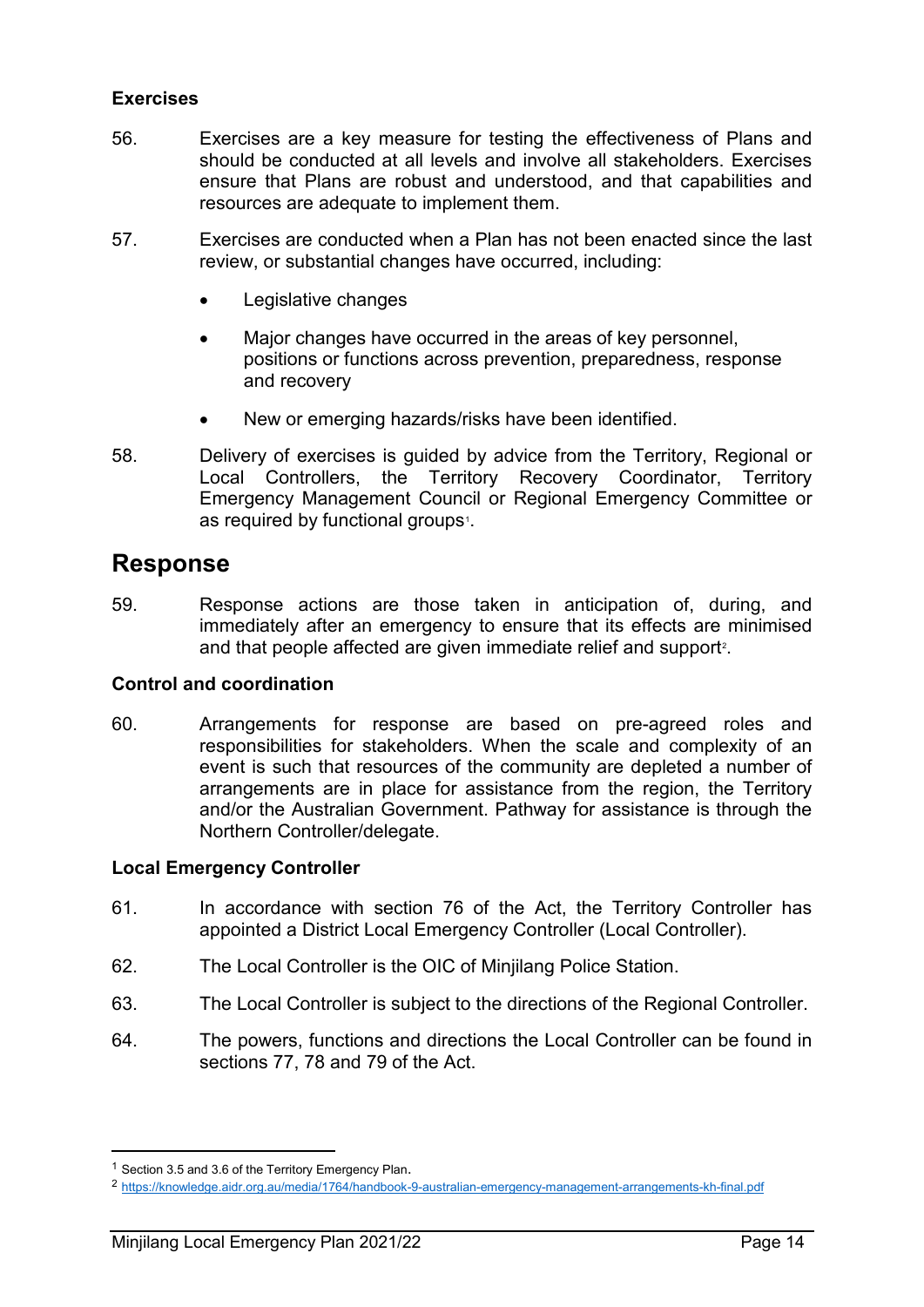**Exercises**

56. Exercises are a key measure for testing the effectiveness of Plans and should be conducted at all levels and involve all stakeholders. Exercises ensure that Plans are robust and understood, and that capabilities and resources are adequate to implement them.

57. Exercises are conducted when a Plan has not been enacted since the last review, or substantial changes have occurred, including:

- Legislative changes
- Major changes have occurred in the areas of key personnel, positions or functions across prevention, preparedness, response and recovery
- New or emerging hazards/risks have been identified.

58. Delivery of exercises is guided by advice from the Territory, Regional or Local Controllers, the Territory Recovery Coordinator, Territory Emergency Management Council or Regional Emergency Committee or as required by functional groups[1].

## Response

59. Response actions are those taken in anticipation of, during, and immediately after an emergency to ensure that its effects are minimised and that people affected are given immediate relief and support[2].

**Control and coordination**

60. Arrangements for response are based on pre-agreed roles and responsibilities for stakeholders. When the scale and complexity of an event is such that resources of the community are depleted a number of arrangements are in place for assistance from the region, the Territory and/or the Australian Government. Pathway for assistance is through the Northern Controller/delegate.

**Local Emergency Controller**

61. In accordance with section 76 of the Act, the Territory Controller has appointed a District Local Emergency Controller (Local Controller).

62. The Local Controller is the OIC of Minjilang Police Station.

63. The Local Controller is subject to the directions of the Regional Controller.

64. The powers, functions and directions the Local Controller can be found in sections 77, 78 and 79 of the Act.

---

[1] Section 3.5 and 3.6 of the Territory Emergency Plan.

[2] https://knowledge.aidr.org.au/media/1764/handbook-9-australian-emergency-management-arrangements-kh-final.pdf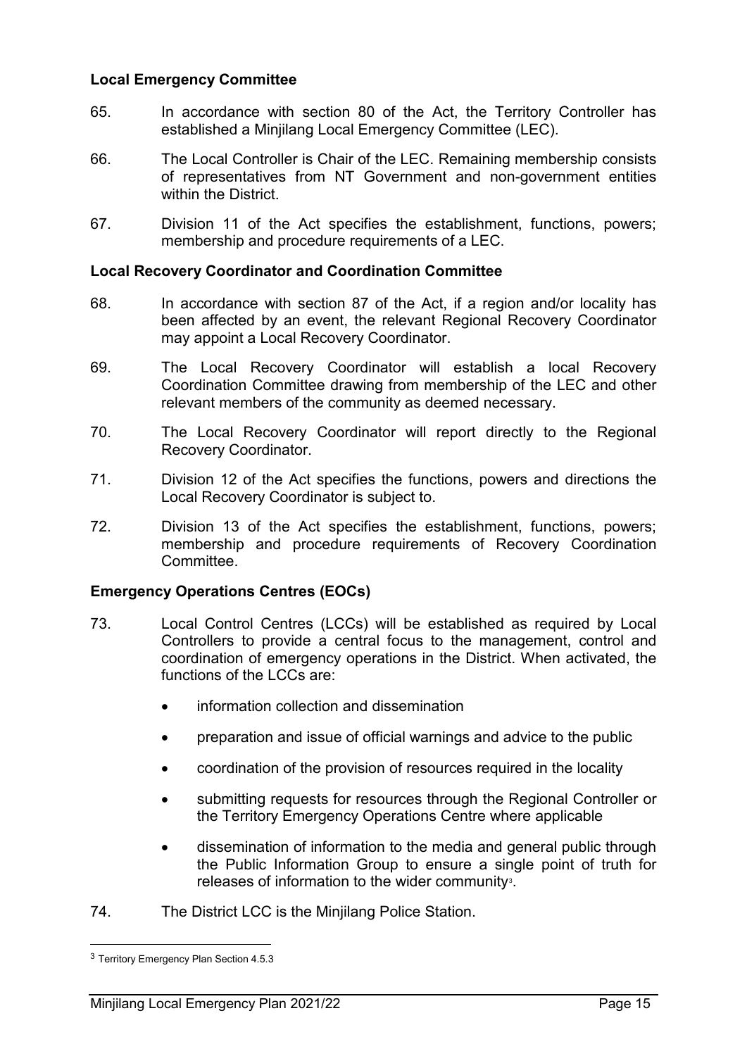### Local Emergency Committee

65. In accordance with section 80 of the Act, the Territory Controller has established a Minjilang Local Emergency Committee (LEC).

66. The Local Controller is Chair of the LEC. Remaining membership consists of representatives from NT Government and non-government entities within the District.

67. Division 11 of the Act specifies the establishment, functions, powers; membership and procedure requirements of a LEC.

### Local Recovery Coordinator and Coordination Committee

68. In accordance with section 87 of the Act, if a region and/or locality has been affected by an event, the relevant Regional Recovery Coordinator may appoint a Local Recovery Coordinator.

69. The Local Recovery Coordinator will establish a local Recovery Coordination Committee drawing from membership of the LEC and other relevant members of the community as deemed necessary.

70. The Local Recovery Coordinator will report directly to the Regional Recovery Coordinator.

71. Division 12 of the Act specifies the functions, powers and directions the Local Recovery Coordinator is subject to.

72. Division 13 of the Act specifies the establishment, functions, powers; membership and procedure requirements of Recovery Coordination Committee.

### Emergency Operations Centres (EOCs)

73. Local Control Centres (LCCs) will be established as required by Local Controllers to provide a central focus to the management, control and coordination of emergency operations in the District. When activated, the functions of the LCCs are:

- information collection and dissemination
- preparation and issue of official warnings and advice to the public
- coordination of the provision of resources required in the locality
- submitting requests for resources through the Regional Controller or the Territory Emergency Operations Centre where applicable
- dissemination of information to the media and general public through the Public Information Group to ensure a single point of truth for releases of information to the wider community[3].

74. The District LCC is the Minjilang Police Station.

---

[3] Territory Emergency Plan Section 4.5.3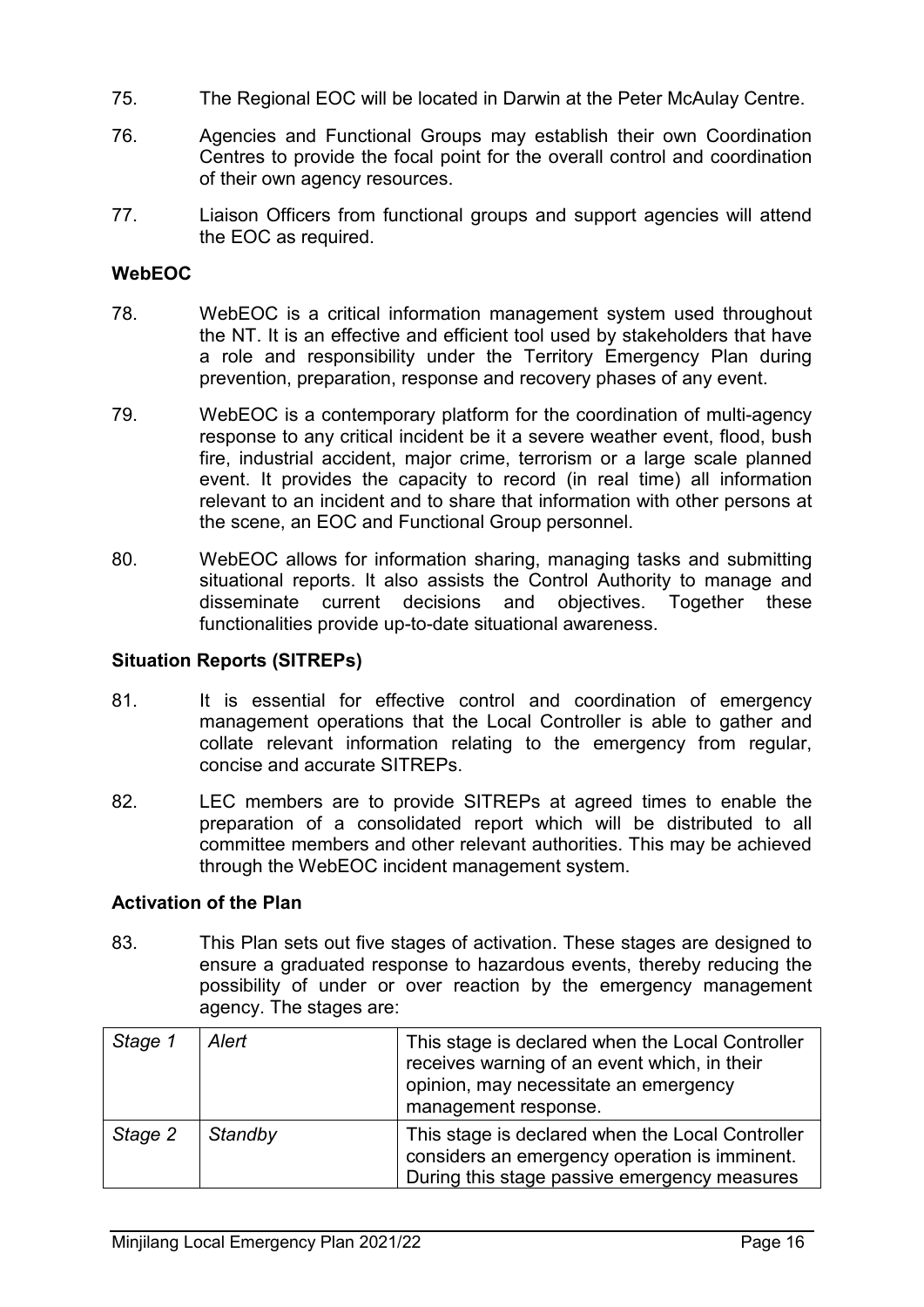75. The Regional EOC will be located in Darwin at the Peter McAulay Centre.

76. Agencies and Functional Groups may establish their own Coordination Centres to provide the focal point for the overall control and coordination of their own agency resources.

77. Liaison Officers from functional groups and support agencies will attend the EOC as required.

### WebEOC

78. WebEOC is a critical information management system used throughout the NT. It is an effective and efficient tool used by stakeholders that have a role and responsibility under the Territory Emergency Plan during prevention, preparation, response and recovery phases of any event.

79. WebEOC is a contemporary platform for the coordination of multi-agency response to any critical incident be it a severe weather event, flood, bush fire, industrial accident, major crime, terrorism or a large scale planned event. It provides the capacity to record (in real time) all information relevant to an incident and to share that information with other persons at the scene, an EOC and Functional Group personnel.

80. WebEOC allows for information sharing, managing tasks and submitting situational reports. It also assists the Control Authority to manage and disseminate current decisions and objectives. Together these functionalities provide up-to-date situational awareness.

### Situation Reports (SITREPs)

81. It is essential for effective control and coordination of emergency management operations that the Local Controller is able to gather and collate relevant information relating to the emergency from regular, concise and accurate SITREPs.

82. LEC members are to provide SITREPs at agreed times to enable the preparation of a consolidated report which will be distributed to all committee members and other relevant authorities. This may be achieved through the WebEOC incident management system.

### Activation of the Plan

83. This Plan sets out five stages of activation. These stages are designed to ensure a graduated response to hazardous events, thereby reducing the possibility of under or over reaction by the emergency management agency. The stages are:

| | | |
|---|---|---|
| *Stage 1* | *Alert* | This stage is declared when the Local Controller receives warning of an event which, in their opinion, may necessitate an emergency management response. |
| *Stage 2* | *Standby* | This stage is declared when the Local Controller considers an emergency operation is imminent. During this stage passive emergency measures |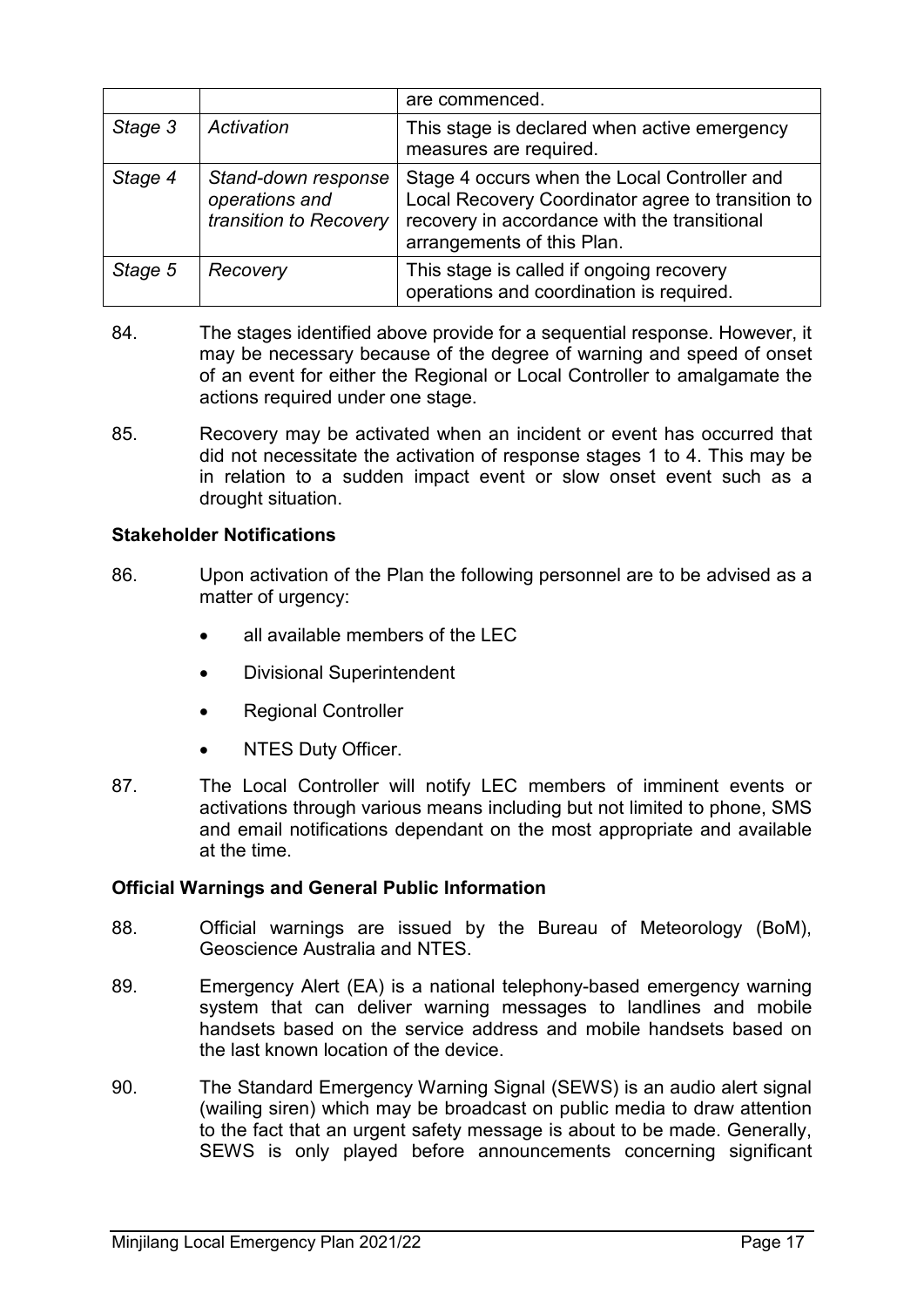| | | are commenced. |
|---|---|---|
| *Stage 3* | *Activation* | This stage is declared when active emergency measures are required. |
| *Stage 4* | *Stand-down response operations and transition to Recovery* | Stage 4 occurs when the Local Controller and Local Recovery Coordinator agree to transition to recovery in accordance with the transitional arrangements of this Plan. |
| *Stage 5* | *Recovery* | This stage is called if ongoing recovery operations and coordination is required. |

84. The stages identified above provide for a sequential response. However, it may be necessary because of the degree of warning and speed of onset of an event for either the Regional or Local Controller to amalgamate the actions required under one stage.

85. Recovery may be activated when an incident or event has occurred that did not necessitate the activation of response stages 1 to 4. This may be in relation to a sudden impact event or slow onset event such as a drought situation.

**Stakeholder Notifications**

86. Upon activation of the Plan the following personnel are to be advised as a matter of urgency:

- all available members of the LEC
- Divisional Superintendent
- Regional Controller
- NTES Duty Officer.

87. The Local Controller will notify LEC members of imminent events or activations through various means including but not limited to phone, SMS and email notifications dependant on the most appropriate and available at the time.

**Official Warnings and General Public Information**

88. Official warnings are issued by the Bureau of Meteorology (BoM), Geoscience Australia and NTES.

89. Emergency Alert (EA) is a national telephony-based emergency warning system that can deliver warning messages to landlines and mobile handsets based on the service address and mobile handsets based on the last known location of the device.

90. The Standard Emergency Warning Signal (SEWS) is an audio alert signal (wailing siren) which may be broadcast on public media to draw attention to the fact that an urgent safety message is about to be made. Generally, SEWS is only played before announcements concerning significant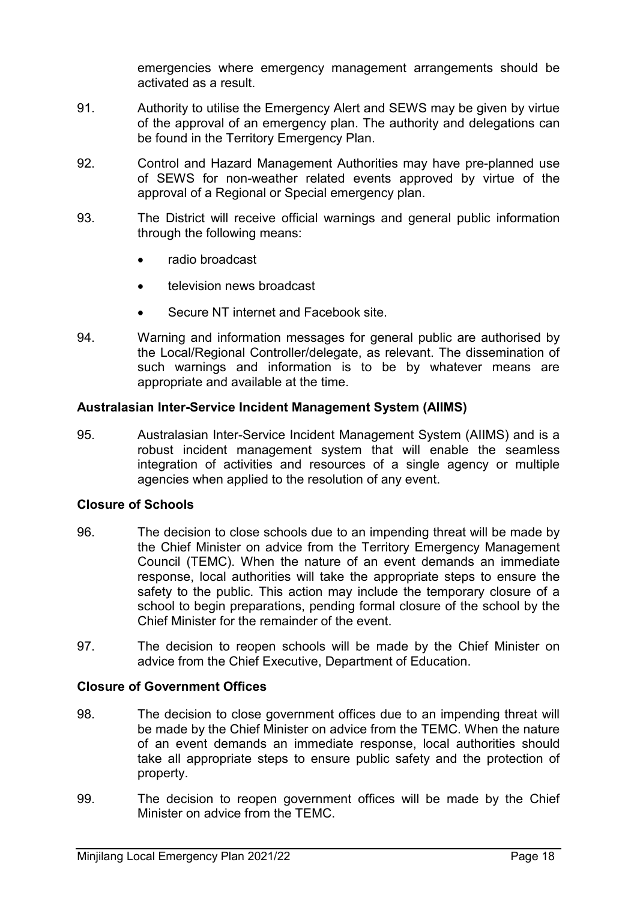emergencies where emergency management arrangements should be activated as a result.

91. Authority to utilise the Emergency Alert and SEWS may be given by virtue of the approval of an emergency plan. The authority and delegations can be found in the Territory Emergency Plan.

92. Control and Hazard Management Authorities may have pre-planned use of SEWS for non-weather related events approved by virtue of the approval of a Regional or Special emergency plan.

93. The District will receive official warnings and general public information through the following means:

- radio broadcast
- television news broadcast
- Secure NT internet and Facebook site.

94. Warning and information messages for general public are authorised by the Local/Regional Controller/delegate, as relevant. The dissemination of such warnings and information is to be by whatever means are appropriate and available at the time.

**Australasian Inter-Service Incident Management System (AIIMS)**

95. Australasian Inter-Service Incident Management System (AIIMS) and is a robust incident management system that will enable the seamless integration of activities and resources of a single agency or multiple agencies when applied to the resolution of any event.

**Closure of Schools**

96. The decision to close schools due to an impending threat will be made by the Chief Minister on advice from the Territory Emergency Management Council (TEMC). When the nature of an event demands an immediate response, local authorities will take the appropriate steps to ensure the safety to the public. This action may include the temporary closure of a school to begin preparations, pending formal closure of the school by the Chief Minister for the remainder of the event.

97. The decision to reopen schools will be made by the Chief Minister on advice from the Chief Executive, Department of Education.

**Closure of Government Offices**

98. The decision to close government offices due to an impending threat will be made by the Chief Minister on advice from the TEMC. When the nature of an event demands an immediate response, local authorities should take all appropriate steps to ensure public safety and the protection of property.

99. The decision to reopen government offices will be made by the Chief Minister on advice from the TEMC.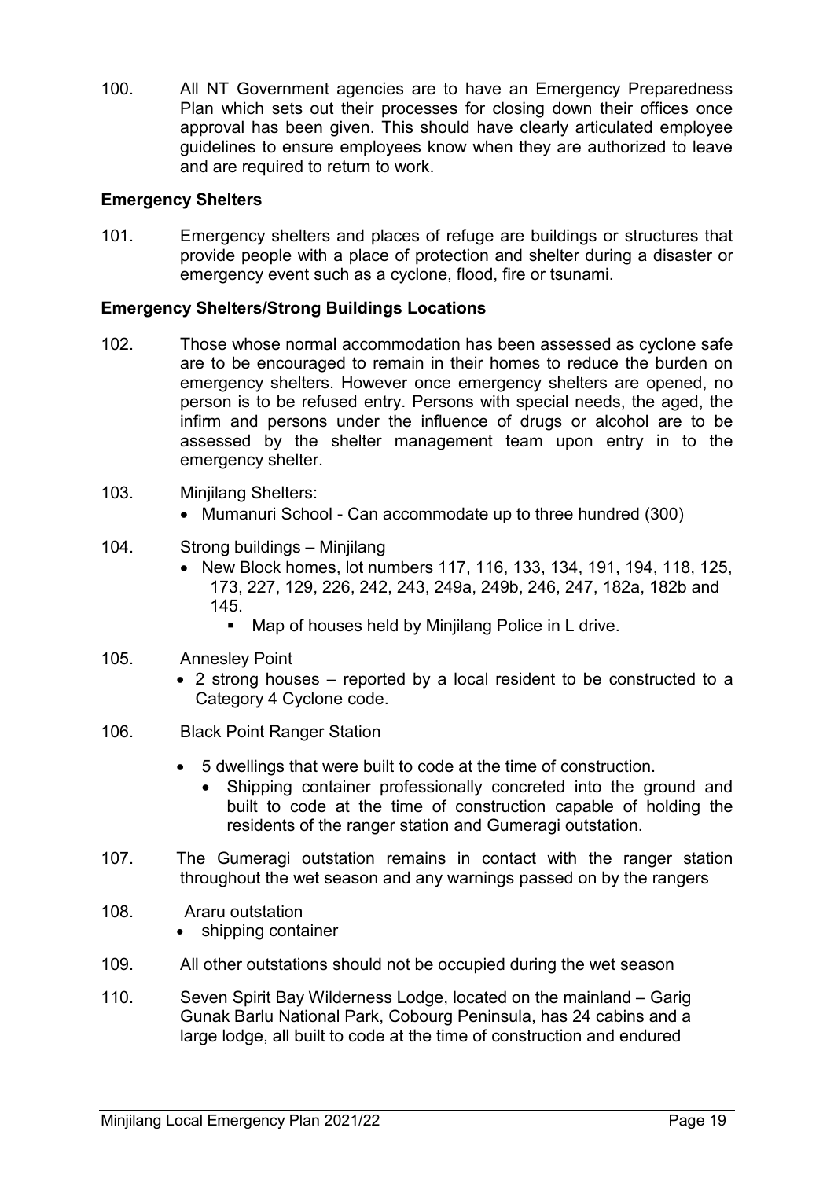100. All NT Government agencies are to have an Emergency Preparedness Plan which sets out their processes for closing down their offices once approval has been given. This should have clearly articulated employee guidelines to ensure employees know when they are authorized to leave and are required to return to work.

**Emergency Shelters**

101. Emergency shelters and places of refuge are buildings or structures that provide people with a place of protection and shelter during a disaster or emergency event such as a cyclone, flood, fire or tsunami.

**Emergency Shelters/Strong Buildings Locations**

102. Those whose normal accommodation has been assessed as cyclone safe are to be encouraged to remain in their homes to reduce the burden on emergency shelters. However once emergency shelters are opened, no person is to be refused entry. Persons with special needs, the aged, the infirm and persons under the influence of drugs or alcohol are to be assessed by the shelter management team upon entry in to the emergency shelter.

103. Minjilang Shelters:
   - Mumanuri School - Can accommodate up to three hundred (300)

104. Strong buildings – Minjilang
   - New Block homes, lot numbers 117, 116, 133, 134, 191, 194, 118, 125, 173, 227, 129, 226, 242, 243, 249a, 249b, 246, 247, 182a, 182b and 145.
      - Map of houses held by Minjilang Police in L drive.

105. Annesley Point
   - 2 strong houses – reported by a local resident to be constructed to a Category 4 Cyclone code.

106. Black Point Ranger Station
   - 5 dwellings that were built to code at the time of construction.
      - Shipping container professionally concreted into the ground and built to code at the time of construction capable of holding the residents of the ranger station and Gumeragi outstation.

107. The Gumeragi outstation remains in contact with the ranger station throughout the wet season and any warnings passed on by the rangers

108. Araru outstation
   - shipping container

109. All other outstations should not be occupied during the wet season

110. Seven Spirit Bay Wilderness Lodge, located on the mainland – Garig Gunak Barlu National Park, Cobourg Peninsula, has 24 cabins and a large lodge, all built to code at the time of construction and endured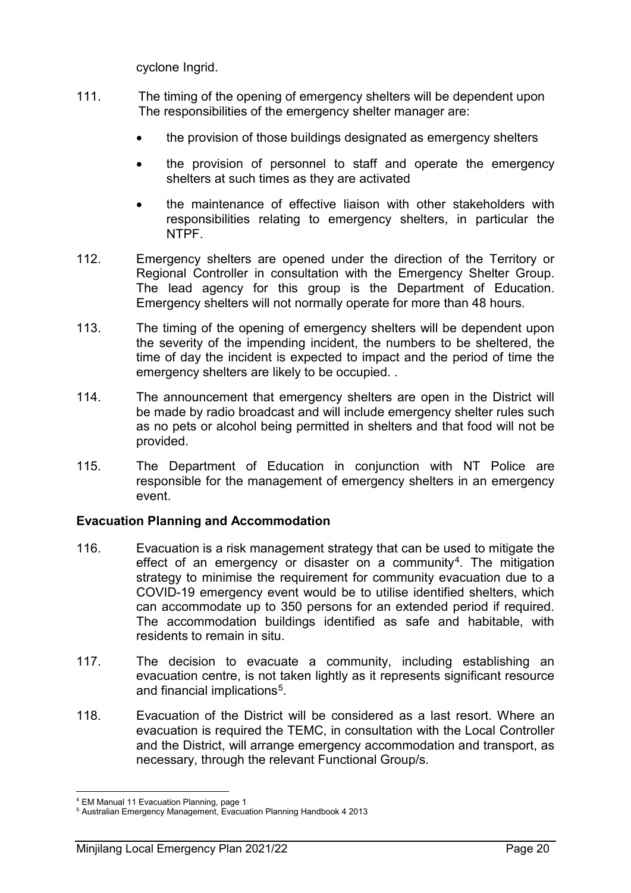cyclone Ingrid.

111. The timing of the opening of emergency shelters will be dependent upon The responsibilities of the emergency shelter manager are:

- the provision of those buildings designated as emergency shelters
- the provision of personnel to staff and operate the emergency shelters at such times as they are activated
- the maintenance of effective liaison with other stakeholders with responsibilities relating to emergency shelters, in particular the NTPF.

112. Emergency shelters are opened under the direction of the Territory or Regional Controller in consultation with the Emergency Shelter Group. The lead agency for this group is the Department of Education. Emergency shelters will not normally operate for more than 48 hours.

113. The timing of the opening of emergency shelters will be dependent upon the severity of the impending incident, the numbers to be sheltered, the time of day the incident is expected to impact and the period of time the emergency shelters are likely to be occupied. .

114. The announcement that emergency shelters are open in the District will be made by radio broadcast and will include emergency shelter rules such as no pets or alcohol being permitted in shelters and that food will not be provided.

115. The Department of Education in conjunction with NT Police are responsible for the management of emergency shelters in an emergency event.

## Evacuation Planning and Accommodation

116. Evacuation is a risk management strategy that can be used to mitigate the effect of an emergency or disaster on a community[4]. The mitigation strategy to minimise the requirement for community evacuation due to a COVID-19 emergency event would be to utilise identified shelters, which can accommodate up to 350 persons for an extended period if required. The accommodation buildings identified as safe and habitable, with residents to remain in situ.

117. The decision to evacuate a community, including establishing an evacuation centre, is not taken lightly as it represents significant resource and financial implications[5].

118. Evacuation of the District will be considered as a last resort. Where an evacuation is required the TEMC, in consultation with the Local Controller and the District, will arrange emergency accommodation and transport, as necessary, through the relevant Functional Group/s.

[4] EM Manual 11 Evacuation Planning, page 1
[5] Australian Emergency Management, Evacuation Planning Handbook 4 2013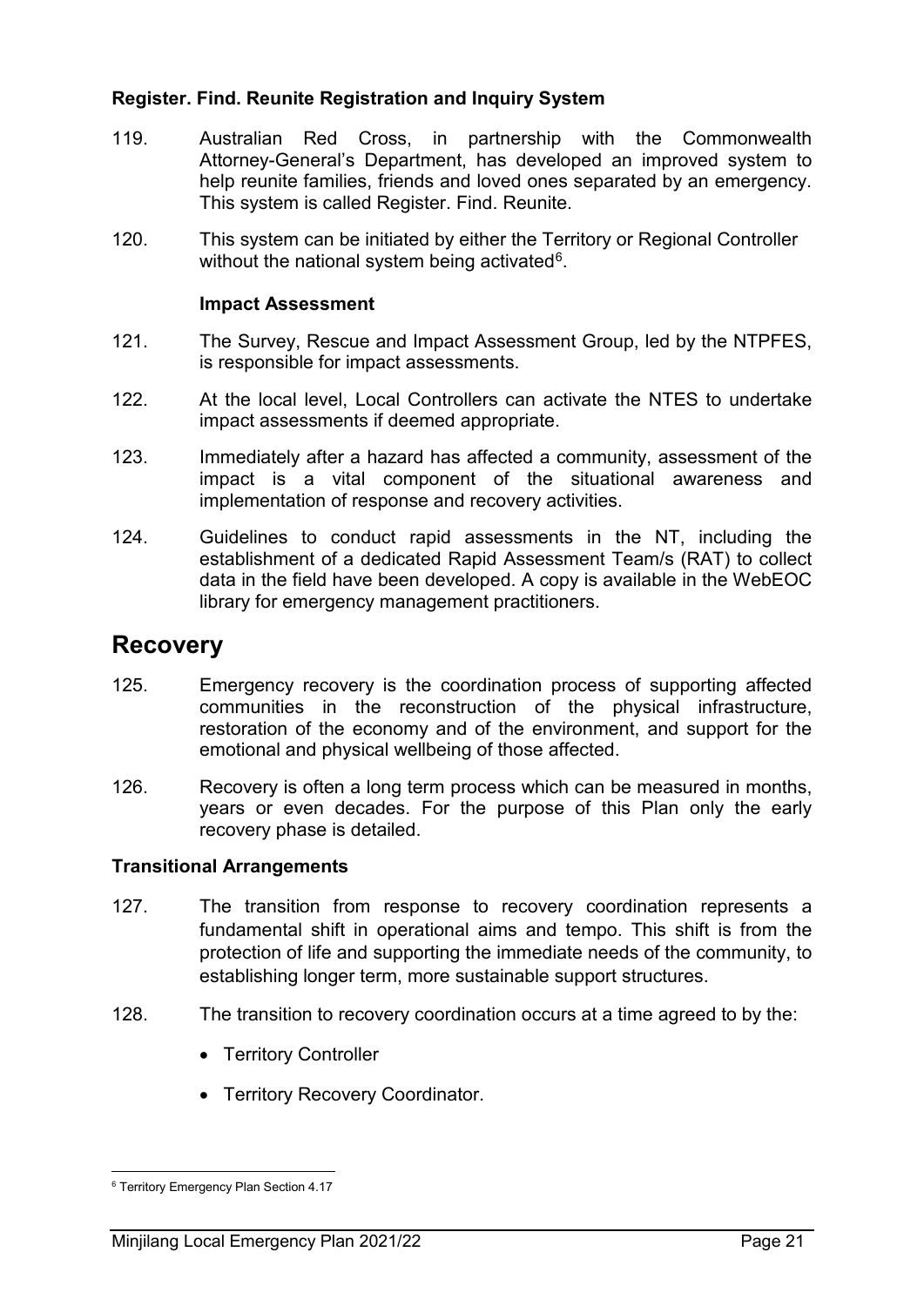**Register. Find. Reunite Registration and Inquiry System**

119. Australian Red Cross, in partnership with the Commonwealth Attorney-General's Department, has developed an improved system to help reunite families, friends and loved ones separated by an emergency. This system is called Register. Find. Reunite.

120. This system can be initiated by either the Territory or Regional Controller without the national system being activated[6].

**Impact Assessment**

121. The Survey, Rescue and Impact Assessment Group, led by the NTPFES, is responsible for impact assessments.

122. At the local level, Local Controllers can activate the NTES to undertake impact assessments if deemed appropriate.

123. Immediately after a hazard has affected a community, assessment of the impact is a vital component of the situational awareness and implementation of response and recovery activities.

124. Guidelines to conduct rapid assessments in the NT, including the establishment of a dedicated Rapid Assessment Team/s (RAT) to collect data in the field have been developed. A copy is available in the WebEOC library for emergency management practitioners.

## Recovery

125. Emergency recovery is the coordination process of supporting affected communities in the reconstruction of the physical infrastructure, restoration of the economy and of the environment, and support for the emotional and physical wellbeing of those affected.

126. Recovery is often a long term process which can be measured in months, years or even decades. For the purpose of this Plan only the early recovery phase is detailed.

**Transitional Arrangements**

127. The transition from response to recovery coordination represents a fundamental shift in operational aims and tempo. This shift is from the protection of life and supporting the immediate needs of the community, to establishing longer term, more sustainable support structures.

128. The transition to recovery coordination occurs at a time agreed to by the:

- Territory Controller
- Territory Recovery Coordinator.

[6] Territory Emergency Plan Section 4.17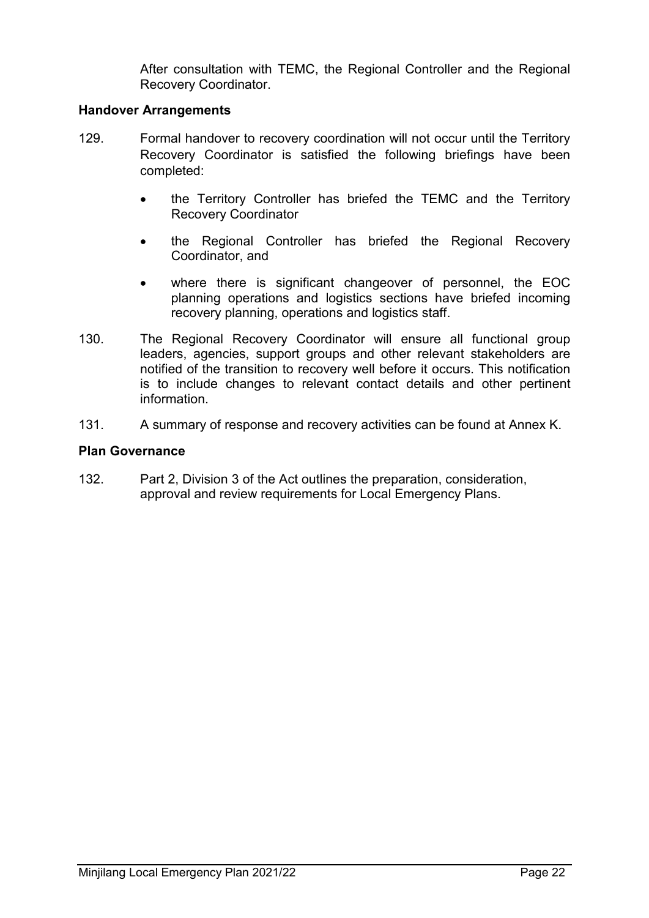After consultation with TEMC, the Regional Controller and the Regional Recovery Coordinator.

**Handover Arrangements**

129. Formal handover to recovery coordination will not occur until the Territory Recovery Coordinator is satisfied the following briefings have been completed:

    - the Territory Controller has briefed the TEMC and the Territory Recovery Coordinator
    - the Regional Controller has briefed the Regional Recovery Coordinator, and
    - where there is significant changeover of personnel, the EOC planning operations and logistics sections have briefed incoming recovery planning, operations and logistics staff.

130. The Regional Recovery Coordinator will ensure all functional group leaders, agencies, support groups and other relevant stakeholders are notified of the transition to recovery well before it occurs. This notification is to include changes to relevant contact details and other pertinent information.

131. A summary of response and recovery activities can be found at Annex K.

**Plan Governance**

132. Part 2, Division 3 of the Act outlines the preparation, consideration, approval and review requirements for Local Emergency Plans.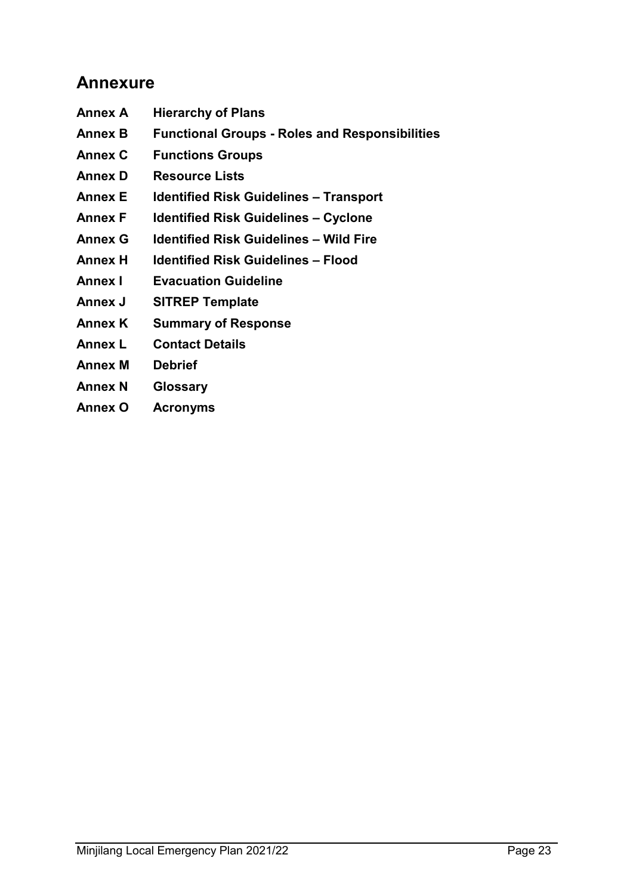## Annexure

| | |
|---|---|
| **Annex A** | **Hierarchy of Plans** |
| **Annex B** | **Functional Groups - Roles and Responsibilities** |
| **Annex C** | **Functions Groups** |
| **Annex D** | **Resource Lists** |
| **Annex E** | **Identified Risk Guidelines – Transport** |
| **Annex F** | **Identified Risk Guidelines – Cyclone** |
| **Annex G** | **Identified Risk Guidelines – Wild Fire** |
| **Annex H** | **Identified Risk Guidelines – Flood** |
| **Annex I** | **Evacuation Guideline** |
| **Annex J** | **SITREP Template** |
| **Annex K** | **Summary of Response** |
| **Annex L** | **Contact Details** |
| **Annex M** | **Debrief** |
| **Annex N** | **Glossary** |
| **Annex O** | **Acronyms** |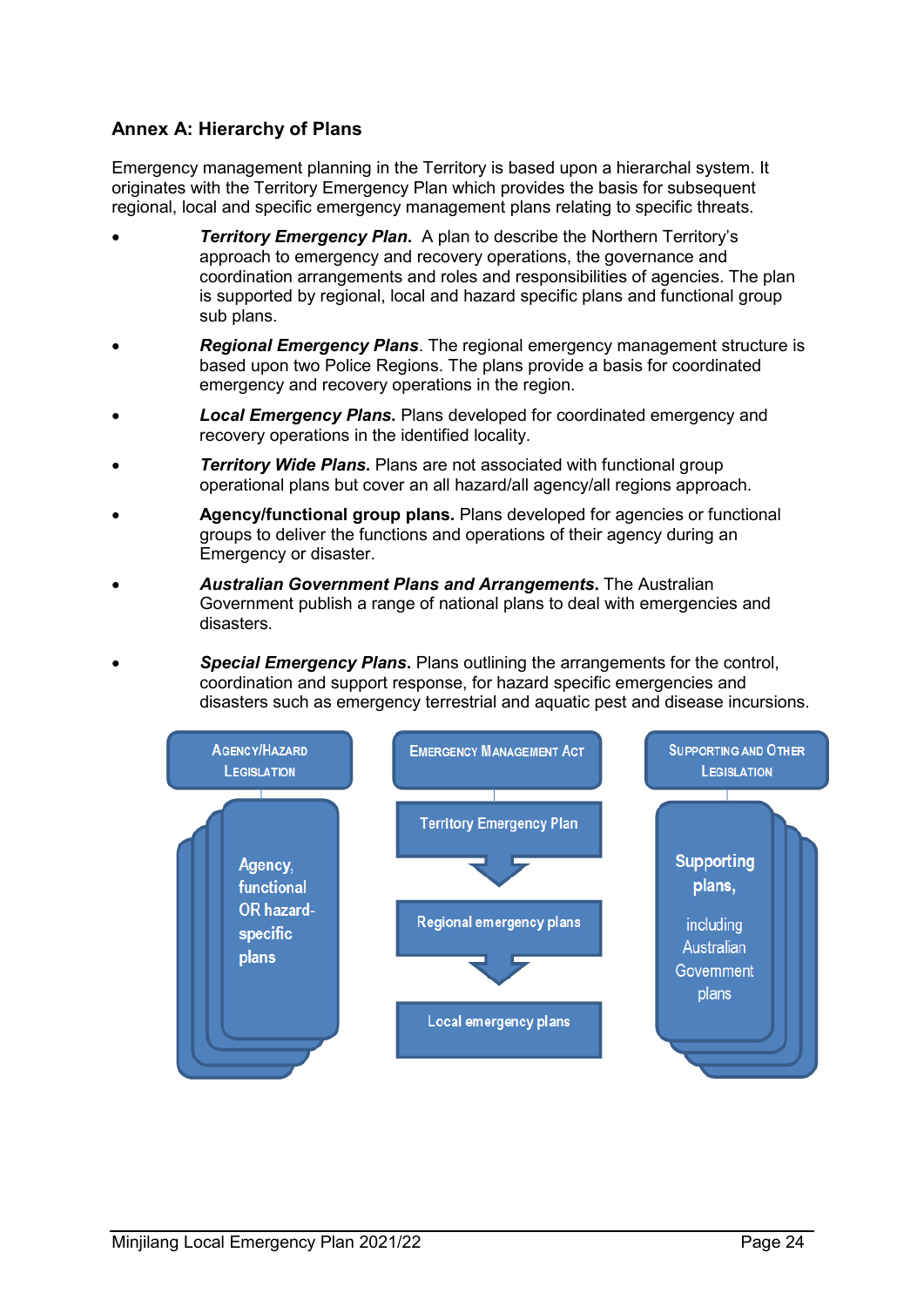## Annex A: Hierarchy of Plans

Emergency management planning in the Territory is based upon a hierarchal system. It originates with the Territory Emergency Plan which provides the basis for subsequent regional, local and specific emergency management plans relating to specific threats.

- ***Territory Emergency Plan***. A plan to describe the Northern Territory's approach to emergency and recovery operations, the governance and coordination arrangements and roles and responsibilities of agencies. The plan is supported by regional, local and hazard specific plans and functional group sub plans.
- ***Regional Emergency Plans***. The regional emergency management structure is based upon two Police Regions. The plans provide a basis for coordinated emergency and recovery operations in the region.
- ***Local Emergency Plans***. Plans developed for coordinated emergency and recovery operations in the identified locality.
- ***Territory Wide Plans***. Plans are not associated with functional group operational plans but cover an all hazard/all agency/all regions approach.
- **Agency/functional group plans.** Plans developed for agencies or functional groups to deliver the functions and operations of their agency during an Emergency or disaster.
- ***Australian Government Plans and Arrangements***. The Australian Government publish a range of national plans to deal with emergencies and disasters.
- ***Special Emergency Plans***. Plans outlining the arrangements for the control, coordination and support response, for hazard specific emergencies and disasters such as emergency terrestrial and aquatic pest and disease incursions.

AGENCY/HAZARD LEGISLATION

Agency, functional OR hazard-specific plans

EMERGENCY MANAGEMENT ACT

Territory Emergency Plan

Regional emergency plans

Local emergency plans

SUPPORTING AND OTHER LEGISLATION

Supporting plans, including Australian Government plans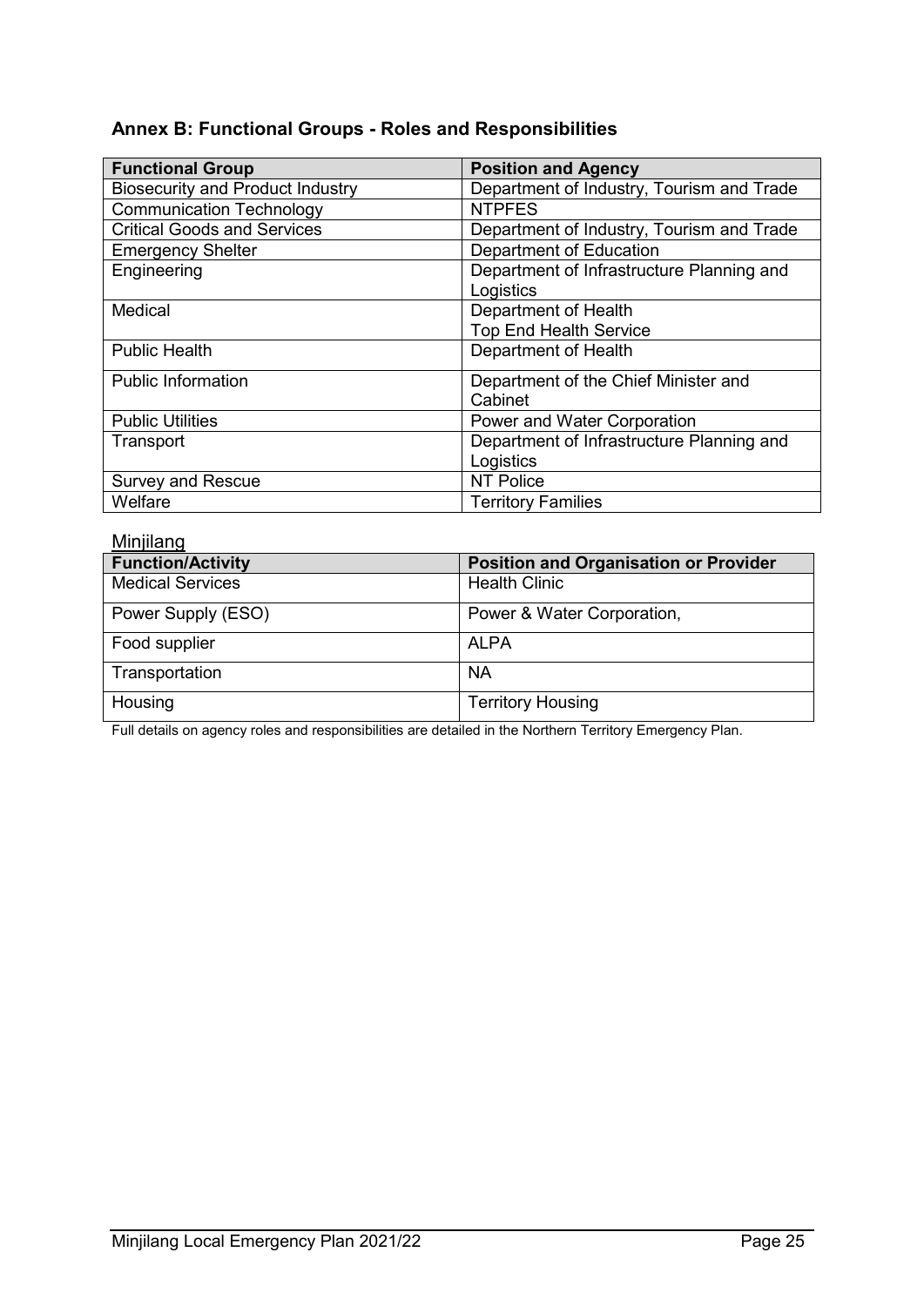## Annex B: Functional Groups - Roles and Responsibilities

| Functional Group | Position and Agency |
|---|---|
| Biosecurity and Product Industry | Department of Industry, Tourism and Trade |
| Communication Technology | NTPFES |
| Critical Goods and Services | Department of Industry, Tourism and Trade |
| Emergency Shelter | Department of Education |
| Engineering | Department of Infrastructure Planning and Logistics |
| Medical | Department of Health<br>Top End Health Service |
| Public Health | Department of Health |
| Public Information | Department of the Chief Minister and Cabinet |
| Public Utilities | Power and Water Corporation |
| Transport | Department of Infrastructure Planning and Logistics |
| Survey and Rescue | NT Police |
| Welfare | Territory Families |

Minjilang

| Function/Activity | Position and Organisation or Provider |
|---|---|
| Medical Services | Health Clinic |
| Power Supply (ESO) | Power & Water Corporation, |
| Food supplier | ALPA |
| Transportation | NA |
| Housing | Territory Housing |

Full details on agency roles and responsibilities are detailed in the Northern Territory Emergency Plan.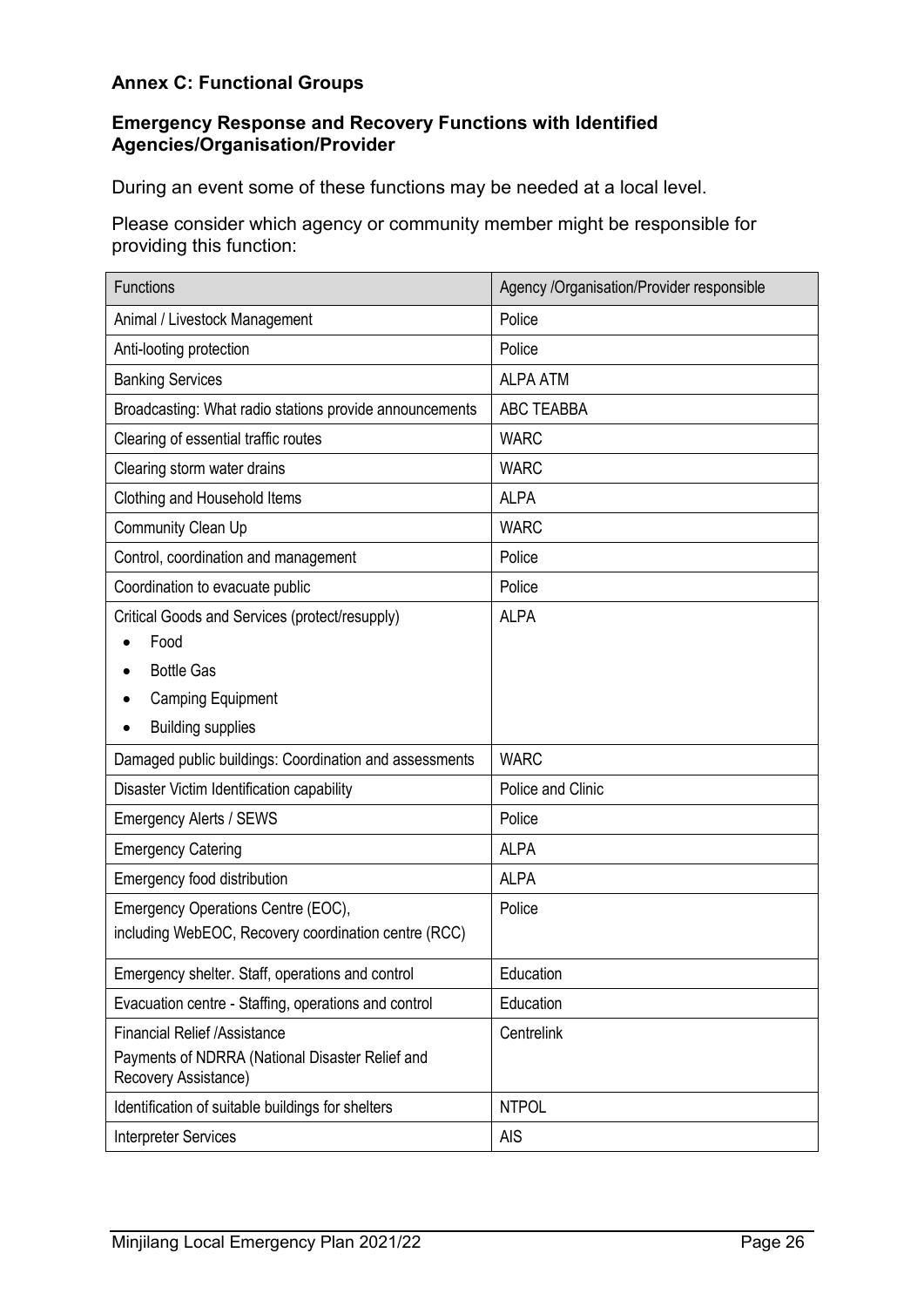## Annex C: Functional Groups

### Emergency Response and Recovery Functions with Identified Agencies/Organisation/Provider

During an event some of these functions may be needed at a local level.

Please consider which agency or community member might be responsible for providing this function:

| Functions | Agency /Organisation/Provider responsible |
|---|---|
| Animal / Livestock Management | Police |
| Anti-looting protection | Police |
| Banking Services | ALPA ATM |
| Broadcasting: What radio stations provide announcements | ABC TEABBA |
| Clearing of essential traffic routes | WARC |
| Clearing storm water drains | WARC |
| Clothing and Household Items | ALPA |
| Community Clean Up | WARC |
| Control, coordination and management | Police |
| Coordination to evacuate public | Police |
| Critical Goods and Services (protect/resupply)<br>• Food<br>• Bottle Gas<br>• Camping Equipment<br>• Building supplies | ALPA |
| Damaged public buildings: Coordination and assessments | WARC |
| Disaster Victim Identification capability | Police and Clinic |
| Emergency Alerts / SEWS | Police |
| Emergency Catering | ALPA |
| Emergency food distribution | ALPA |
| Emergency Operations Centre (EOC),<br>including WebEOC, Recovery coordination centre (RCC) | Police |
| Emergency shelter. Staff, operations and control | Education |
| Evacuation centre - Staffing, operations and control | Education |
| Financial Relief /Assistance<br>Payments of NDRRA (National Disaster Relief and Recovery Assistance) | Centrelink |
| Identification of suitable buildings for shelters | NTPOL |
| Interpreter Services | AIS |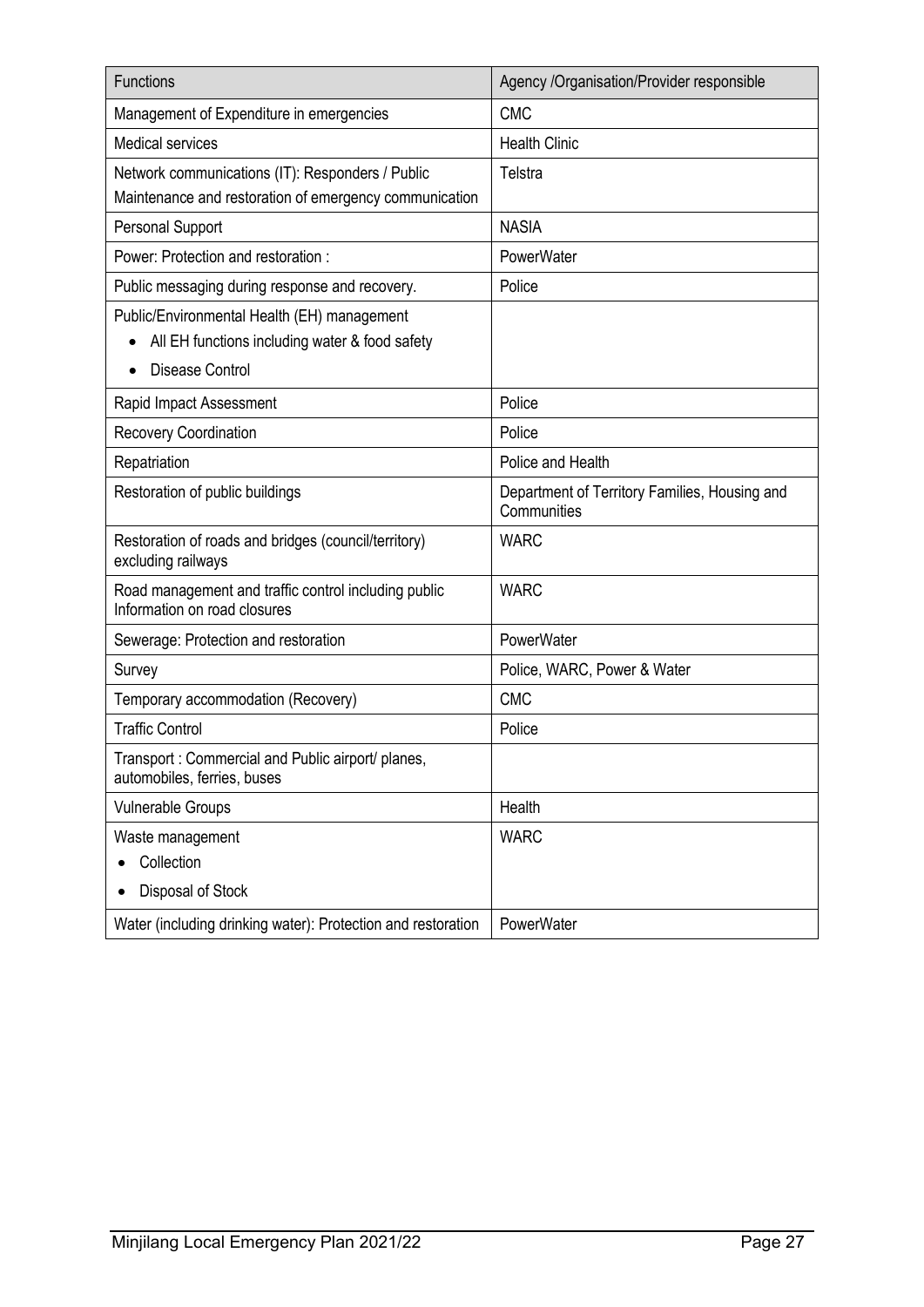| Functions | Agency /Organisation/Provider responsible |
|---|---|
| Management of Expenditure in emergencies | CMC |
| Medical services | Health Clinic |
| Network communications (IT): Responders / Public<br>Maintenance and restoration of emergency communication | Telstra |
| Personal Support | NASIA |
| Power: Protection and restoration : | PowerWater |
| Public messaging during response and recovery. | Police |
| Public/Environmental Health (EH) management<br>• All EH functions including water & food safety<br>• Disease Control | |
| Rapid Impact Assessment | Police |
| Recovery Coordination | Police |
| Repatriation | Police and Health |
| Restoration of public buildings | Department of Territory Families, Housing and Communities |
| Restoration of roads and bridges (council/territory) excluding railways | WARC |
| Road management and traffic control including public Information on road closures | WARC |
| Sewerage: Protection and restoration | PowerWater |
| Survey | Police, WARC, Power & Water |
| Temporary accommodation (Recovery) | CMC |
| Traffic Control | Police |
| Transport : Commercial and Public airport/ planes, automobiles, ferries, buses | |
| Vulnerable Groups | Health |
| Waste management<br>• Collection<br>• Disposal of Stock | WARC |
| Water (including drinking water): Protection and restoration | PowerWater |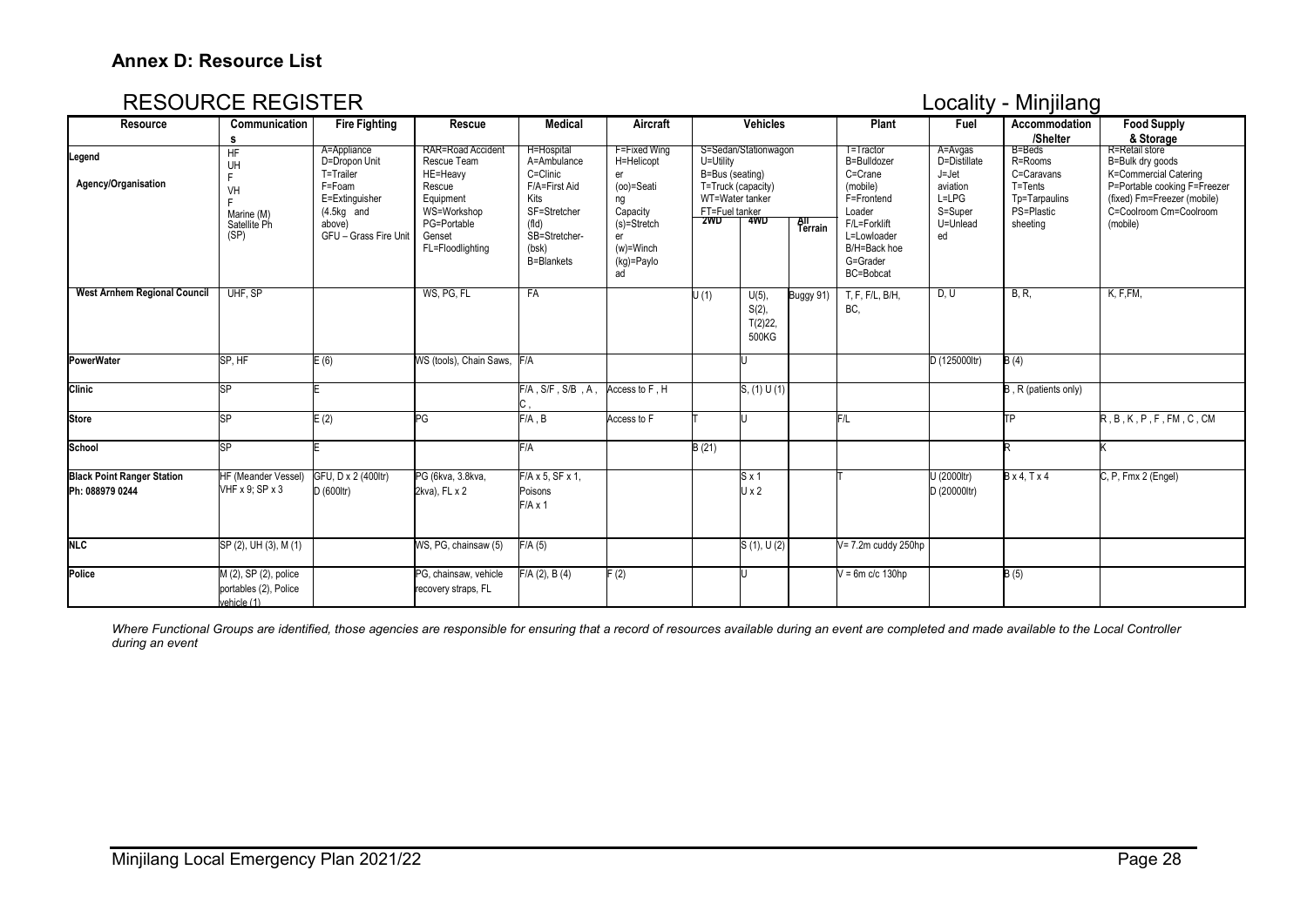## Annex D: Resource List

# RESOURCE REGISTER

Locality - Minjilang

| Resource | Communications | Fire Fighting | Rescue | Medical | Aircraft | Vehicles | | | Plant | Fuel | Accommodation /Shelter | Food Supply & Storage |
|---|---|---|---|---|---|---|---|---|---|---|---|---|
| Legend<br><br>Agency/Organisation | HF<br>UHF<br>VHF<br>Marine (M)<br>Satellite Ph (SP) | A=Appliance<br>D=Dropon Unit<br>T=Trailer<br>F=Foam<br>E=Extinguisher (4.5kg and above)<br>GFU – Grass Fire Unit | RAR=Road Accident Rescue Team<br>HE=Heavy Rescue Equipment<br>WS=Workshop<br>PG=Portable Genset<br>FL=Floodlighting | H=Hospital<br>A=Ambulance<br>C=Clinic<br>F/A=First Aid Kits<br>SF=Stretcher (fld)<br>SB=Stretcher-(bsk)<br>B=Blankets | F=Fixed Wing<br>H=Helicopter<br>(oo)=Seating Capacity<br>(s)=Stretcher<br>(w)=Winch<br>(kg)=Payload | S=Sedan/Stationwagon<br>U=Utility<br>B=Bus (seating)<br>T=Truck (capacity)<br>WT=Water tanker<br>FT=Fuel tanker<br>2WD | 4WD | All Terrain | T=Tractor<br>B=Bulldozer<br>C=Crane (mobile)<br>F=Frontend Loader<br>F/L=Forklift<br>L=Lowloader<br>B/H=Back hoe<br>G=Grader<br>BC=Bobcat | A=Avgas<br>D=Distillate<br>J=Jet aviation<br>L=LPG<br>S=Super<br>U=Unleaded | B=Beds<br>R=Rooms<br>C=Caravans<br>T=Tents<br>Tp=Tarpaulins<br>PS=Plastic sheeting | R=Retail store<br>B=Bulk dry goods<br>K=Commercial Catering<br>P=Portable cooking F=Freezer (fixed) Fm=Freezer (mobile)<br>C=Coolroom Cm=Coolroom (mobile) |
| **West Arnhem Regional Council** | UHF, SP | | WS, PG, FL | FA | | U (1) | U(5), S(2), T(2)22, 500KG | Buggy 91) | T, F, F/L, B/H, BC, | D, U | B, R, | K, F,FM, |
| **PowerWater** | SP, HF | E (6) | WS (tools), Chain Saws, | F/A | | | U | | | D (125000ltr) | B (4) | |
| **Clinic** | SP | E | | F/A , S/F , S/B , A , C , | Access to F , H | | S, (1) U (1) | | | | B , R (patients only) | |
| **Store** | SP | E (2) | PG | F/A , B | Access to F | T | U | | F/L | | TP | R , B , K , P , F , FM , C , CM |
| **School** | SP | E | | F/A | | B (21) | | | | | R | K |
| **Black Point Ranger Station**<br>**Ph: 088979 0244** | HF (Meander Vessel)<br>VHF x 9; SP x 3 | GFU, D x 2 (400ltr)<br>D (600ltr) | PG (6kva, 3.8kva, 2kva), FL x 2 | F/A x 5, SF x 1, Poisons<br>F/A x 1 | | | S x 1<br>U x 2 | | T | U (2000ltr)<br>D (20000ltr) | B x 4, T x 4 | C, P, Fmx 2 (Engel) |
| **NLC** | SP (2), UH (3), M (1) | | WS, PG, chainsaw (5) | F/A (5) | | | S (1), U (2) | | V= 7.2m cuddy 250hp | | | |
| **Police** | M (2), SP (2), police portables (2), Police vehicle (1) | | PG, chainsaw, vehicle recovery straps, FL | F/A (2), B (4) | F (2) | | U | | V = 6m c/c 130hp | | B (5) | |

*Where Functional Groups are identified, those agencies are responsible for ensuring that a record of resources available during an event are completed and made available to the Local Controller during an event*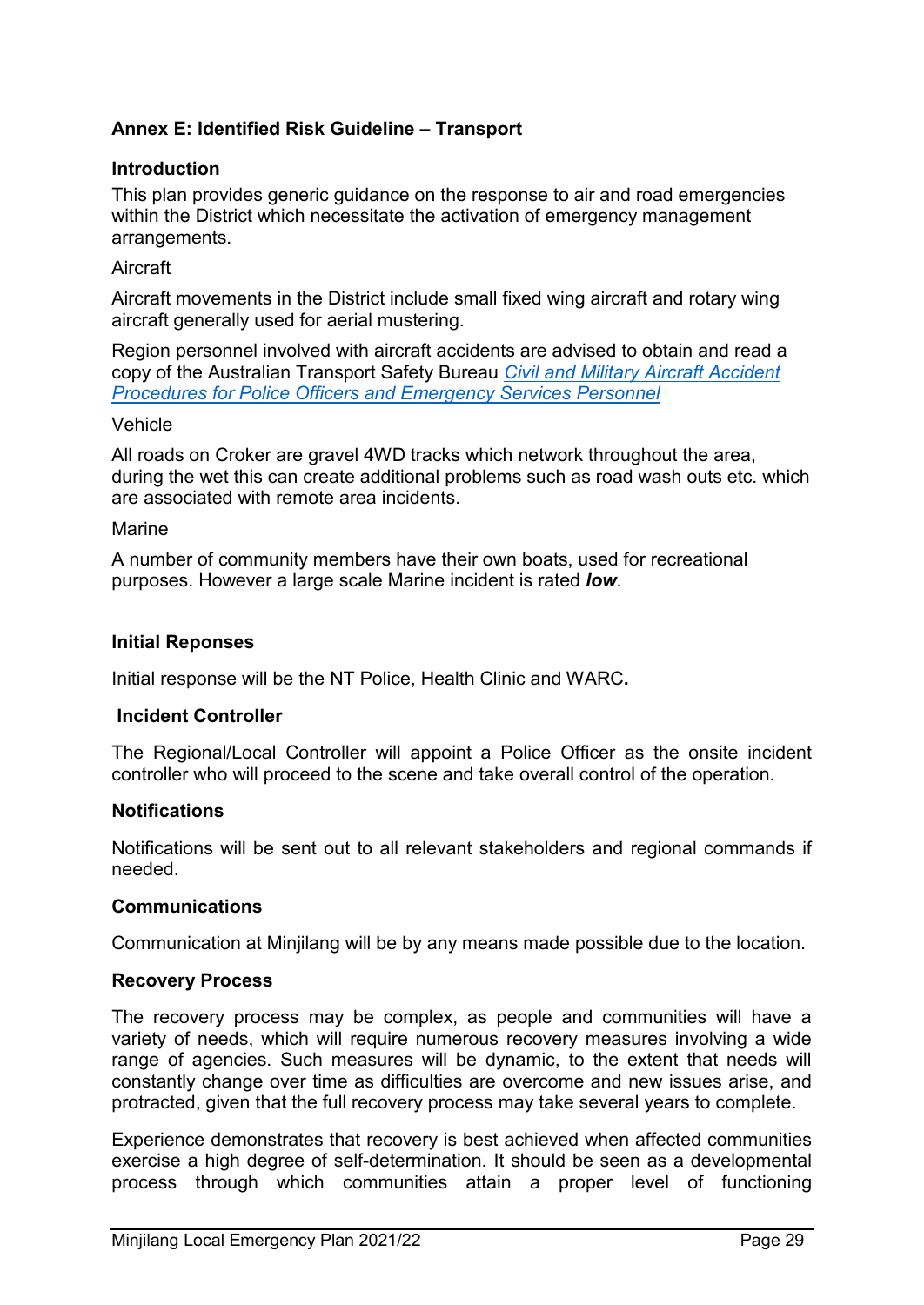### Annex E: Identified Risk Guideline – Transport

#### Introduction

This plan provides generic guidance on the response to air and road emergencies within the District which necessitate the activation of emergency management arrangements.

Aircraft

Aircraft movements in the District include small fixed wing aircraft and rotary wing aircraft generally used for aerial mustering.

Region personnel involved with aircraft accidents are advised to obtain and read a copy of the Australian Transport Safety Bureau *Civil and Military Aircraft Accident Procedures for Police Officers and Emergency Services Personnel*

Vehicle

All roads on Croker are gravel 4WD tracks which network throughout the area, during the wet this can create additional problems such as road wash outs etc. which are associated with remote area incidents.

Marine

A number of community members have their own boats, used for recreational purposes. However a large scale Marine incident is rated ***low***.

#### Initial Reponses

Initial response will be the NT Police, Health Clinic and WARC**.**

#### Incident Controller

The Regional/Local Controller will appoint a Police Officer as the onsite incident controller who will proceed to the scene and take overall control of the operation.

#### Notifications

Notifications will be sent out to all relevant stakeholders and regional commands if needed.

#### Communications

Communication at Minjilang will be by any means made possible due to the location.

#### Recovery Process

The recovery process may be complex, as people and communities will have a variety of needs, which will require numerous recovery measures involving a wide range of agencies. Such measures will be dynamic, to the extent that needs will constantly change over time as difficulties are overcome and new issues arise, and protracted, given that the full recovery process may take several years to complete.

Experience demonstrates that recovery is best achieved when affected communities exercise a high degree of self-determination. It should be seen as a developmental process through which communities attain a proper level of functioning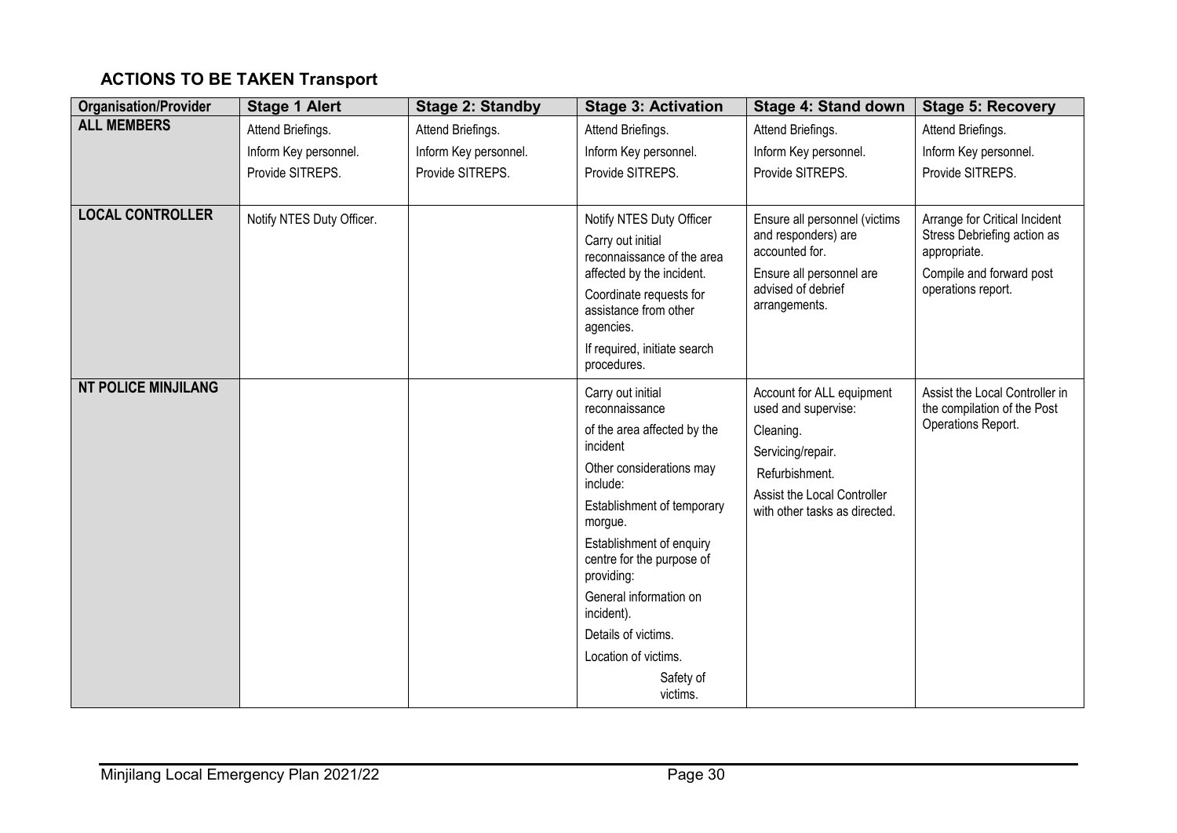## ACTIONS TO BE TAKEN Transport

| Organisation/Provider | Stage 1 Alert | Stage 2: Standby | Stage 3: Activation | Stage 4: Stand down | Stage 5: Recovery |
|---|---|---|---|---|---|
| **ALL MEMBERS** | Attend Briefings.<br>Inform Key personnel.<br>Provide SITREPS. | Attend Briefings.<br>Inform Key personnel.<br>Provide SITREPS. | Attend Briefings.<br>Inform Key personnel.<br>Provide SITREPS. | Attend Briefings.<br>Inform Key personnel.<br>Provide SITREPS. | Attend Briefings.<br>Inform Key personnel.<br>Provide SITREPS. |
| **LOCAL CONTROLLER** | Notify NTES Duty Officer. | | Notify NTES Duty Officer<br>Carry out initial reconnaissance of the area affected by the incident.<br>Coordinate requests for assistance from other agencies.<br>If required, initiate search procedures. | Ensure all personnel (victims and responders) are accounted for.<br>Ensure all personnel are advised of debrief arrangements. | Arrange for Critical Incident Stress Debriefing action as appropriate.<br>Compile and forward post operations report. |
| **NT POLICE MINJILANG** | | | Carry out initial reconnaissance<br>of the area affected by the incident<br>Other considerations may include:<br>Establishment of temporary morgue.<br>Establishment of enquiry centre for the purpose of providing:<br>General information on incident).<br>Details of victims.<br>Location of victims.<br>Safety of victims. | Account for ALL equipment used and supervise:<br>Cleaning.<br>Servicing/repair.<br>Refurbishment.<br>Assist the Local Controller with other tasks as directed. | Assist the Local Controller in the compilation of the Post Operations Report. |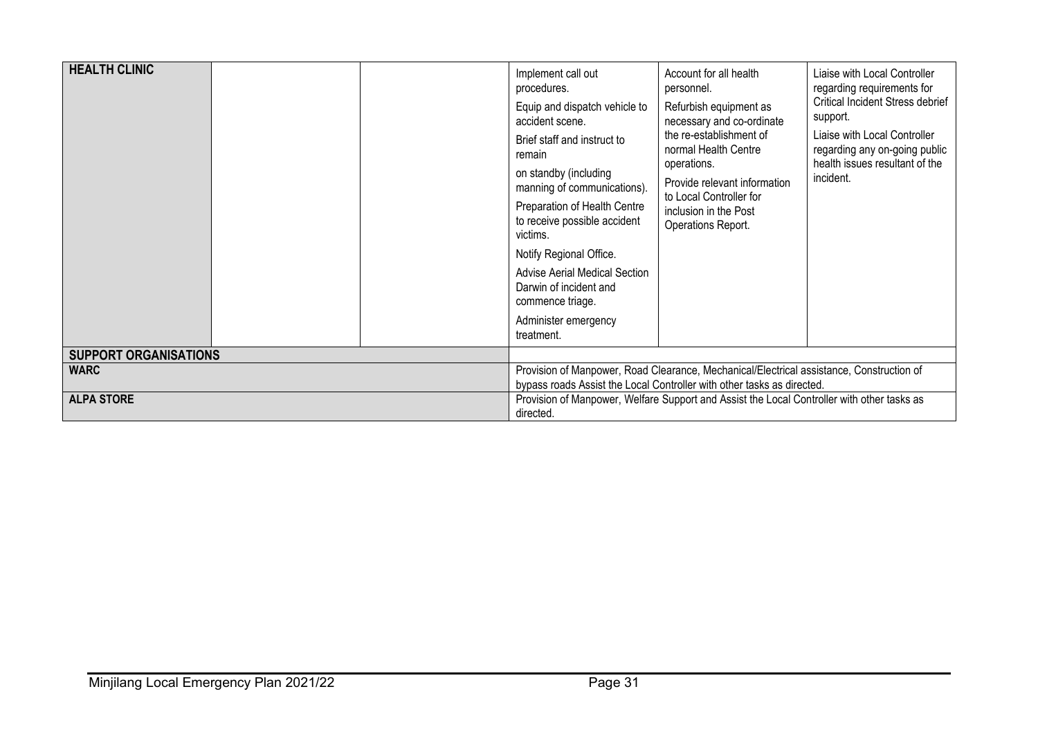| HEALTH CLINIC | | | Implement call out procedures.<br>Equip and dispatch vehicle to accident scene.<br>Brief staff and instruct to remain<br>on standby (including manning of communications).<br>Preparation of Health Centre to receive possible accident victims.<br>Notify Regional Office.<br>Advise Aerial Medical Section Darwin of incident and commence triage.<br>Administer emergency treatment. | Account for all health personnel.<br>Refurbish equipment as necessary and co-ordinate the re-establishment of normal Health Centre operations.<br>Provide relevant information to Local Controller for inclusion in the Post Operations Report. | Liaise with Local Controller regarding requirements for Critical Incident Stress debrief support.<br>Liaise with Local Controller regarding any on-going public health issues resultant of the incident. |
|---|---|---|---|---|---|
| **SUPPORT ORGANISATIONS** | | | | | |
| **WARC** | | | Provision of Manpower, Road Clearance, Mechanical/Electrical assistance, Construction of bypass roads Assist the Local Controller with other tasks as directed. | | |
| **ALPA STORE** | | | Provision of Manpower, Welfare Support and Assist the Local Controller with other tasks as directed. | | |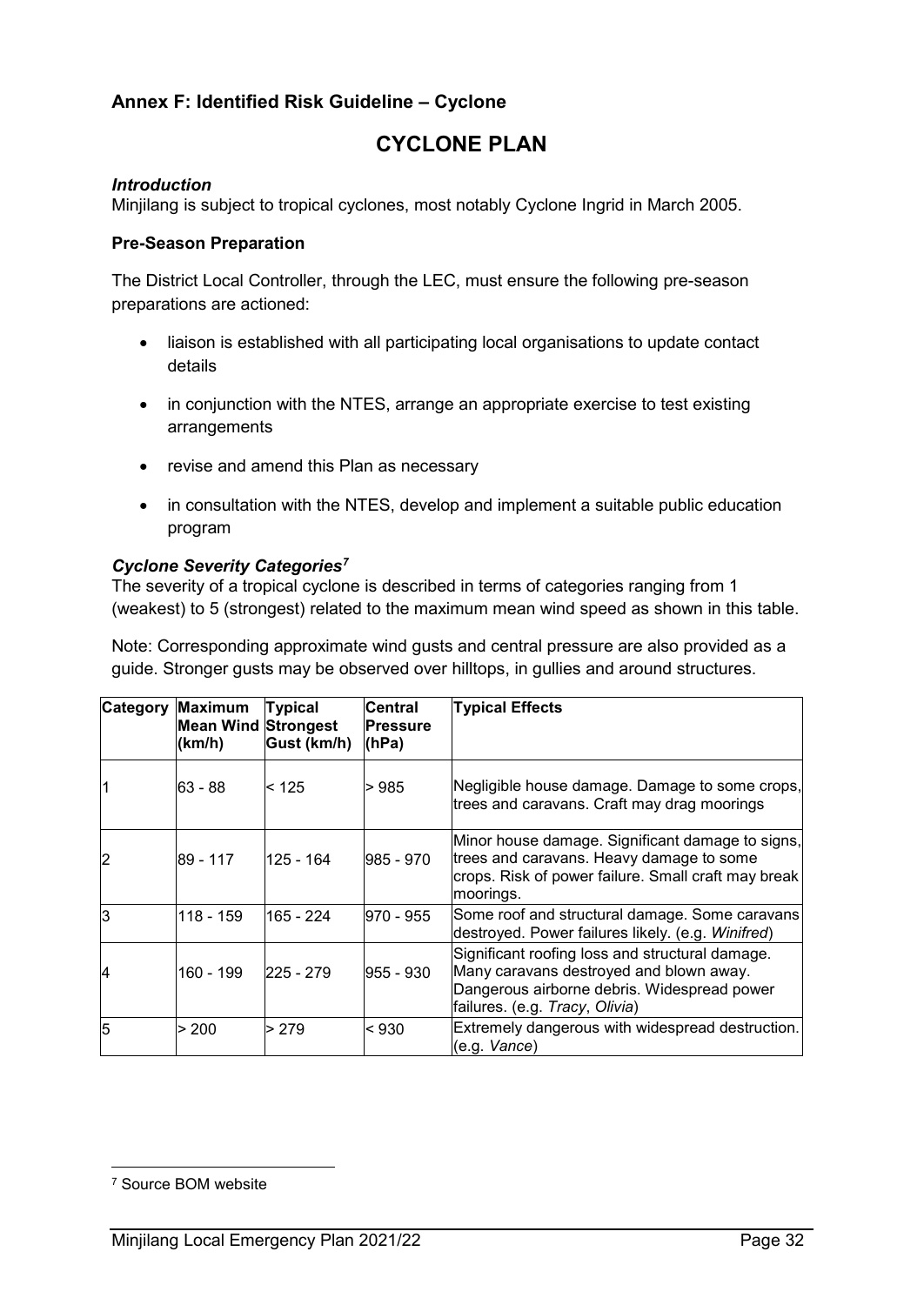### Annex F: Identified Risk Guideline – Cyclone

## CYCLONE PLAN

***Introduction***

Minjilang is subject to tropical cyclones, most notably Cyclone Ingrid in March 2005.

**Pre-Season Preparation**

The District Local Controller, through the LEC, must ensure the following pre-season preparations are actioned:

- liaison is established with all participating local organisations to update contact details
- in conjunction with the NTES, arrange an appropriate exercise to test existing arrangements
- revise and amend this Plan as necessary
- in consultation with the NTES, develop and implement a suitable public education program

***Cyclone Severity Categories***[7]

The severity of a tropical cyclone is described in terms of categories ranging from 1 (weakest) to 5 (strongest) related to the maximum mean wind speed as shown in this table.

Note: Corresponding approximate wind gusts and central pressure are also provided as a guide. Stronger gusts may be observed over hilltops, in gullies and around structures.

| Category | Maximum Mean Wind (km/h) | Typical Strongest Gust (km/h) | Central Pressure (hPa) | Typical Effects |
|---|---|---|---|---|
| 1 | 63 - 88 | < 125 | > 985 | Negligible house damage. Damage to some crops, trees and caravans. Craft may drag moorings |
| 2 | 89 - 117 | 125 - 164 | 985 - 970 | Minor house damage. Significant damage to signs, trees and caravans. Heavy damage to some crops. Risk of power failure. Small craft may break moorings. |
| 3 | 118 - 159 | 165 - 224 | 970 - 955 | Some roof and structural damage. Some caravans destroyed. Power failures likely. (e.g. *Winifred*) |
| 4 | 160 - 199 | 225 - 279 | 955 - 930 | Significant roofing loss and structural damage. Many caravans destroyed and blown away. Dangerous airborne debris. Widespread power failures. (e.g. *Tracy*, *Olivia*) |
| 5 | > 200 | > 279 | < 930 | Extremely dangerous with widespread destruction. (e.g. *Vance*) |

[7] Source BOM website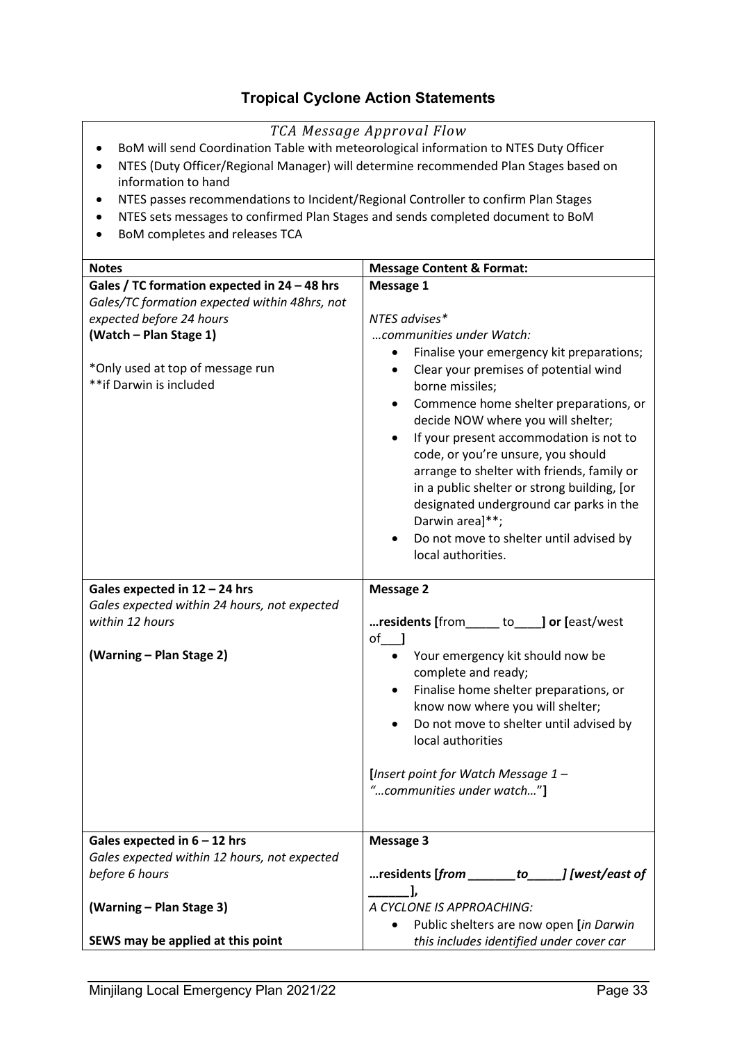## Tropical Cyclone Action Statements

*TCA Message Approval Flow*

- BoM will send Coordination Table with meteorological information to NTES Duty Officer
- NTES (Duty Officer/Regional Manager) will determine recommended Plan Stages based on information to hand
- NTES passes recommendations to Incident/Regional Controller to confirm Plan Stages
- NTES sets messages to confirmed Plan Stages and sends completed document to BoM
- BoM completes and releases TCA

| Notes | Message Content & Format: |
|---|---|
| **Gales / TC formation expected in 24 – 48 hrs**<br>*Gales/TC formation expected within 48hrs, not expected before 24 hours*<br>**(Watch – Plan Stage 1)**<br><br>*Only used at top of message run<br>**if Darwin is included | **Message 1**<br><br>*NTES advises**<br>*…communities under Watch:*<br>• Finalise your emergency kit preparations;<br>• Clear your premises of potential wind borne missiles;<br>• Commence home shelter preparations, or decide NOW where you will shelter;<br>• If your present accommodation is not to code, or you're unsure, you should arrange to shelter with friends, family or in a public shelter or strong building, [or designated underground car parks in the Darwin area]**;<br>• Do not move to shelter until advised by local authorities. |
| **Gales expected in 12 – 24 hrs**<br>*Gales expected within 24 hours, not expected within 12 hours*<br><br>**(Warning – Plan Stage 2)** | **Message 2**<br><br>**…residents [**from_____ to____**] or [**east/west of___**]**<br>• Your emergency kit should now be complete and ready;<br>• Finalise home shelter preparations, or know now where you will shelter;<br>• Do not move to shelter until advised by local authorities<br><br>**[***Insert point for Watch Message 1 – "…communities under watch…"***]** |
| **Gales expected in 6 – 12 hrs**<br>*Gales expected within 12 hours, not expected before 6 hours*<br><br>**(Warning – Plan Stage 3)**<br><br>**SEWS may be applied at this point** | **Message 3**<br><br>**…residents [*from _______to_____*] [*west/east of ______*],**<br>*A CYCLONE IS APPROACHING:*<br>• Public shelters are now open **[***in Darwin this includes identified under cover car* |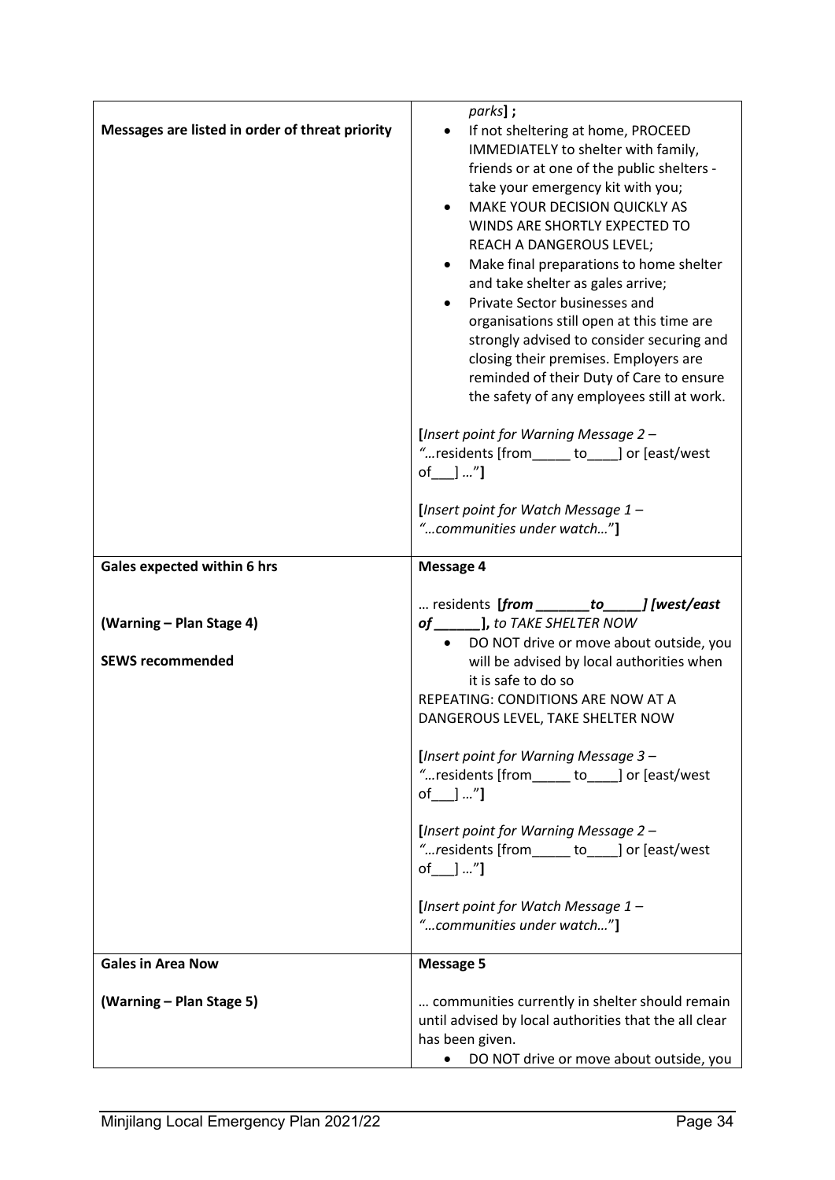| Messages are listed in order of threat priority | *parks*] ;<br>• If not sheltering at home, PROCEED IMMEDIATELY to shelter with family, friends or at one of the public shelters - take your emergency kit with you;<br>• MAKE YOUR DECISION QUICKLY AS WINDS ARE SHORTLY EXPECTED TO REACH A DANGEROUS LEVEL;<br>• Make final preparations to home shelter and take shelter as gales arrive;<br>• Private Sector businesses and organisations still open at this time are strongly advised to consider securing and closing their premises. Employers are reminded of their Duty of Care to ensure the safety of any employees still at work.<br><br>**[***Insert point for Warning Message 2 – "…*residents [from_____ to____] or [east/west of___] …"**]**<br><br>**[***Insert point for Watch Message 1 – "…communities under watch…"***]** |
|---|---|
| **Gales expected within 6 hrs**<br><br>**(Warning – Plan Stage 4)**<br><br>**SEWS recommended** | **Message 4**<br><br>… residents **[*from _______to_____*]** ***[west/east of ______]**, to TAKE SHELTER NOW*<br>• DO NOT drive or move about outside, you will be advised by local authorities when it is safe to do so<br>REPEATING: CONDITIONS ARE NOW AT A DANGEROUS LEVEL, TAKE SHELTER NOW<br><br>**[***Insert point for Warning Message 3 – "…*residents [from_____ to____] or [east/west of___] …"**]**<br><br>**[***Insert point for Warning Message 2 – "…residents* [from_____ to____] or [east/west of___] …"**]**<br><br>**[***Insert point for Watch Message 1 – "…communities under watch…"***]** |
| **Gales in Area Now**<br><br>**(Warning – Plan Stage 5)** | **Message 5**<br><br>… communities currently in shelter should remain until advised by local authorities that the all clear has been given.<br>• DO NOT drive or move about outside, you |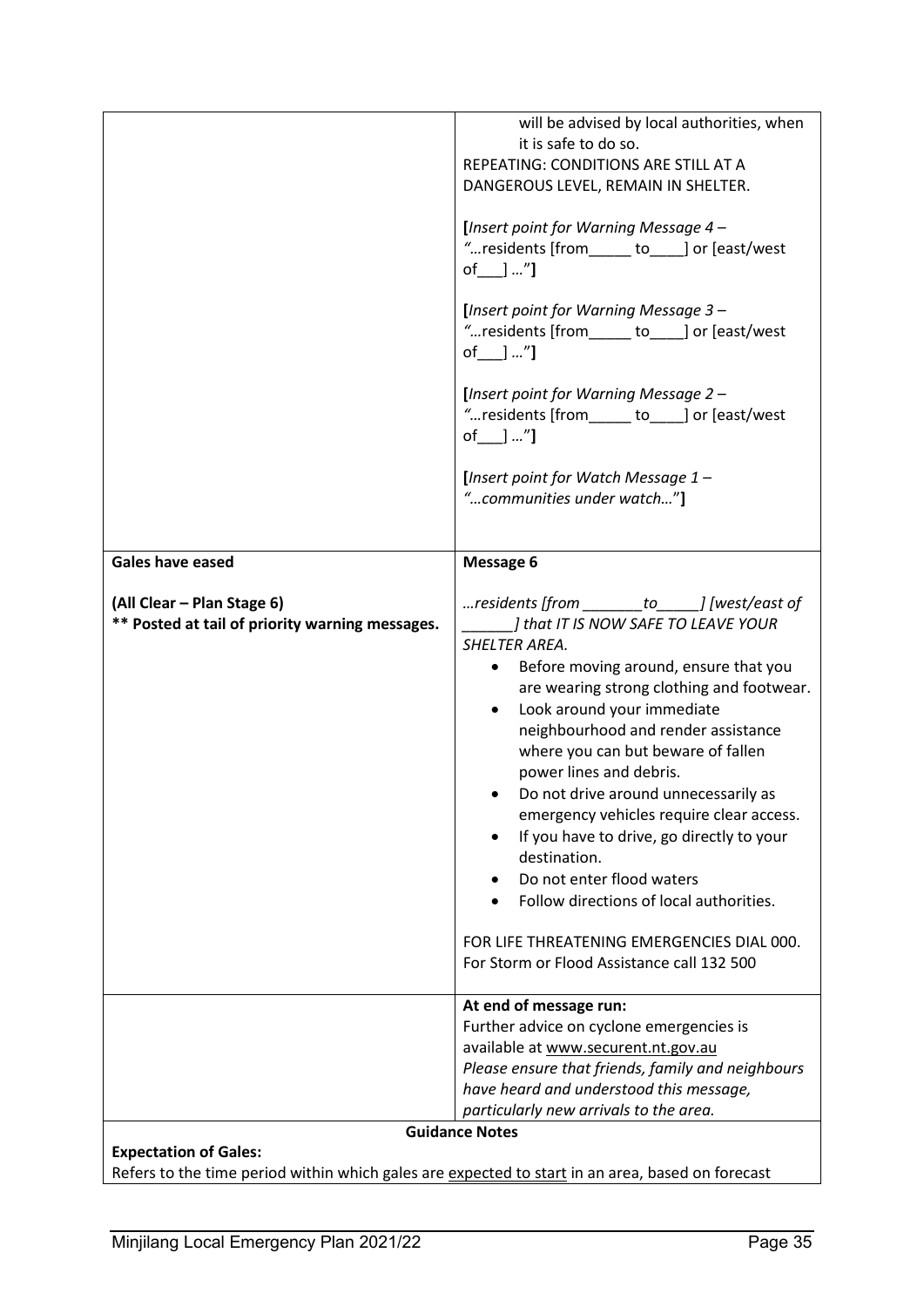| | |
|---|---|
| | will be advised by local authorities, when it is safe to do so.<br>REPEATING: CONDITIONS ARE STILL AT A DANGEROUS LEVEL, REMAIN IN SHELTER.<br><br>**[***Insert point for Warning Message 4 – "…*residents [from_____ to____] or [east/west of___] …"**]**<br><br>**[***Insert point for Warning Message 3 – "…*residents [from_____ to____] or [east/west of___] …"**]**<br><br>**[***Insert point for Warning Message 2 – "…*residents [from_____ to____] or [east/west of___] …"**]**<br><br>**[***Insert point for Watch Message 1 – "…communities under watch…*"**]** |
| **Gales have eased**<br><br>**(All Clear – Plan Stage 6)**<br>**\*\* Posted at tail of priority warning messages.** | **Message 6**<br><br>*…residents [from _______to_____] [west/east of ______] that IT IS NOW SAFE TO LEAVE YOUR SHELTER AREA.*<br>• Before moving around, ensure that you are wearing strong clothing and footwear.<br>• Look around your immediate neighbourhood and render assistance where you can but beware of fallen power lines and debris.<br>• Do not drive around unnecessarily as emergency vehicles require clear access.<br>• If you have to drive, go directly to your destination.<br>• Do not enter flood waters<br>• Follow directions of local authorities.<br><br>FOR LIFE THREATENING EMERGENCIES DIAL 000.<br>For Storm or Flood Assistance call 132 500 |
| | **At end of message run:**<br>Further advice on cyclone emergencies is available at www.securent.nt.gov.au<br>*Please ensure that friends, family and neighbours have heard and understood this message, particularly new arrivals to the area.* |

**Guidance Notes**

**Expectation of Gales:**
Refers to the time period within which gales are expected to start in an area, based on forecast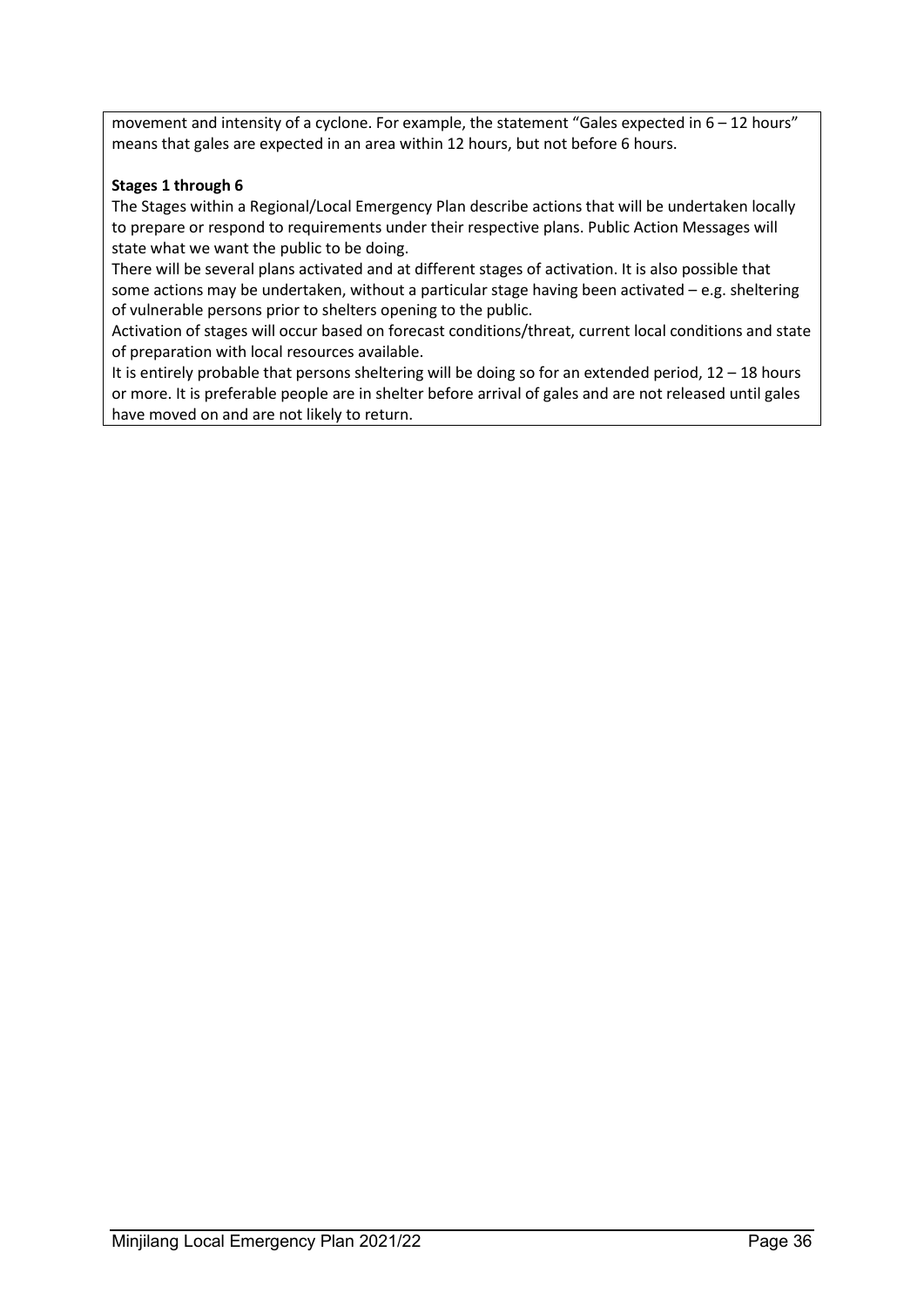movement and intensity of a cyclone. For example, the statement "Gales expected in 6 – 12 hours" means that gales are expected in an area within 12 hours, but not before 6 hours.

**Stages 1 through 6**

The Stages within a Regional/Local Emergency Plan describe actions that will be undertaken locally to prepare or respond to requirements under their respective plans. Public Action Messages will state what we want the public to be doing.

There will be several plans activated and at different stages of activation. It is also possible that some actions may be undertaken, without a particular stage having been activated – e.g. sheltering of vulnerable persons prior to shelters opening to the public.

Activation of stages will occur based on forecast conditions/threat, current local conditions and state of preparation with local resources available.

It is entirely probable that persons sheltering will be doing so for an extended period, 12 – 18 hours or more. It is preferable people are in shelter before arrival of gales and are not released until gales have moved on and are not likely to return.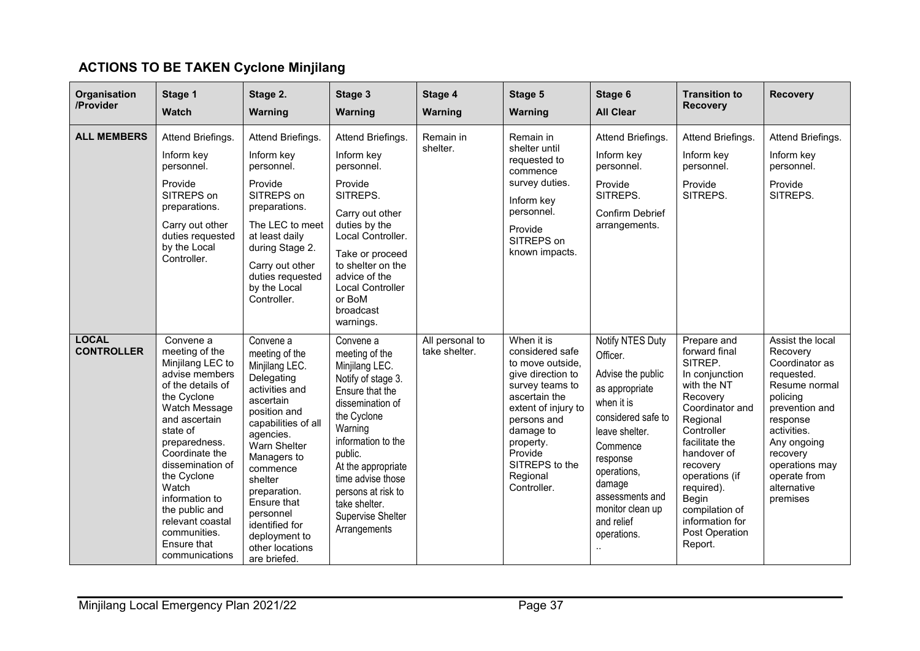## ACTIONS TO BE TAKEN Cyclone Minjilang

| Organisation /Provider | Stage 1 Watch | Stage 2. Warning | Stage 3 Warning | Stage 4 Warning | Stage 5 Warning | Stage 6 All Clear | Transition to Recovery | Recovery |
|---|---|---|---|---|---|---|---|---|
| **ALL MEMBERS** | Attend Briefings. Inform key personnel. Provide SITREPS on preparations. Carry out other duties requested by the Local Controller. | Attend Briefings. Inform key personnel. Provide SITREPS on preparations. The LEC to meet at least daily during Stage 2. Carry out other duties requested by the Local Controller. | Attend Briefings. Inform key personnel. Provide SITREPS. Carry out other duties by the Local Controller. Take or proceed to shelter on the advice of the Local Controller or BoM broadcast warnings. | Remain in shelter. | Remain in shelter until requested to commence survey duties. Inform key personnel. Provide SITREPS on known impacts. | Attend Briefings. Inform key personnel. Provide SITREPS. Confirm Debrief arrangements. | Attend Briefings. Inform key personnel. Provide SITREPS. | Attend Briefings. Inform key personnel. Provide SITREPS. |
| **LOCAL CONTROLLER** | Convene a meeting of the Minjilang LEC to advise members of the details of the Cyclone Watch Message and ascertain state of preparedness. Coordinate the dissemination of the Cyclone Watch information to the public and relevant coastal communities. Ensure that communications | Convene a meeting of the Minjilang LEC. Delegating activities and ascertain position and capabilities of all agencies. Warn Shelter Managers to commence shelter preparation. Ensure that personnel identified for deployment to other locations are briefed. | Convene a meeting of the Minjilang LEC. Notify of stage 3. Ensure that the dissemination of the Cyclone Warning information to the public. At the appropriate time advise those persons at risk to take shelter. Supervise Shelter Arrangements | All personal to take shelter. | When it is considered safe to move outside, give direction to survey teams to ascertain the extent of injury to persons and damage to property. Provide SITREPS to the Regional Controller. | Notify NTES Duty Officer. Advise the public as appropriate when it is considered safe to leave shelter. Commence response operations, damage assessments and monitor clean up and relief operations. .. | Prepare and forward final SITREP. In conjunction with the NT Recovery Coordinator and Regional Controller facilitate the handover of recovery operations (if required). Begin compilation of information for Post Operation Report. | Assist the local Recovery Coordinator as requested. Resume normal policing prevention and response activities. Any ongoing recovery operations may operate from alternative premises |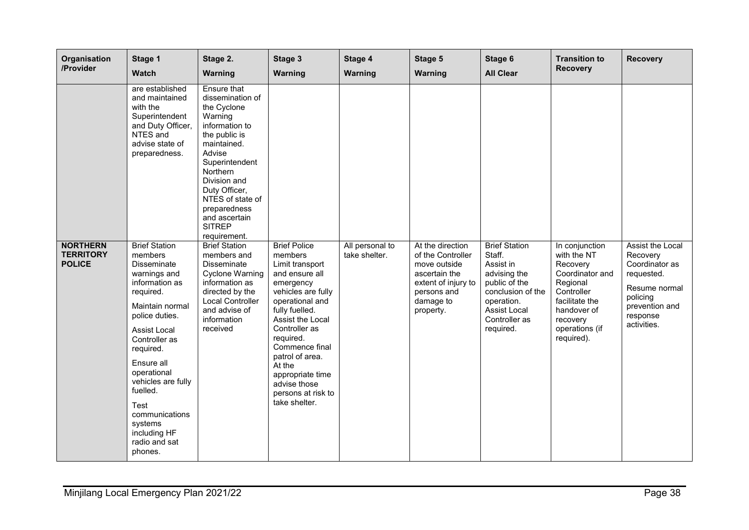| Organisation /Provider | Stage 1 Watch | Stage 2. Warning | Stage 3 Warning | Stage 4 Warning | Stage 5 Warning | Stage 6 All Clear | Transition to Recovery | Recovery |
|---|---|---|---|---|---|---|---|---|
| | are established and maintained with the Superintendent and Duty Officer, NTES and advise state of preparedness. | Ensure that dissemination of the Cyclone Warning information to the public is maintained. Advise Superintendent Northern Division and Duty Officer, NTES of state of preparedness and ascertain SITREP requirement. | | | | | | |
| **NORTHERN TERRITORY POLICE** | Brief Station members Disseminate warnings and information as required.<br><br>Maintain normal police duties.<br><br>Assist Local Controller as required.<br><br>Ensure all operational vehicles are fully fuelled.<br><br>Test communications systems including HF radio and sat phones. | Brief Station members and Disseminate Cyclone Warning information as directed by the Local Controller and advise of information received | Brief Police members Limit transport and ensure all emergency vehicles are fully operational and fully fuelled. Assist the Local Controller as required. Commence final patrol of area. At the appropriate time advise those persons at risk to take shelter. | All personal to take shelter. | At the direction of the Controller move outside ascertain the extent of injury to persons and damage to property. | Brief Station Staff. Assist in advising the public of the conclusion of the operation. Assist Local Controller as required. | In conjunction with the NT Recovery Coordinator and Regional Controller facilitate the handover of recovery operations (if required). | Assist the Local Recovery Coordinator as requested.<br><br>Resume normal policing prevention and response activities. |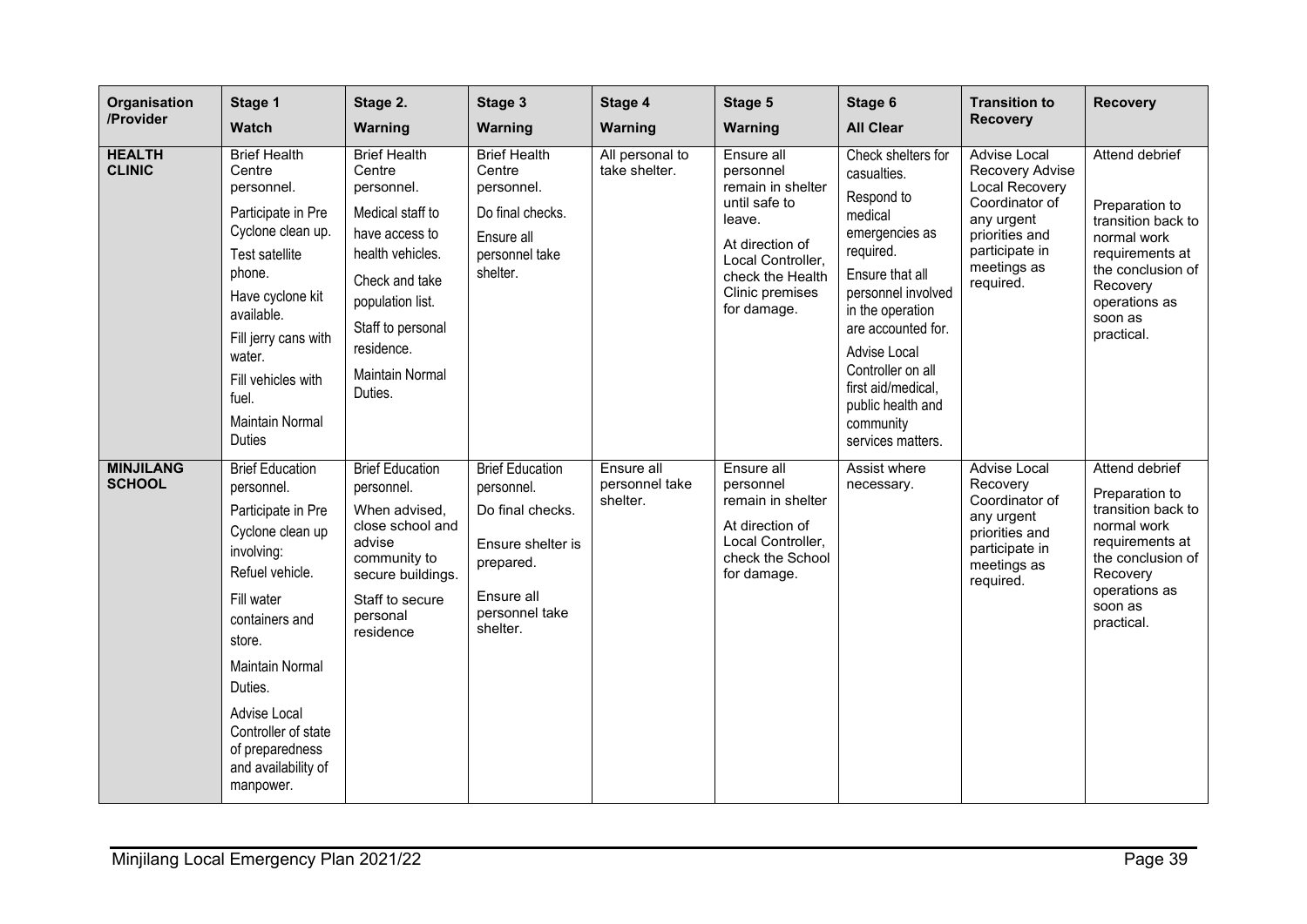| Organisation /Provider | Stage 1 Watch | Stage 2. Warning | Stage 3 Warning | Stage 4 Warning | Stage 5 Warning | Stage 6 All Clear | Transition to Recovery | Recovery |
|---|---|---|---|---|---|---|---|---|
| **HEALTH CLINIC** | Brief Health Centre personnel.<br>Participate in Pre Cyclone clean up.<br>Test satellite phone.<br>Have cyclone kit available.<br>Fill jerry cans with water.<br>Fill vehicles with fuel.<br>Maintain Normal Duties | Brief Health Centre personnel.<br>Medical staff to have access to health vehicles.<br>Check and take population list.<br>Staff to personal residence.<br>Maintain Normal Duties. | Brief Health Centre personnel.<br>Do final checks.<br>Ensure all personnel take shelter. | All personal to take shelter. | Ensure all personnel remain in shelter until safe to leave.<br>At direction of Local Controller, check the Health Clinic premises for damage. | Check shelters for casualties.<br>Respond to medical emergencies as required.<br>Ensure that all personnel involved in the operation are accounted for.<br>Advise Local Controller on all first aid/medical, public health and community services matters. | Advise Local Recovery Advise Local Recovery Coordinator of any urgent priorities and participate in meetings as required. | Attend debrief<br>Preparation to transition back to normal work requirements at the conclusion of Recovery operations as soon as practical. |
| **MINJILANG SCHOOL** | Brief Education personnel.<br>Participate in Pre Cyclone clean up involving:<br>Refuel vehicle.<br>Fill water containers and store.<br>Maintain Normal Duties.<br>Advise Local Controller of state of preparedness and availability of manpower. | Brief Education personnel.<br>When advised, close school and advise community to secure buildings.<br>Staff to secure personal residence | Brief Education personnel.<br>Do final checks.<br>Ensure shelter is prepared.<br>Ensure all personnel take shelter. | Ensure all personnel take shelter. | Ensure all personnel remain in shelter<br>At direction of Local Controller, check the School for damage. | Assist where necessary. | Advise Local Recovery Coordinator of any urgent priorities and participate in meetings as required. | Attend debrief<br>Preparation to transition back to normal work requirements at the conclusion of Recovery operations as soon as practical. |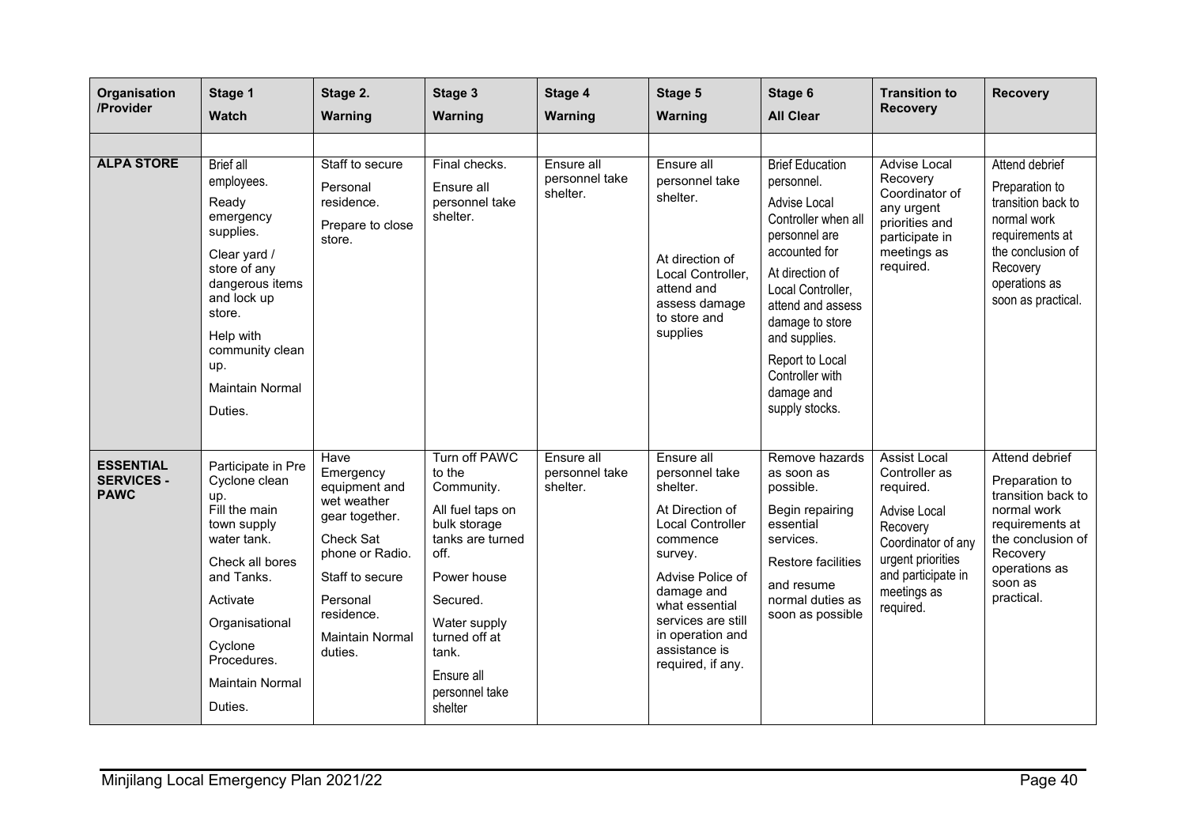| Organisation /Provider | Stage 1 Watch | Stage 2. Warning | Stage 3 Warning | Stage 4 Warning | Stage 5 Warning | Stage 6 All Clear | Transition to Recovery | Recovery |
|---|---|---|---|---|---|---|---|---|
| | | | | | | | | |
| **ALPA STORE** | Brief all employees.<br>Ready emergency supplies.<br>Clear yard / store of any dangerous items and lock up store.<br>Help with community clean up.<br>Maintain Normal Duties. | Staff to secure Personal residence.<br>Prepare to close store. | Final checks.<br>Ensure all personnel take shelter. | Ensure all personnel take shelter. | Ensure all personnel take shelter.<br>At direction of Local Controller, attend and assess damage to store and supplies | Brief Education personnel.<br>Advise Local Controller when all personnel are accounted for<br>At direction of Local Controller, attend and assess damage to store and supplies.<br>Report to Local Controller with damage and supply stocks. | Advise Local Recovery Coordinator of any urgent priorities and participate in meetings as required. | Attend debrief<br>Preparation to transition back to normal work requirements at the conclusion of Recovery operations as soon as practical. |
| **ESSENTIAL SERVICES - PAWC** | Participate in Pre Cyclone clean up.<br>Fill the main town supply water tank.<br>Check all bores and Tanks.<br>Activate Organisational Cyclone Procedures.<br>Maintain Normal Duties. | Have Emergency equipment and wet weather gear together.<br>Check Sat phone or Radio.<br>Staff to secure Personal residence.<br>Maintain Normal duties. | Turn off PAWC to the Community.<br>All fuel taps on bulk storage tanks are turned off.<br>Power house Secured.<br>Water supply turned off at tank.<br>Ensure all personnel take shelter | Ensure all personnel take shelter. | Ensure all personnel take shelter.<br>At Direction of Local Controller commence survey.<br>Advise Police of damage and what essential services are still in operation and assistance is required, if any. | Remove hazards as soon as possible.<br>Begin repairing essential services.<br>Restore facilities and resume normal duties as soon as possible | Assist Local Controller as required.<br>Advise Local Recovery Coordinator of any urgent priorities and participate in meetings as required. | Attend debrief<br>Preparation to transition back to normal work requirements at the conclusion of Recovery operations as soon as practical. |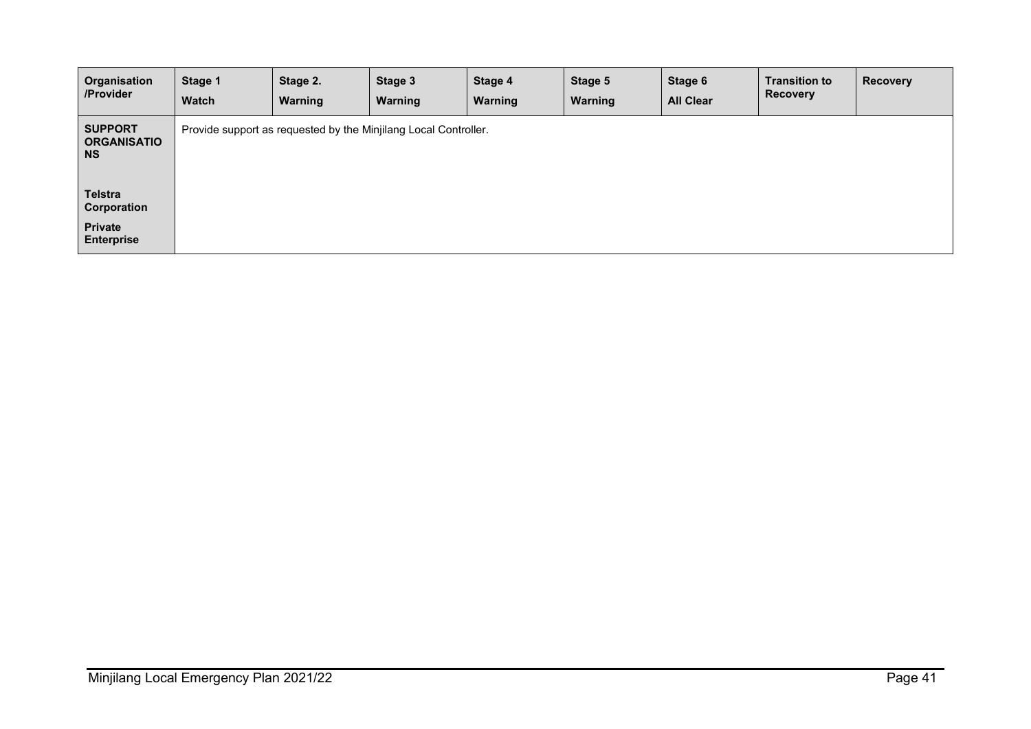| Organisation /Provider | Stage 1 Watch | Stage 2. Warning | Stage 3 Warning | Stage 4 Warning | Stage 5 Warning | Stage 6 All Clear | Transition to Recovery | Recovery |
|---|---|---|---|---|---|---|---|---|
| **SUPPORT ORGANISATIONS**<br><br>**Telstra Corporation**<br><br>**Private Enterprise** | Provide support as requested by the Minjilang Local Controller. | | | | | | | |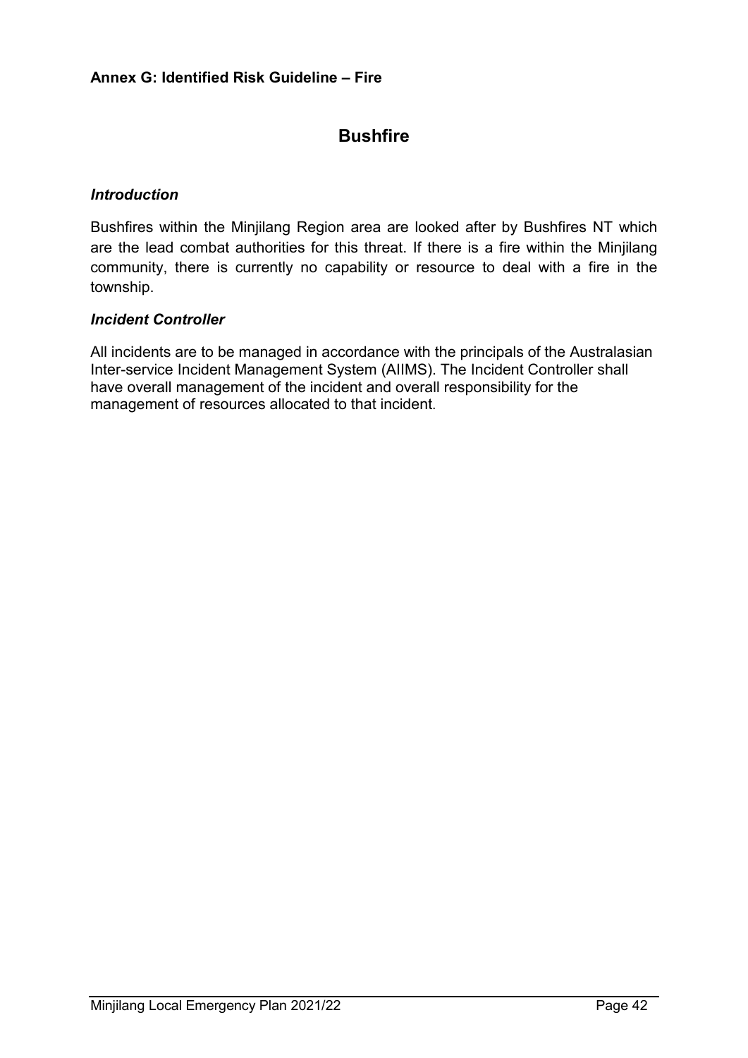**Annex G: Identified Risk Guideline – Fire**

# Bushfire

### *Introduction*

Bushfires within the Minjilang Region area are looked after by Bushfires NT which are the lead combat authorities for this threat. If there is a fire within the Minjilang community, there is currently no capability or resource to deal with a fire in the township.

### *Incident Controller*

All incidents are to be managed in accordance with the principals of the Australasian Inter-service Incident Management System (AIIMS). The Incident Controller shall have overall management of the incident and overall responsibility for the management of resources allocated to that incident.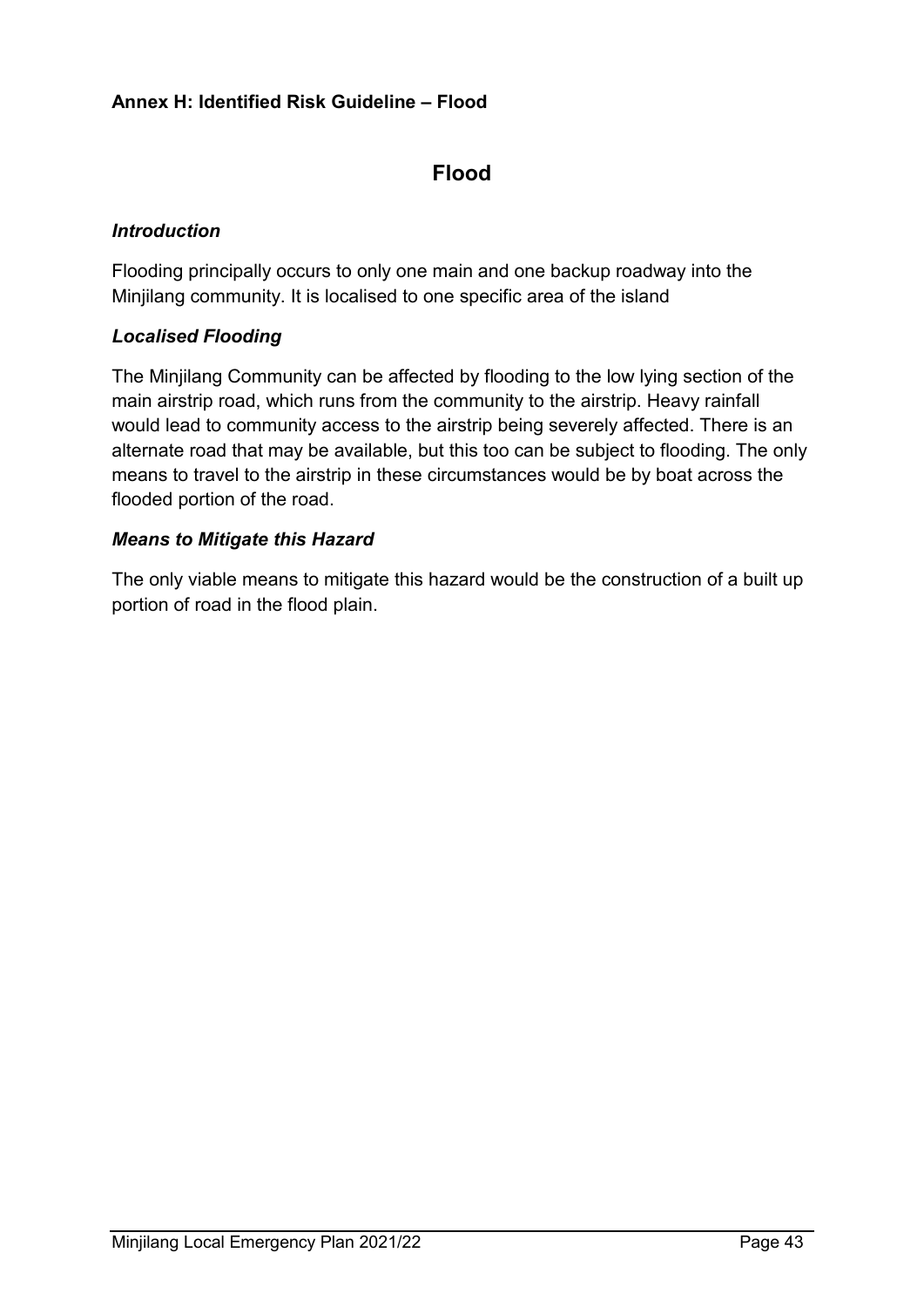**Annex H: Identified Risk Guideline – Flood**

## Flood

### *Introduction*

Flooding principally occurs to only one main and one backup roadway into the Minjilang community. It is localised to one specific area of the island

### *Localised Flooding*

The Minjilang Community can be affected by flooding to the low lying section of the main airstrip road, which runs from the community to the airstrip. Heavy rainfall would lead to community access to the airstrip being severely affected. There is an alternate road that may be available, but this too can be subject to flooding. The only means to travel to the airstrip in these circumstances would be by boat across the flooded portion of the road.

### *Means to Mitigate this Hazard*

The only viable means to mitigate this hazard would be the construction of a built up portion of road in the flood plain.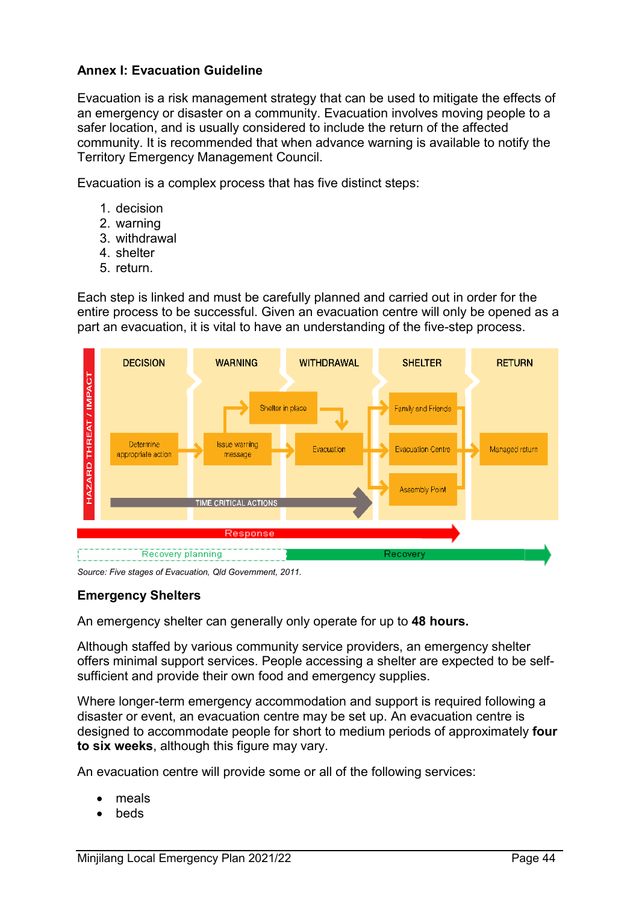## Annex I: Evacuation Guideline

Evacuation is a risk management strategy that can be used to mitigate the effects of an emergency or disaster on a community. Evacuation involves moving people to a safer location, and is usually considered to include the return of the affected community. It is recommended that when advance warning is available to notify the Territory Emergency Management Council.

Evacuation is a complex process that has five distinct steps:

1. decision
2. warning
3. withdrawal
4. shelter
5. return.

Each step is linked and must be carefully planned and carried out in order for the entire process to be successful. Given an evacuation centre will only be opened as a part an evacuation, it is vital to have an understanding of the five-step process.

HAZARD THREAT / IMPACT

DECISION | WARNING | WITHDRAWAL | SHELTER | RETURN

Determine appropriate action → Issue warning message → Shelter in place / Evacuation → Family and Friends / Evacuation Centre / Assembly Point → Managed return

TIME CRITICAL ACTIONS

Response

Recovery planning | Recovery

*Source: Five stages of Evacuation, Qld Government, 2011.*

### Emergency Shelters

An emergency shelter can generally only operate for up to **48 hours.**

Although staffed by various community service providers, an emergency shelter offers minimal support services. People accessing a shelter are expected to be self-sufficient and provide their own food and emergency supplies.

Where longer-term emergency accommodation and support is required following a disaster or event, an evacuation centre may be set up. An evacuation centre is designed to accommodate people for short to medium periods of approximately **four to six weeks**, although this figure may vary.

An evacuation centre will provide some or all of the following services:

- meals
- beds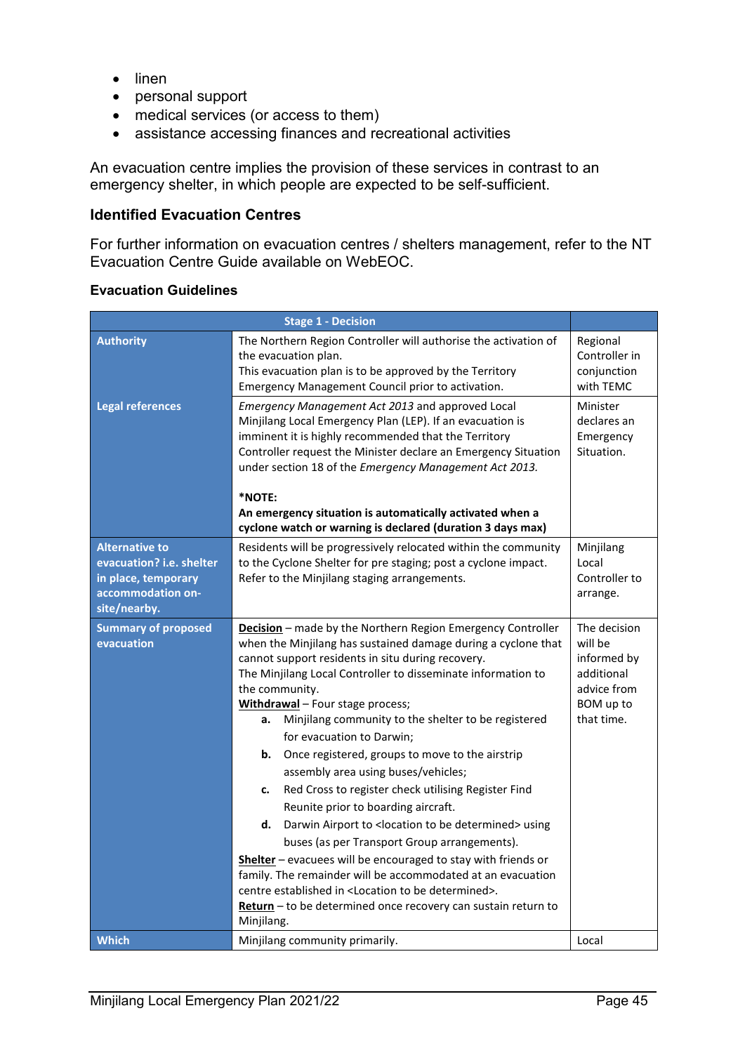- linen
- personal support
- medical services (or access to them)
- assistance accessing finances and recreational activities

An evacuation centre implies the provision of these services in contrast to an emergency shelter, in which people are expected to be self-sufficient.

### Identified Evacuation Centres

For further information on evacuation centres / shelters management, refer to the NT Evacuation Centre Guide available on WebEOC.

#### Evacuation Guidelines

| Stage 1 - Decision | | |
|---|---|---|
| **Authority** | The Northern Region Controller will authorise the activation of the evacuation plan.<br>This evacuation plan is to be approved by the Territory Emergency Management Council prior to activation. | Regional Controller in conjunction with TEMC |
| **Legal references** | *Emergency Management Act 2013* and approved Local Minjilang Local Emergency Plan (LEP). If an evacuation is imminent it is highly recommended that the Territory Controller request the Minister declare an Emergency Situation under section 18 of the *Emergency Management Act 2013.*<br><br>**\*NOTE:**<br>**An emergency situation is automatically activated when a cyclone watch or warning is declared (duration 3 days max)** | Minister declares an Emergency Situation. |
| **Alternative to evacuation? i.e. shelter in place, temporary accommodation on-site/nearby.** | Residents will be progressively relocated within the community to the Cyclone Shelter for pre staging; post a cyclone impact. Refer to the Minjilang staging arrangements. | Minjilang Local Controller to arrange. |
| **Summary of proposed evacuation** | <u>**Decision**</u> – made by the Northern Region Emergency Controller when the Minjilang has sustained damage during a cyclone that cannot support residents in situ during recovery.<br>The Minjilang Local Controller to disseminate information to the community.<br><u>**Withdrawal**</u> – Four stage process;<br>**a.** Minjilang community to the shelter to be registered for evacuation to Darwin;<br>**b.** Once registered, groups to move to the airstrip assembly area using buses/vehicles;<br>**c.** Red Cross to register check utilising Register Find Reunite prior to boarding aircraft.<br>**d.** Darwin Airport to <location to be determined> using buses (as per Transport Group arrangements).<br><u>**Shelter**</u> – evacuees will be encouraged to stay with friends or family. The remainder will be accommodated at an evacuation centre established in <Location to be determined>.<br><u>**Return**</u> – to be determined once recovery can sustain return to Minjilang. | The decision will be informed by additional advice from BOM up to that time. |
| **Which** | Minjilang community primarily. | Local |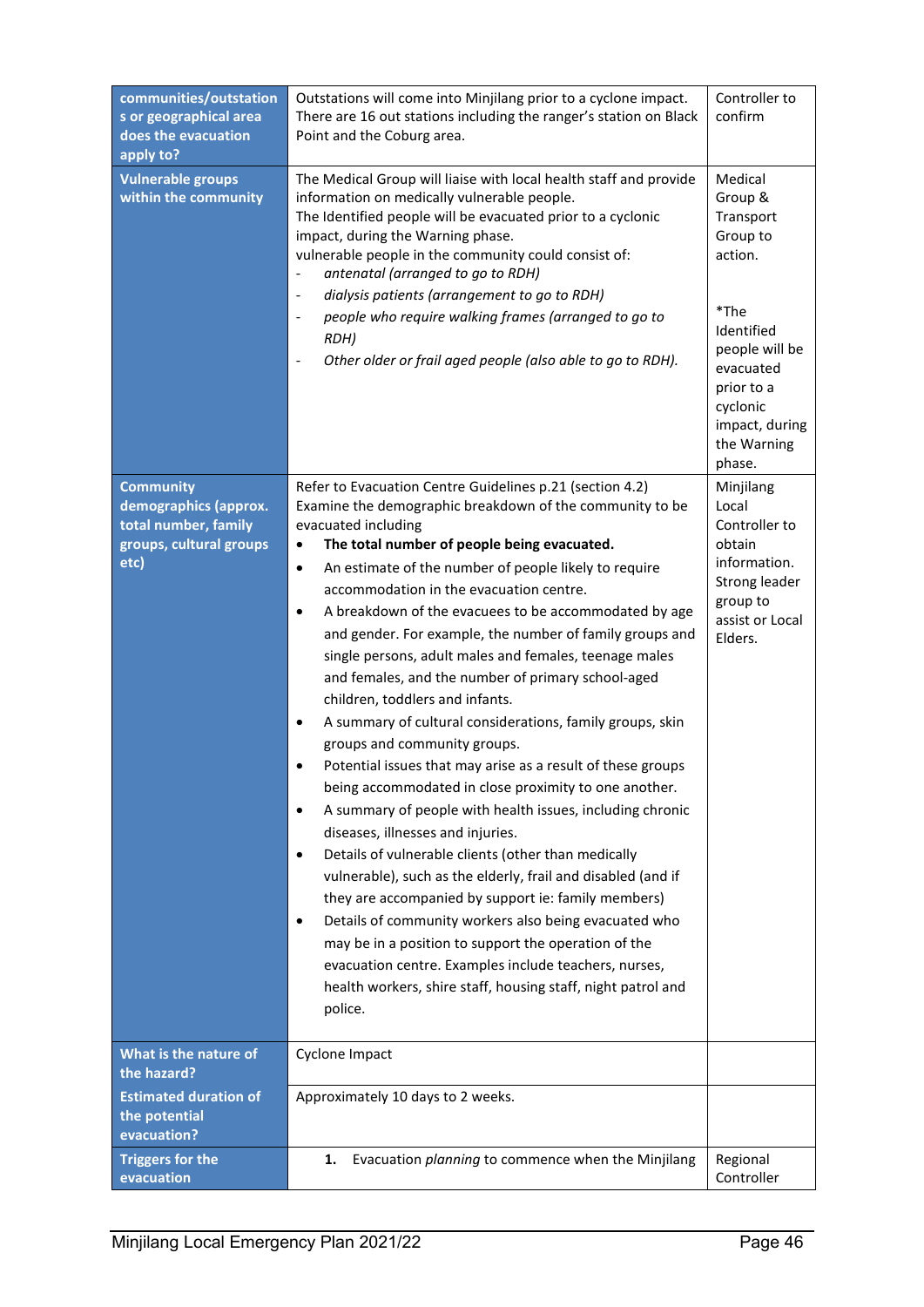| communities/outstations or geographical area does the evacuation apply to? | Outstations will come into Minjilang prior to a cyclone impact. There are 16 out stations including the ranger's station on Black Point and the Coburg area. | Controller to confirm |
|---|---|---|
| **Vulnerable groups within the community** | The Medical Group will liaise with local health staff and provide information on medically vulnerable people.<br>The Identified people will be evacuated prior to a cyclonic impact, during the Warning phase.<br>vulnerable people in the community could consist of:<br>- *antenatal (arranged to go to RDH)*<br>- *dialysis patients (arrangement to go to RDH)*<br>- *people who require walking frames (arranged to go to RDH)*<br>- *Other older or frail aged people (also able to go to RDH).* | Medical Group & Transport Group to action.<br><br>*The Identified people will be evacuated prior to a cyclonic impact, during the Warning phase. |
| **Community demographics (approx. total number, family groups, cultural groups etc)** | Refer to Evacuation Centre Guidelines p.21 (section 4.2)<br>Examine the demographic breakdown of the community to be evacuated including<br>• **The total number of people being evacuated.**<br>• An estimate of the number of people likely to require accommodation in the evacuation centre.<br>• A breakdown of the evacuees to be accommodated by age and gender. For example, the number of family groups and single persons, adult males and females, teenage males and females, and the number of primary school-aged children, toddlers and infants.<br>• A summary of cultural considerations, family groups, skin groups and community groups.<br>• Potential issues that may arise as a result of these groups being accommodated in close proximity to one another.<br>• A summary of people with health issues, including chronic diseases, illnesses and injuries.<br>• Details of vulnerable clients (other than medically vulnerable), such as the elderly, frail and disabled (and if they are accompanied by support ie: family members)<br>• Details of community workers also being evacuated who may be in a position to support the operation of the evacuation centre. Examples include teachers, nurses, health workers, shire staff, housing staff, night patrol and police. | Minjilang Local Controller to obtain information. Strong leader group to assist or Local Elders. |
| **What is the nature of the hazard?** | Cyclone Impact | |
| **Estimated duration of the potential evacuation?** | Approximately 10 days to 2 weeks. | |
| **Triggers for the evacuation** | **1.** Evacuation *planning* to commence when the Minjilang | Regional Controller |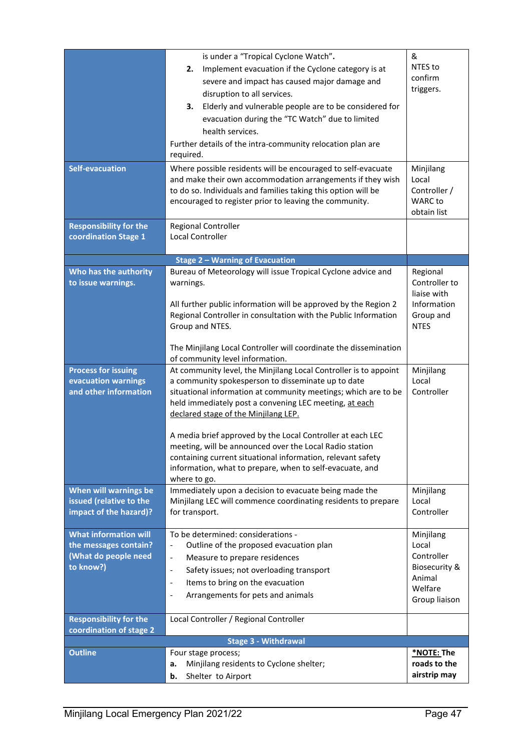| | | |
|---|---|---|
| | is under a "Tropical Cyclone Watch".<br>**2.** Implement evacuation if the Cyclone category is at severe and impact has caused major damage and disruption to all services.<br>**3.** Elderly and vulnerable people are to be considered for evacuation during the "TC Watch" due to limited health services.<br>Further details of the intra-community relocation plan are required. | & NTES to confirm triggers. |
| **Self-evacuation** | Where possible residents will be encouraged to self-evacuate and make their own accommodation arrangements if they wish to do so. Individuals and families taking this option will be encouraged to register prior to leaving the community. | Minjilang Local Controller / WARC to obtain list |
| **Responsibility for the coordination Stage 1** | Regional Controller<br>Local Controller | |
| | **Stage 2 – Warning of Evacuation** | |
| **Who has the authority to issue warnings.** | Bureau of Meteorology will issue Tropical Cyclone advice and warnings.<br><br>All further public information will be approved by the Region 2 Regional Controller in consultation with the Public Information Group and NTES.<br><br>The Minjilang Local Controller will coordinate the dissemination of community level information. | Regional Controller to liaise with Information Group and NTES |
| **Process for issuing evacuation warnings and other information** | At community level, the Minjilang Local Controller is to appoint a community spokesperson to disseminate up to date situational information at community meetings; which are to be held immediately post a convening LEC meeting, <u>at each declared stage of the Minjilang LEP.</u><br><br>A media brief approved by the Local Controller at each LEC meeting, will be announced over the Local Radio station containing current situational information, relevant safety information, what to prepare, when to self-evacuate, and where to go. | Minjilang Local Controller |
| **When will warnings be issued (relative to the impact of the hazard)?** | Immediately upon a decision to evacuate being made the Minjilang LEC will commence coordinating residents to prepare for transport. | Minjilang Local Controller |
| **What information will the messages contain? (What do people need to know?)** | To be determined: considerations -<br>- Outline of the proposed evacuation plan<br>- Measure to prepare residences<br>- Safety issues; not overloading transport<br>- Items to bring on the evacuation<br>- Arrangements for pets and animals | Minjilang Local Controller Biosecurity & Animal Welfare Group liaison |
| **Responsibility for the coordination of stage 2** | Local Controller / Regional Controller | |
| | **Stage 3 - Withdrawal** | |
| **Outline** | Four stage process;<br>**a.** Minjilang residents to Cyclone shelter;<br>**b.** Shelter to Airport | ***<u>NOTE:</u> The roads to the airstrip may** |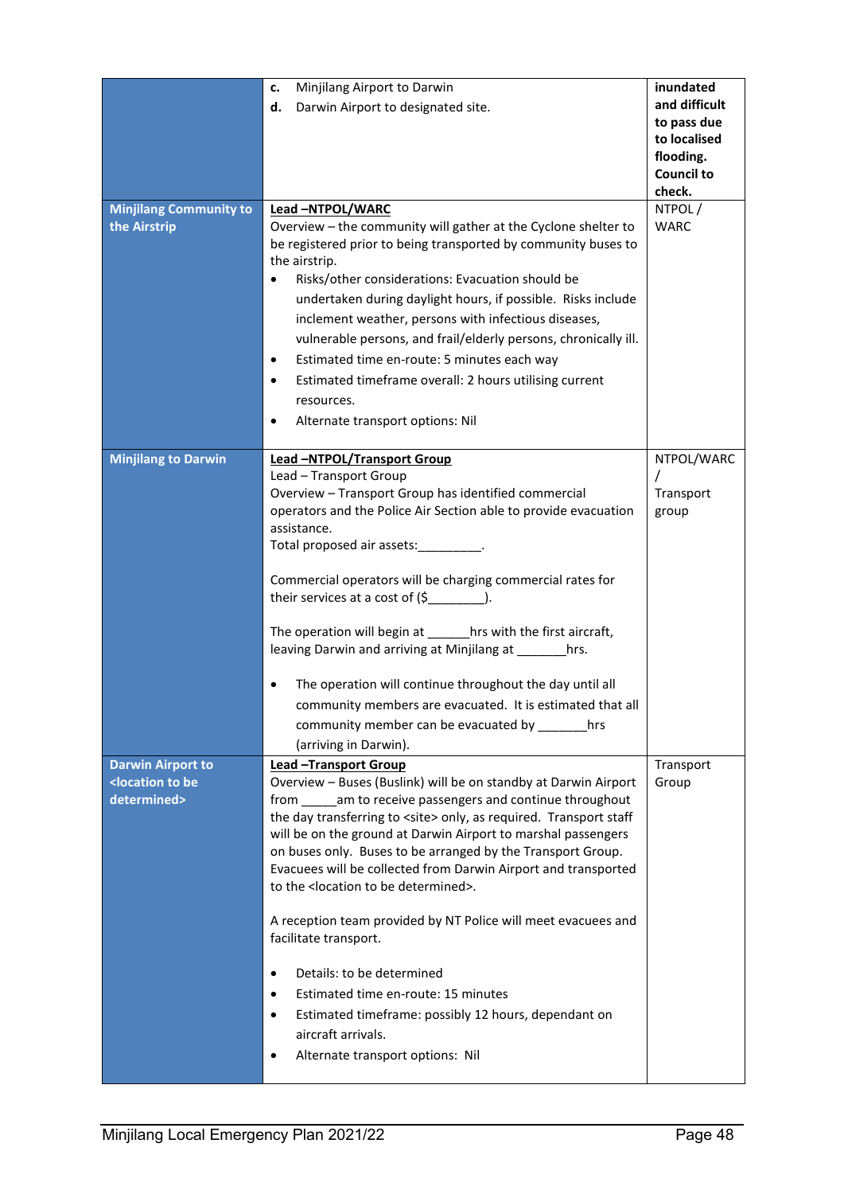| | | |
|---|---|---|
| | **c.** Minjilang Airport to Darwin<br>**d.** Darwin Airport to designated site. | **inundated and difficult to pass due to localised flooding. Council to check.** |
| **Minjilang Community to the Airstrip** | **Lead –NTPOL/WARC**<br>Overview – the community will gather at the Cyclone shelter to be registered prior to being transported by community buses to the airstrip.<br>• Risks/other considerations: Evacuation should be undertaken during daylight hours, if possible. Risks include inclement weather, persons with infectious diseases, vulnerable persons, and frail/elderly persons, chronically ill.<br>• Estimated time en-route: 5 minutes each way<br>• Estimated timeframe overall: 2 hours utilising current resources.<br>• Alternate transport options: Nil | NTPOL / WARC |
| **Minjilang to Darwin** | **Lead –NTPOL/Transport Group**<br>Lead – Transport Group<br>Overview – Transport Group has identified commercial operators and the Police Air Section able to provide evacuation assistance.<br>Total proposed air assets:_________.<br><br>Commercial operators will be charging commercial rates for their services at a cost of ($________).<br><br>The operation will begin at ______hrs with the first aircraft, leaving Darwin and arriving at Minjilang at _______hrs.<br><br>• The operation will continue throughout the day until all community members are evacuated. It is estimated that all community member can be evacuated by _______hrs (arriving in Darwin). | NTPOL/WARC / Transport group |
| **Darwin Airport to <location to be determined>** | **Lead –Transport Group**<br>Overview – Buses (Buslink) will be on standby at Darwin Airport from _____am to receive passengers and continue throughout the day transferring to <site> only, as required. Transport staff will be on the ground at Darwin Airport to marshal passengers on buses only. Buses to be arranged by the Transport Group. Evacuees will be collected from Darwin Airport and transported to the <location to be determined>.<br><br>A reception team provided by NT Police will meet evacuees and facilitate transport.<br><br>• Details: to be determined<br>• Estimated time en-route: 15 minutes<br>• Estimated timeframe: possibly 12 hours, dependant on aircraft arrivals.<br>• Alternate transport options: Nil | Transport Group |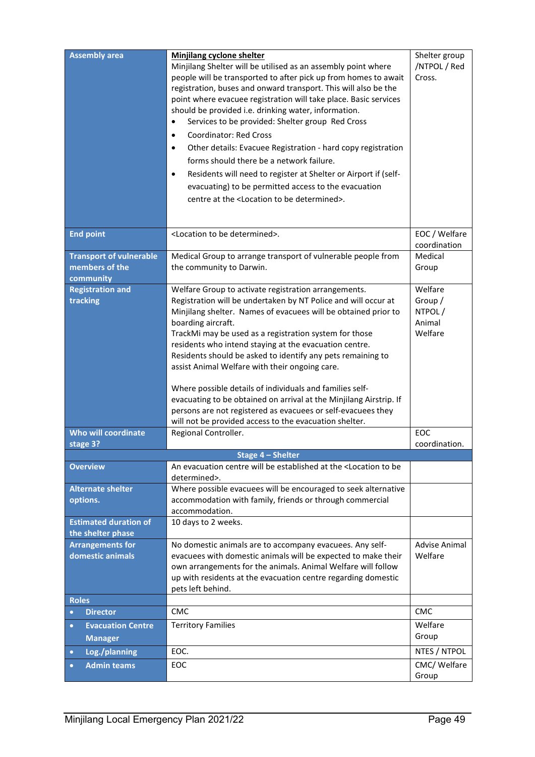| | | |
|---|---|---|
| **Assembly area** | **<u>Minjilang cyclone shelter</u>**<br>Minjilang Shelter will be utilised as an assembly point where people will be transported to after pick up from homes to await registration, buses and onward transport. This will also be the point where evacuee registration will take place. Basic services should be provided i.e. drinking water, information.<br>• Services to be provided: Shelter group Red Cross<br>• Coordinator: Red Cross<br>• Other details: Evacuee Registration - hard copy registration forms should there be a network failure.<br>• Residents will need to register at Shelter or Airport if (self-evacuating) to be permitted access to the evacuation centre at the <Location to be determined>. | Shelter group /NTPOL / Red Cross. |
| **End point** | <Location to be determined>. | EOC / Welfare coordination |
| **Transport of vulnerable members of the community** | Medical Group to arrange transport of vulnerable people from the community to Darwin. | Medical Group |
| **Registration and tracking** | Welfare Group to activate registration arrangements. Registration will be undertaken by NT Police and will occur at Minjilang shelter. Names of evacuees will be obtained prior to boarding aircraft.<br>TrackMi may be used as a registration system for those residents who intend staying at the evacuation centre.<br>Residents should be asked to identify any pets remaining to assist Animal Welfare with their ongoing care.<br><br>Where possible details of individuals and families self-evacuating to be obtained on arrival at the Minjilang Airstrip. If persons are not registered as evacuees or self-evacuees they will not be provided access to the evacuation shelter. | Welfare Group / NTPOL / Animal Welfare |
| **Who will coordinate stage 3?** | Regional Controller. | EOC coordination. |
| **Stage 4 – Shelter** | | |
| **Overview** | An evacuation centre will be established at the <Location to be determined>. | |
| **Alternate shelter options.** | Where possible evacuees will be encouraged to seek alternative accommodation with family, friends or through commercial accommodation. | |
| **Estimated duration of the shelter phase** | 10 days to 2 weeks. | |
| **Arrangements for domestic animals** | No domestic animals are to accompany evacuees. Any self-evacuees with domestic animals will be expected to make their own arrangements for the animals. Animal Welfare will follow up with residents at the evacuation centre regarding domestic pets left behind. | Advise Animal Welfare |
| **Roles** | | |
| • **Director** | CMC | CMC |
| • **Evacuation Centre Manager** | Territory Families | Welfare Group |
| • **Log./planning** | EOC. | NTES / NTPOL |
| • **Admin teams** | EOC | CMC/ Welfare Group |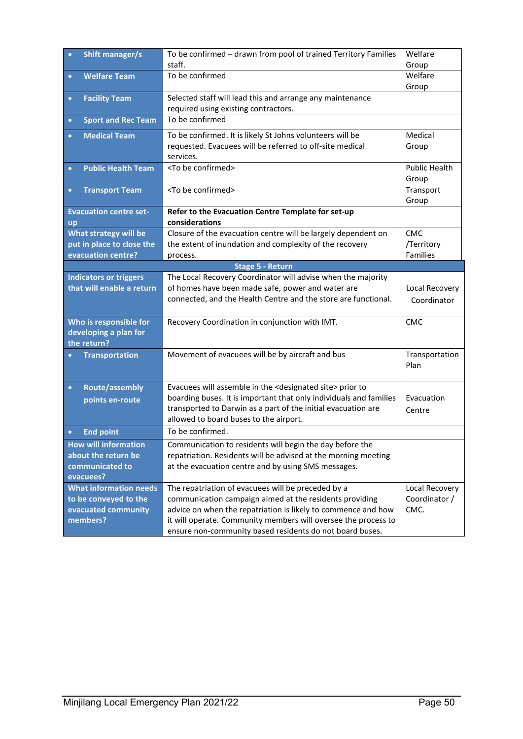| | | |
|---|---|---|
| • **Shift manager/s** | To be confirmed – drawn from pool of trained Territory Families staff. | Welfare Group |
| • **Welfare Team** | To be confirmed | Welfare Group |
| • **Facility Team** | Selected staff will lead this and arrange any maintenance required using existing contractors. | |
| • **Sport and Rec Team** | To be confirmed | |
| • **Medical Team** | To be confirmed. It is likely St Johns volunteers will be requested. Evacuees will be referred to off-site medical services. | Medical Group |
| • **Public Health Team** | <To be confirmed> | Public Health Group |
| • **Transport Team** | <To be confirmed> | Transport Group |
| **Evacuation centre set-up** | **Refer to the Evacuation Centre Template for set-up considerations** | |
| **What strategy will be put in place to close the evacuation centre?** | Closure of the evacuation centre will be largely dependent on the extent of inundation and complexity of the recovery process. | CMC /Territory Families |
| **Stage 5 - Return** | | |
| **Indicators or triggers that will enable a return** | The Local Recovery Coordinator will advise when the majority of homes have been made safe, power and water are connected, and the Health Centre and the store are functional. | Local Recovery Coordinator |
| **Who is responsible for developing a plan for the return?** | Recovery Coordination in conjunction with IMT. | CMC |
| • **Transportation** | Movement of evacuees will be by aircraft and bus | Transportation Plan |
| • **Route/assembly points en-route** | Evacuees will assemble in the <designated site> prior to boarding buses. It is important that only individuals and families transported to Darwin as a part of the initial evacuation are allowed to board buses to the airport. | Evacuation Centre |
| • **End point** | To be confirmed. | |
| **How will information about the return be communicated to evacuees?** | Communication to residents will begin the day before the repatriation. Residents will be advised at the morning meeting at the evacuation centre and by using SMS messages. | |
| **What information needs to be conveyed to the evacuated community members?** | The repatriation of evacuees will be preceded by a communication campaign aimed at the residents providing advice on when the repatriation is likely to commence and how it will operate. Community members will oversee the process to ensure non-community based residents do not board buses. | Local Recovery Coordinator / CMC. |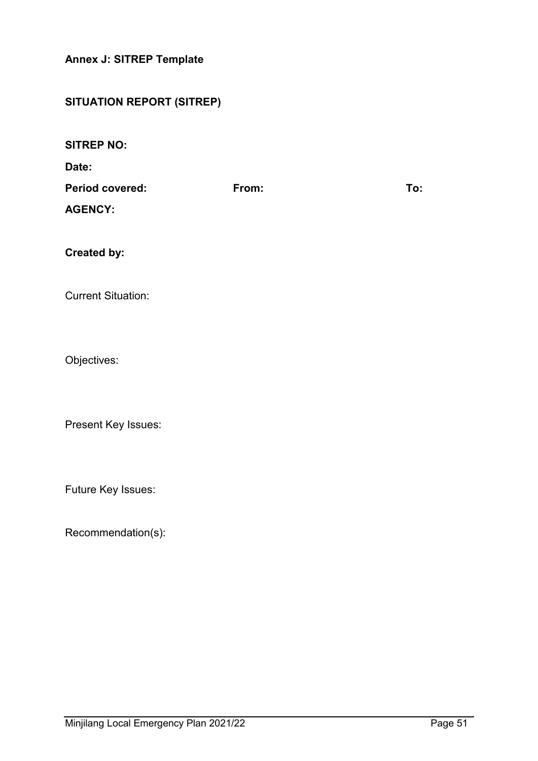**Annex J: SITREP Template**

**SITUATION REPORT (SITREP)**

**SITREP NO:**

**Date:**

**Period covered:** **From:** **To:**

**AGENCY:**

**Created by:**

Current Situation:

Objectives:

Present Key Issues:

Future Key Issues:

Recommendation(s):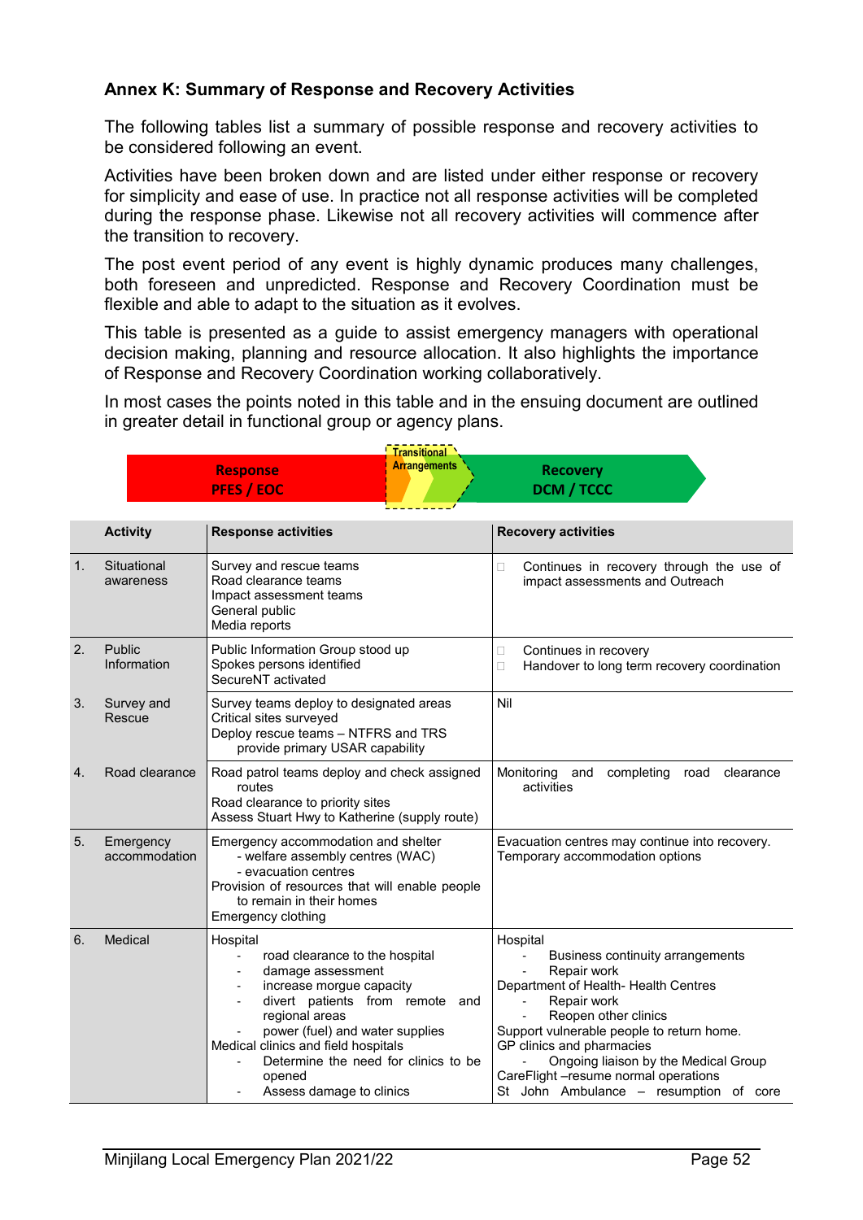## Annex K: Summary of Response and Recovery Activities

The following tables list a summary of possible response and recovery activities to be considered following an event.

Activities have been broken down and are listed under either response or recovery for simplicity and ease of use. In practice not all response activities will be completed during the response phase. Likewise not all recovery activities will commence after the transition to recovery.

The post event period of any event is highly dynamic produces many challenges, both foreseen and unpredicted. Response and Recovery Coordination must be flexible and able to adapt to the situation as it evolves.

This table is presented as a guide to assist emergency managers with operational decision making, planning and resource allocation. It also highlights the importance of Response and Recovery Coordination working collaboratively.

In most cases the points noted in this table and in the ensuing document are outlined in greater detail in functional group or agency plans.

**Response PFES / EOC** → **Transitional Arrangements** → **Recovery DCM / TCCC**

| | Activity | Response activities | Recovery activities |
|---|---|---|---|
| 1. | Situational awareness | Survey and rescue teams<br>Road clearance teams<br>Impact assessment teams<br>General public<br>Media reports | - Continues in recovery through the use of impact assessments and Outreach |
| 2. | Public Information | Public Information Group stood up<br>Spokes persons identified<br>SecureNT activated | - Continues in recovery<br>- Handover to long term recovery coordination |
| 3. | Survey and Rescue | Survey teams deploy to designated areas<br>Critical sites surveyed<br>Deploy rescue teams – NTFRS and TRS provide primary USAR capability | Nil |
| 4. | Road clearance | Road patrol teams deploy and check assigned routes<br>Road clearance to priority sites<br>Assess Stuart Hwy to Katherine (supply route) | Monitoring and completing road clearance activities |
| 5. | Emergency accommodation | Emergency accommodation and shelter<br>- welfare assembly centres (WAC)<br>- evacuation centres<br>Provision of resources that will enable people to remain in their homes<br>Emergency clothing | Evacuation centres may continue into recovery.<br>Temporary accommodation options |
| 6. | Medical | Hospital<br>- road clearance to the hospital<br>- damage assessment<br>- increase morgue capacity<br>- divert patients from remote and regional areas<br>- power (fuel) and water supplies<br>Medical clinics and field hospitals<br>- Determine the need for clinics to be opened<br>- Assess damage to clinics | Hospital<br>- Business continuity arrangements<br>- Repair work<br>Department of Health- Health Centres<br>- Repair work<br>- Reopen other clinics<br>Support vulnerable people to return home.<br>GP clinics and pharmacies<br>- Ongoing liaison by the Medical Group<br>CareFlight –resume normal operations<br>St John Ambulance – resumption of core |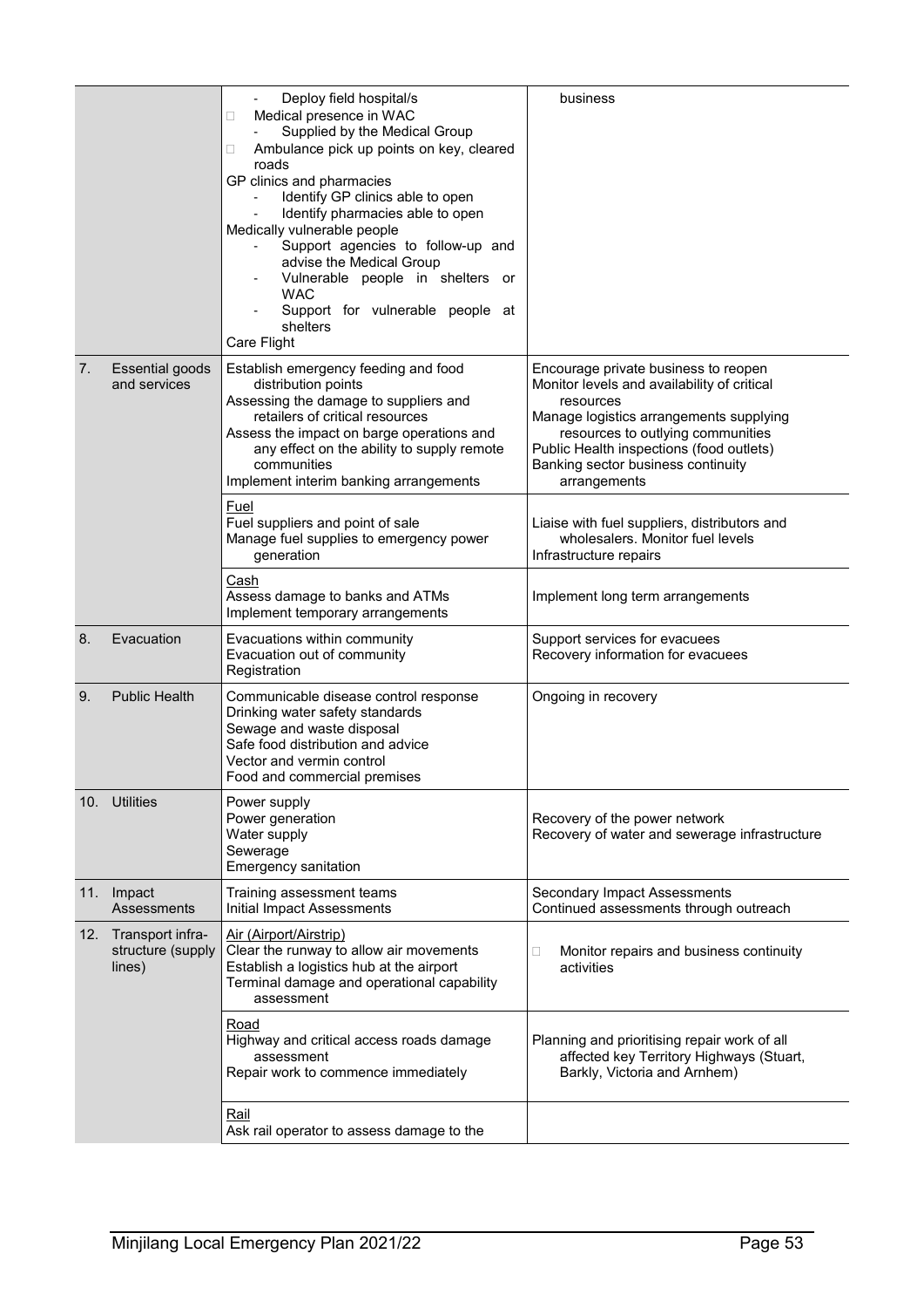| | | | |
|---|---|---|---|
| | | - Deploy field hospital/s<br>□ Medical presence in WAC<br>- Supplied by the Medical Group<br>□ Ambulance pick up points on key, cleared roads<br>GP clinics and pharmacies<br>- Identify GP clinics able to open<br>- Identify pharmacies able to open<br>Medically vulnerable people<br>- Support agencies to follow-up and advise the Medical Group<br>- Vulnerable people in shelters or WAC<br>- Support for vulnerable people at shelters<br>Care Flight | business |
| 7. | Essential goods and services | Establish emergency feeding and food distribution points<br>Assessing the damage to suppliers and retailers of critical resources<br>Assess the impact on barge operations and any effect on the ability to supply remote communities<br>Implement interim banking arrangements | Encourage private business to reopen<br>Monitor levels and availability of critical resources<br>Manage logistics arrangements supplying resources to outlying communities<br>Public Health inspections (food outlets)<br>Banking sector business continuity arrangements |
| | | Fuel<br>Fuel suppliers and point of sale<br>Manage fuel supplies to emergency power generation | Liaise with fuel suppliers, distributors and wholesalers. Monitor fuel levels<br>Infrastructure repairs |
| | | Cash<br>Assess damage to banks and ATMs<br>Implement temporary arrangements | Implement long term arrangements |
| 8. | Evacuation | Evacuations within community<br>Evacuation out of community<br>Registration | Support services for evacuees<br>Recovery information for evacuees |
| 9. | Public Health | Communicable disease control response<br>Drinking water safety standards<br>Sewage and waste disposal<br>Safe food distribution and advice<br>Vector and vermin control<br>Food and commercial premises | Ongoing in recovery |
| 10. | Utilities | Power supply<br>Power generation<br>Water supply<br>Sewerage<br>Emergency sanitation | Recovery of the power network<br>Recovery of water and sewerage infrastructure |
| 11. | Impact Assessments | Training assessment teams<br>Initial Impact Assessments | Secondary Impact Assessments<br>Continued assessments through outreach |
| 12. | Transport infra-structure (supply lines) | Air (Airport/Airstrip)<br>Clear the runway to allow air movements<br>Establish a logistics hub at the airport<br>Terminal damage and operational capability assessment | □ Monitor repairs and business continuity activities |
| | | Road<br>Highway and critical access roads damage assessment<br>Repair work to commence immediately | Planning and prioritising repair work of all affected key Territory Highways (Stuart, Barkly, Victoria and Arnhem) |
| | | Rail<br>Ask rail operator to assess damage to the | |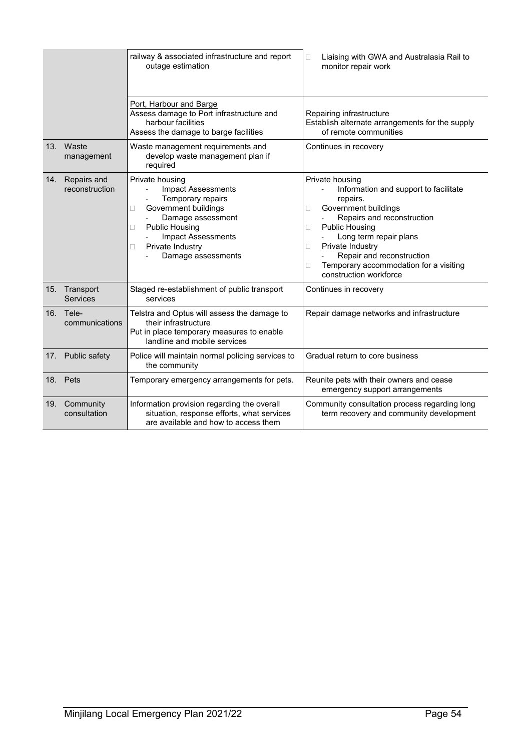| | | | |
|---|---|---|---|
| | | railway & associated infrastructure and report outage estimation | Liaising with GWA and Australasia Rail to monitor repair work |
| | | Port, Harbour and Barge<br>Assess damage to Port infrastructure and harbour facilities<br>Assess the damage to barge facilities | Repairing infrastructure<br>Establish alternate arrangements for the supply of remote communities |
| 13. | Waste management | Waste management requirements and develop waste management plan if required | Continues in recovery |
| 14. | Repairs and reconstruction | Private housing<br>- Impact Assessments<br>- Temporary repairs<br>Government buildings<br>- Damage assessment<br>Public Housing<br>- Impact Assessments<br>Private Industry<br>- Damage assessments | Private housing<br>- Information and support to facilitate repairs.<br>Government buildings<br>- Repairs and reconstruction<br>Public Housing<br>- Long term repair plans<br>Private Industry<br>- Repair and reconstruction<br>Temporary accommodation for a visiting construction workforce |
| 15. | Transport Services | Staged re-establishment of public transport services | Continues in recovery |
| 16. | Tele-communications | Telstra and Optus will assess the damage to their infrastructure<br>Put in place temporary measures to enable landline and mobile services | Repair damage networks and infrastructure |
| 17. | Public safety | Police will maintain normal policing services to the community | Gradual return to core business |
| 18. | Pets | Temporary emergency arrangements for pets. | Reunite pets with their owners and cease emergency support arrangements |
| 19. | Community consultation | Information provision regarding the overall situation, response efforts, what services are available and how to access them | Community consultation process regarding long term recovery and community development |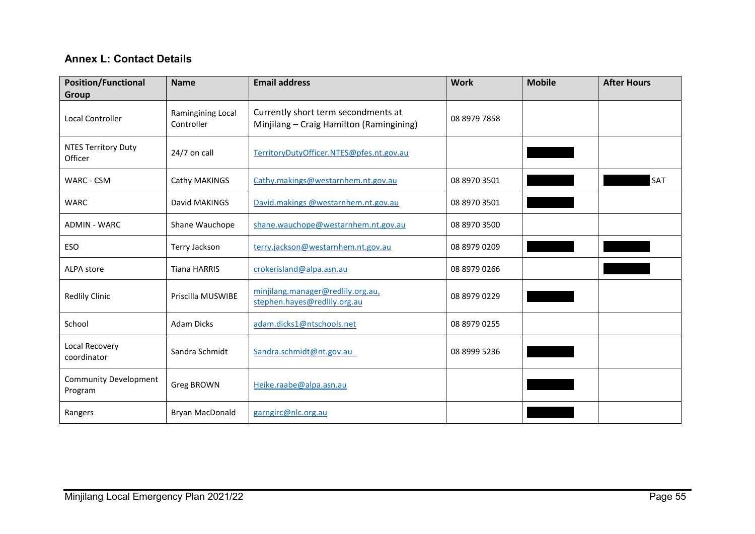## Annex L: Contact Details

| Position/Functional Group | Name | Email address | Work | Mobile | After Hours |
|---|---|---|---|---|---|
| Local Controller | Ramingining Local Controller | Currently short term secondments at Minjilang – Craig Hamilton (Ramingining) | 08 8979 7858 | | |
| NTES Territory Duty Officer | 24/7 on call | TerritoryDutyOfficer.NTES@pfes.nt.gov.au | | | |
| WARC - CSM | Cathy MAKINGS | Cathy.makings@westarnhem.nt.gov.au | 08 8970 3501 | | SAT |
| WARC | David MAKINGS | David.makings @westarnhem.nt.gov.au | 08 8970 3501 | | |
| ADMIN - WARC | Shane Wauchope | shane.wauchope@westarnhem.nt.gov.au | 08 8970 3500 | | |
| ESO | Terry Jackson | terry.jackson@westarnhem.nt.gov.au | 08 8979 0209 | | |
| ALPA store | Tiana HARRIS | crokerisland@alpa.asn.au | 08 8979 0266 | | |
| Redlily Clinic | Priscilla MUSWIBE | minjilang.manager@redlily.org.au, stephen.hayes@redlily.org.au | 08 8979 0229 | | |
| School | Adam Dicks | adam.dicks1@ntschools.net | 08 8979 0255 | | |
| Local Recovery coordinator | Sandra Schmidt | Sandra.schmidt@nt.gov.au | 08 8999 5236 | | |
| Community Development Program | Greg BROWN | Heike.raabe@alpa.asn.au | | | |
| Rangers | Bryan MacDonald | garngirc@nlc.org.au | | | |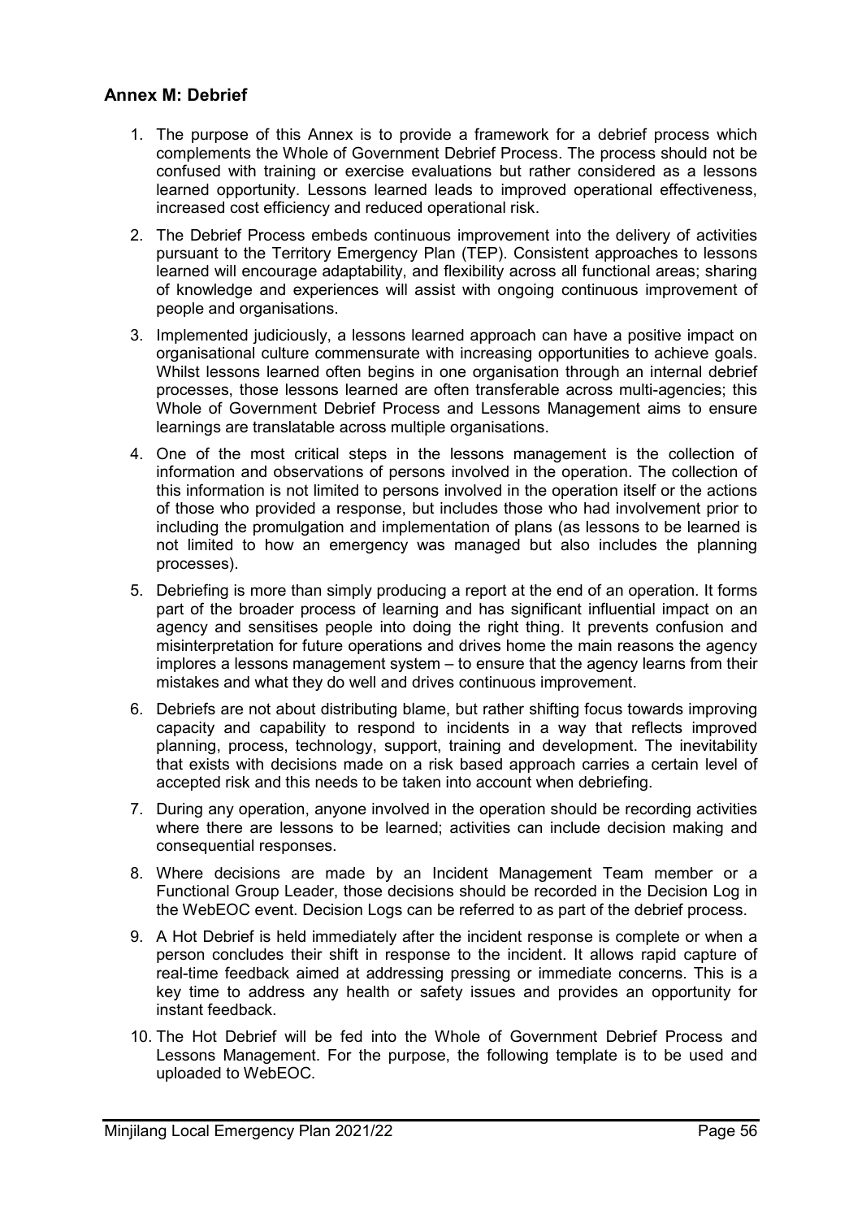## Annex M: Debrief

1. The purpose of this Annex is to provide a framework for a debrief process which complements the Whole of Government Debrief Process. The process should not be confused with training or exercise evaluations but rather considered as a lessons learned opportunity. Lessons learned leads to improved operational effectiveness, increased cost efficiency and reduced operational risk.
2. The Debrief Process embeds continuous improvement into the delivery of activities pursuant to the Territory Emergency Plan (TEP). Consistent approaches to lessons learned will encourage adaptability, and flexibility across all functional areas; sharing of knowledge and experiences will assist with ongoing continuous improvement of people and organisations.
3. Implemented judiciously, a lessons learned approach can have a positive impact on organisational culture commensurate with increasing opportunities to achieve goals. Whilst lessons learned often begins in one organisation through an internal debrief processes, those lessons learned are often transferable across multi-agencies; this Whole of Government Debrief Process and Lessons Management aims to ensure learnings are translatable across multiple organisations.
4. One of the most critical steps in the lessons management is the collection of information and observations of persons involved in the operation. The collection of this information is not limited to persons involved in the operation itself or the actions of those who provided a response, but includes those who had involvement prior to including the promulgation and implementation of plans (as lessons to be learned is not limited to how an emergency was managed but also includes the planning processes).
5. Debriefing is more than simply producing a report at the end of an operation. It forms part of the broader process of learning and has significant influential impact on an agency and sensitises people into doing the right thing. It prevents confusion and misinterpretation for future operations and drives home the main reasons the agency implores a lessons management system – to ensure that the agency learns from their mistakes and what they do well and drives continuous improvement.
6. Debriefs are not about distributing blame, but rather shifting focus towards improving capacity and capability to respond to incidents in a way that reflects improved planning, process, technology, support, training and development. The inevitability that exists with decisions made on a risk based approach carries a certain level of accepted risk and this needs to be taken into account when debriefing.
7. During any operation, anyone involved in the operation should be recording activities where there are lessons to be learned; activities can include decision making and consequential responses.
8. Where decisions are made by an Incident Management Team member or a Functional Group Leader, those decisions should be recorded in the Decision Log in the WebEOC event. Decision Logs can be referred to as part of the debrief process.
9. A Hot Debrief is held immediately after the incident response is complete or when a person concludes their shift in response to the incident. It allows rapid capture of real-time feedback aimed at addressing pressing or immediate concerns. This is a key time to address any health or safety issues and provides an opportunity for instant feedback.
10. The Hot Debrief will be fed into the Whole of Government Debrief Process and Lessons Management. For the purpose, the following template is to be used and uploaded to WebEOC.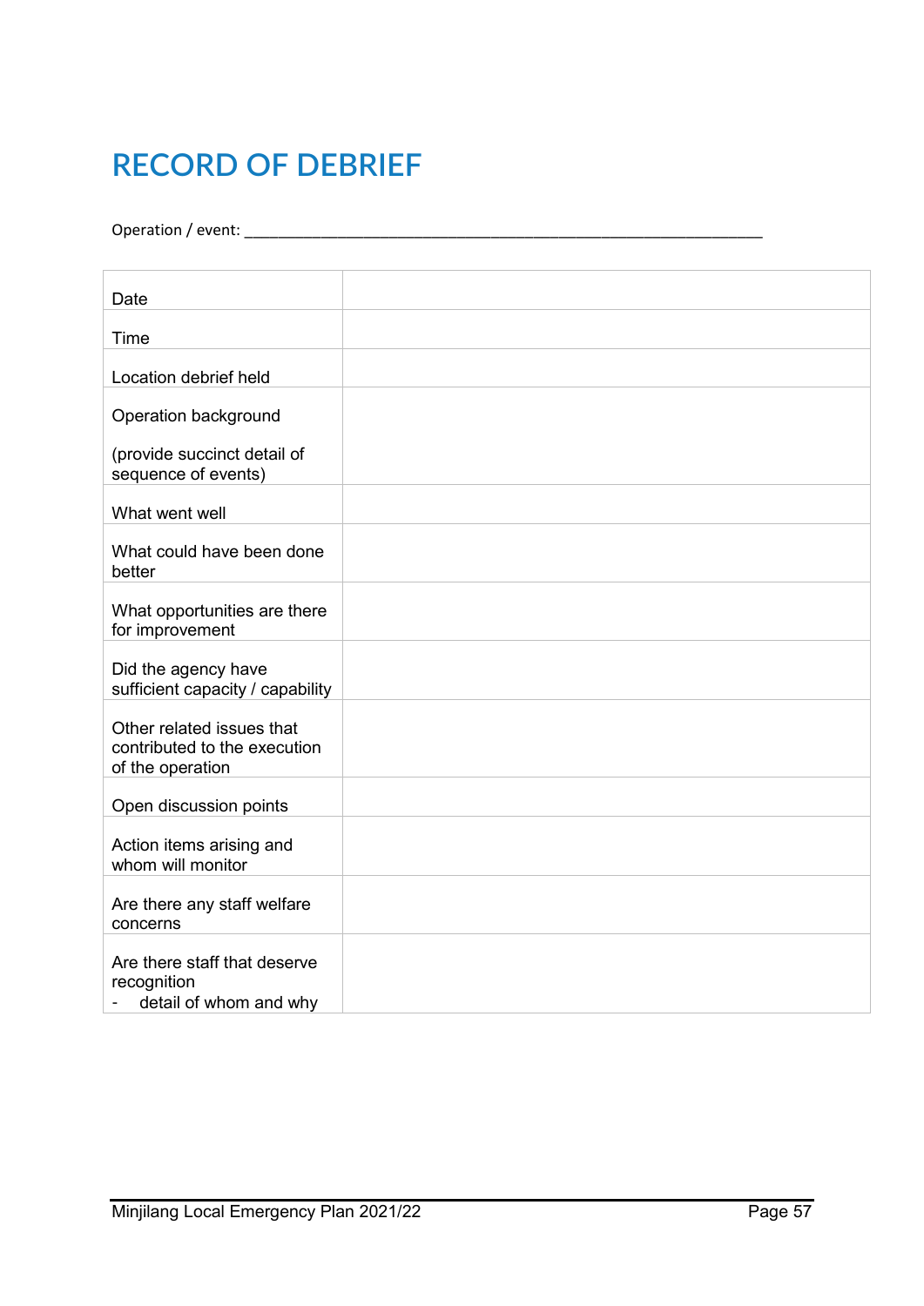# RECORD OF DEBRIEF

Operation / event: ________________________________________________________________

| | |
|---|---|
| Date | |
| Time | |
| Location debrief held | |
| Operation background<br><br>(provide succinct detail of sequence of events) | |
| What went well | |
| What could have been done better | |
| What opportunities are there for improvement | |
| Did the agency have sufficient capacity / capability | |
| Other related issues that contributed to the execution of the operation | |
| Open discussion points | |
| Action items arising and whom will monitor | |
| Are there any staff welfare concerns | |
| Are there staff that deserve recognition<br>- detail of whom and why | |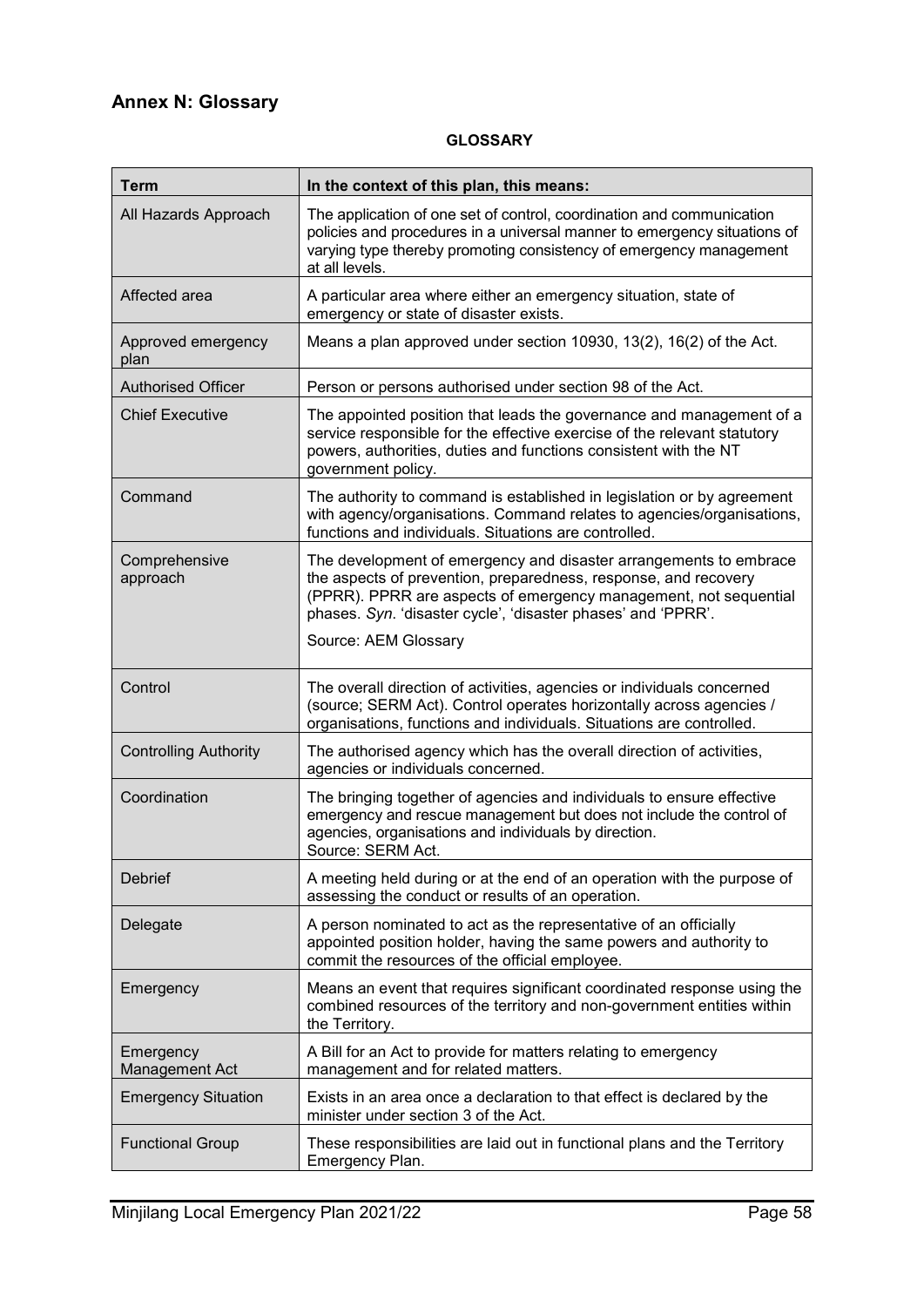## Annex N: Glossary

**GLOSSARY**

| Term | In the context of this plan, this means: |
|---|---|
| All Hazards Approach | The application of one set of control, coordination and communication policies and procedures in a universal manner to emergency situations of varying type thereby promoting consistency of emergency management at all levels. |
| Affected area | A particular area where either an emergency situation, state of emergency or state of disaster exists. |
| Approved emergency plan | Means a plan approved under section 10930, 13(2), 16(2) of the Act. |
| Authorised Officer | Person or persons authorised under section 98 of the Act. |
| Chief Executive | The appointed position that leads the governance and management of a service responsible for the effective exercise of the relevant statutory powers, authorities, duties and functions consistent with the NT government policy. |
| Command | The authority to command is established in legislation or by agreement with agency/organisations. Command relates to agencies/organisations, functions and individuals. Situations are controlled. |
| Comprehensive approach | The development of emergency and disaster arrangements to embrace the aspects of prevention, preparedness, response, and recovery (PPRR). PPRR are aspects of emergency management, not sequential phases. *Syn*. 'disaster cycle', 'disaster phases' and 'PPRR'.<br><br>Source: AEM Glossary |
| Control | The overall direction of activities, agencies or individuals concerned (source; SERM Act). Control operates horizontally across agencies / organisations, functions and individuals. Situations are controlled. |
| Controlling Authority | The authorised agency which has the overall direction of activities, agencies or individuals concerned. |
| Coordination | The bringing together of agencies and individuals to ensure effective emergency and rescue management but does not include the control of agencies, organisations and individuals by direction.<br>Source: SERM Act. |
| Debrief | A meeting held during or at the end of an operation with the purpose of assessing the conduct or results of an operation. |
| Delegate | A person nominated to act as the representative of an officially appointed position holder, having the same powers and authority to commit the resources of the official employee. |
| Emergency | Means an event that requires significant coordinated response using the combined resources of the territory and non-government entities within the Territory. |
| Emergency Management Act | A Bill for an Act to provide for matters relating to emergency management and for related matters. |
| Emergency Situation | Exists in an area once a declaration to that effect is declared by the minister under section 3 of the Act. |
| Functional Group | These responsibilities are laid out in functional plans and the Territory Emergency Plan. |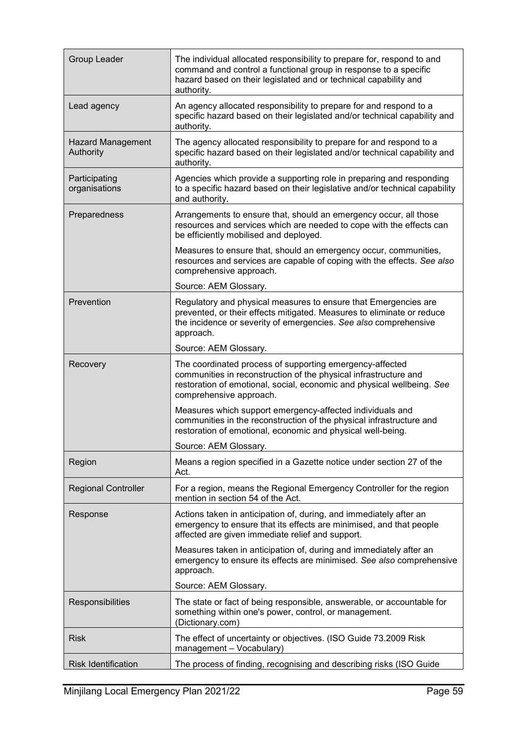| | |
|---|---|
| Group Leader | The individual allocated responsibility to prepare for, respond to and command and control a functional group in response to a specific hazard based on their legislated and or technical capability and authority. |
| Lead agency | An agency allocated responsibility to prepare for and respond to a specific hazard based on their legislated and/or technical capability and authority. |
| Hazard Management Authority | The agency allocated responsibility to prepare for and respond to a specific hazard based on their legislated and/or technical capability and authority. |
| Participating organisations | Agencies which provide a supporting role in preparing and responding to a specific hazard based on their legislative and/or technical capability and authority. |
| Preparedness | Arrangements to ensure that, should an emergency occur, all those resources and services which are needed to cope with the effects can be efficiently mobilised and deployed.<br><br>Measures to ensure that, should an emergency occur, communities, resources and services are capable of coping with the effects. *See also* comprehensive approach.<br><br>Source: AEM Glossary. |
| Prevention | Regulatory and physical measures to ensure that Emergencies are prevented, or their effects mitigated. Measures to eliminate or reduce the incidence or severity of emergencies. *See also* comprehensive approach.<br><br>Source: AEM Glossary. |
| Recovery | The coordinated process of supporting emergency-affected communities in reconstruction of the physical infrastructure and restoration of emotional, social, economic and physical wellbeing. *See* comprehensive approach.<br><br>Measures which support emergency-affected individuals and communities in the reconstruction of the physical infrastructure and restoration of emotional, economic and physical well-being.<br><br>Source: AEM Glossary. |
| Region | Means a region specified in a Gazette notice under section 27 of the Act. |
| Regional Controller | For a region, means the Regional Emergency Controller for the region mention in section 54 of the Act. |
| Response | Actions taken in anticipation of, during, and immediately after an emergency to ensure that its effects are minimised, and that people affected are given immediate relief and support.<br><br>Measures taken in anticipation of, during and immediately after an emergency to ensure its effects are minimised. *See also* comprehensive approach.<br><br>Source: AEM Glossary. |
| Responsibilities | The state or fact of being responsible, answerable, or accountable for something within one's power, control, or management. (Dictionary.com) |
| Risk | The effect of uncertainty or objectives. (ISO Guide 73.2009 Risk management – Vocabulary) |
| Risk Identification | The process of finding, recognising and describing risks (ISO Guide |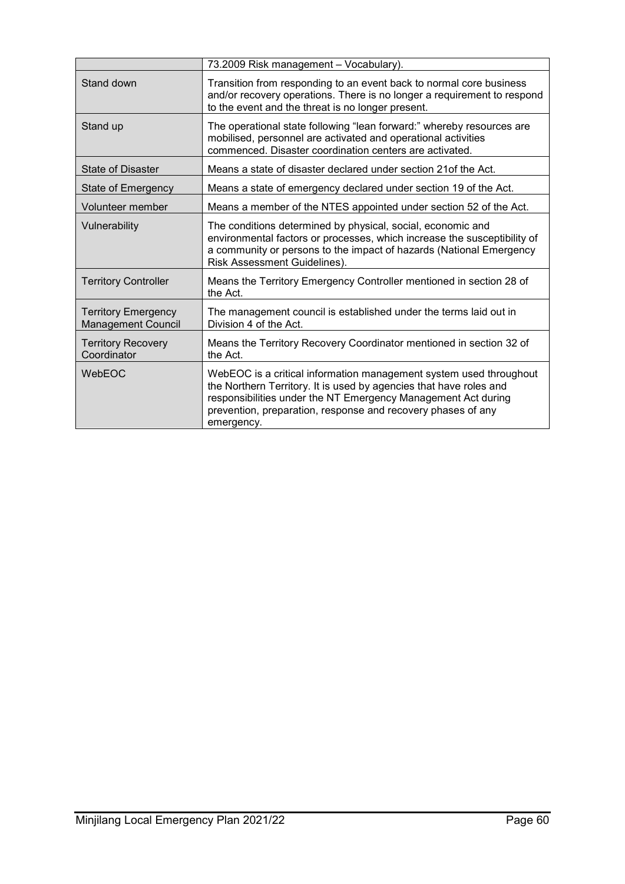| | |
|---|---|
| | 73.2009 Risk management – Vocabulary). |
| Stand down | Transition from responding to an event back to normal core business and/or recovery operations. There is no longer a requirement to respond to the event and the threat is no longer present. |
| Stand up | The operational state following "lean forward:" whereby resources are mobilised, personnel are activated and operational activities commenced. Disaster coordination centers are activated. |
| State of Disaster | Means a state of disaster declared under section 21of the Act. |
| State of Emergency | Means a state of emergency declared under section 19 of the Act. |
| Volunteer member | Means a member of the NTES appointed under section 52 of the Act. |
| Vulnerability | The conditions determined by physical, social, economic and environmental factors or processes, which increase the susceptibility of a community or persons to the impact of hazards (National Emergency Risk Assessment Guidelines). |
| Territory Controller | Means the Territory Emergency Controller mentioned in section 28 of the Act. |
| Territory Emergency Management Council | The management council is established under the terms laid out in Division 4 of the Act. |
| Territory Recovery Coordinator | Means the Territory Recovery Coordinator mentioned in section 32 of the Act. |
| WebEOC | WebEOC is a critical information management system used throughout the Northern Territory. It is used by agencies that have roles and responsibilities under the NT Emergency Management Act during prevention, preparation, response and recovery phases of any emergency. |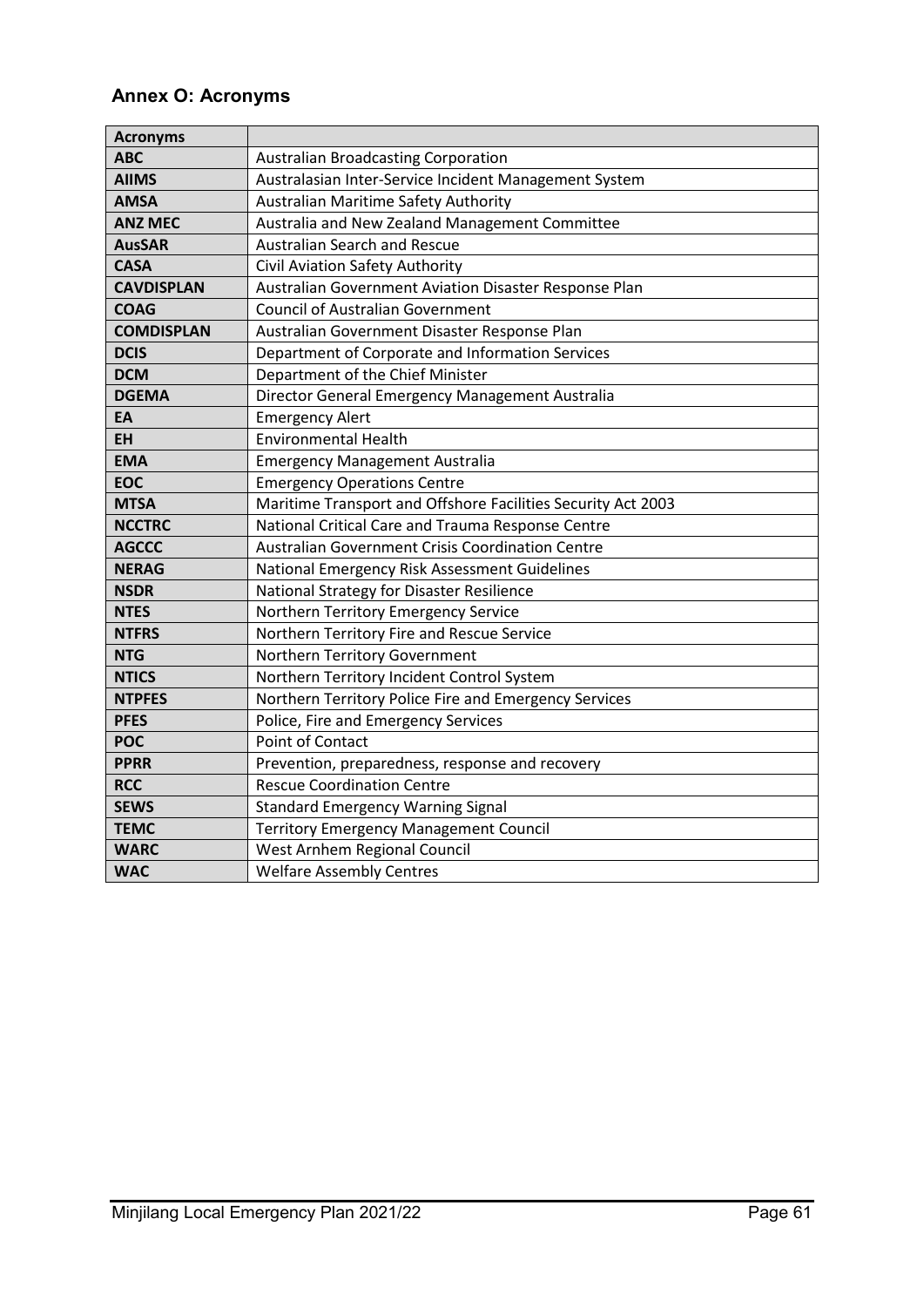## Annex O: Acronyms

| Acronyms | |
|---|---|
| **ABC** | Australian Broadcasting Corporation |
| **AIIMS** | Australasian Inter-Service Incident Management System |
| **AMSA** | Australian Maritime Safety Authority |
| **ANZ MEC** | Australia and New Zealand Management Committee |
| **AusSAR** | Australian Search and Rescue |
| **CASA** | Civil Aviation Safety Authority |
| **CAVDISPLAN** | Australian Government Aviation Disaster Response Plan |
| **COAG** | Council of Australian Government |
| **COMDISPLAN** | Australian Government Disaster Response Plan |
| **DCIS** | Department of Corporate and Information Services |
| **DCM** | Department of the Chief Minister |
| **DGEMA** | Director General Emergency Management Australia |
| **EA** | Emergency Alert |
| **EH** | Environmental Health |
| **EMA** | Emergency Management Australia |
| **EOC** | Emergency Operations Centre |
| **MTSA** | Maritime Transport and Offshore Facilities Security Act 2003 |
| **NCCTRC** | National Critical Care and Trauma Response Centre |
| **AGCCC** | Australian Government Crisis Coordination Centre |
| **NERAG** | National Emergency Risk Assessment Guidelines |
| **NSDR** | National Strategy for Disaster Resilience |
| **NTES** | Northern Territory Emergency Service |
| **NTFRS** | Northern Territory Fire and Rescue Service |
| **NTG** | Northern Territory Government |
| **NTICS** | Northern Territory Incident Control System |
| **NTPFES** | Northern Territory Police Fire and Emergency Services |
| **PFES** | Police, Fire and Emergency Services |
| **POC** | Point of Contact |
| **PPRR** | Prevention, preparedness, response and recovery |
| **RCC** | Rescue Coordination Centre |
| **SEWS** | Standard Emergency Warning Signal |
| **TEMC** | Territory Emergency Management Council |
| **WARC** | West Arnhem Regional Council |
| **WAC** | Welfare Assembly Centres |